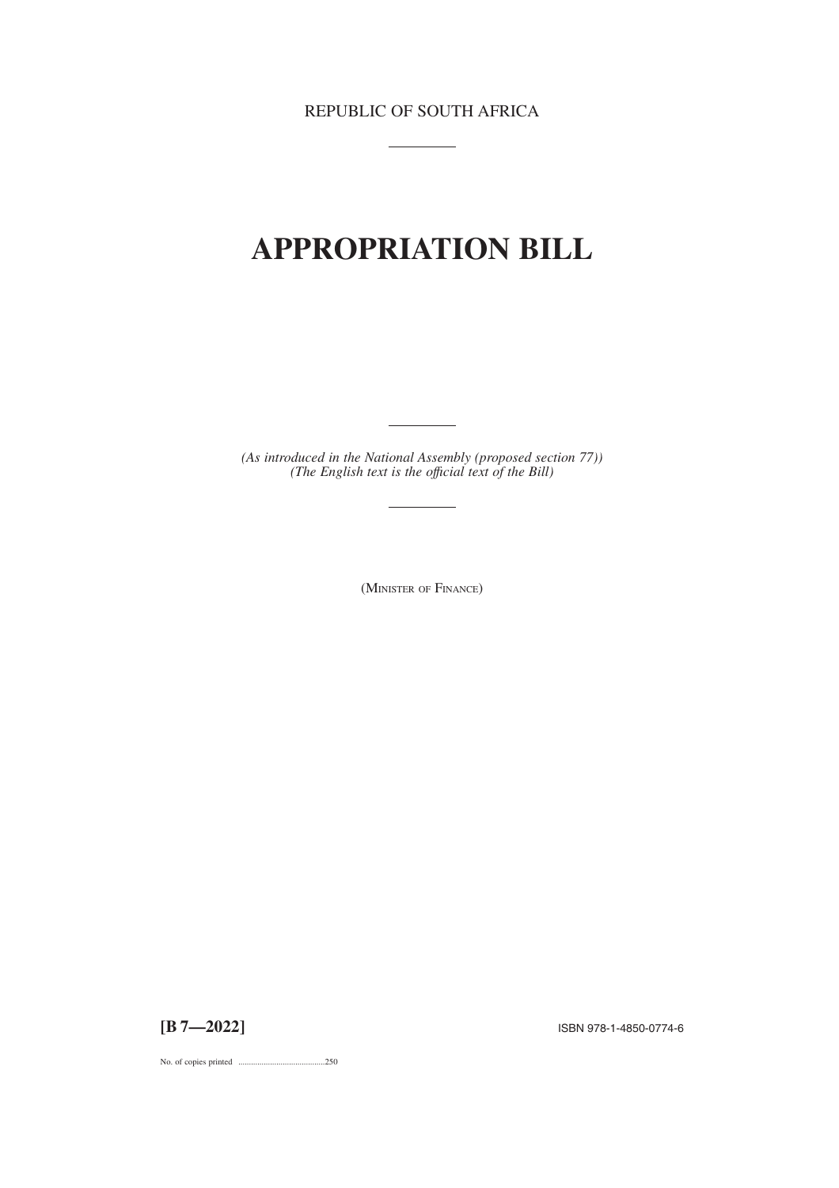REPUBLIC OF SOUTH AFRICA

# APPROPRIATION BILL

*(As introduced in the National Assembly (proposed section 77))*
*(The English text is the official text of the Bill)*

(MINISTER OF FINANCE)

**[B 7—2022]**

ISBN 978-1-4850-0774-6

No. of copies printed .........................................250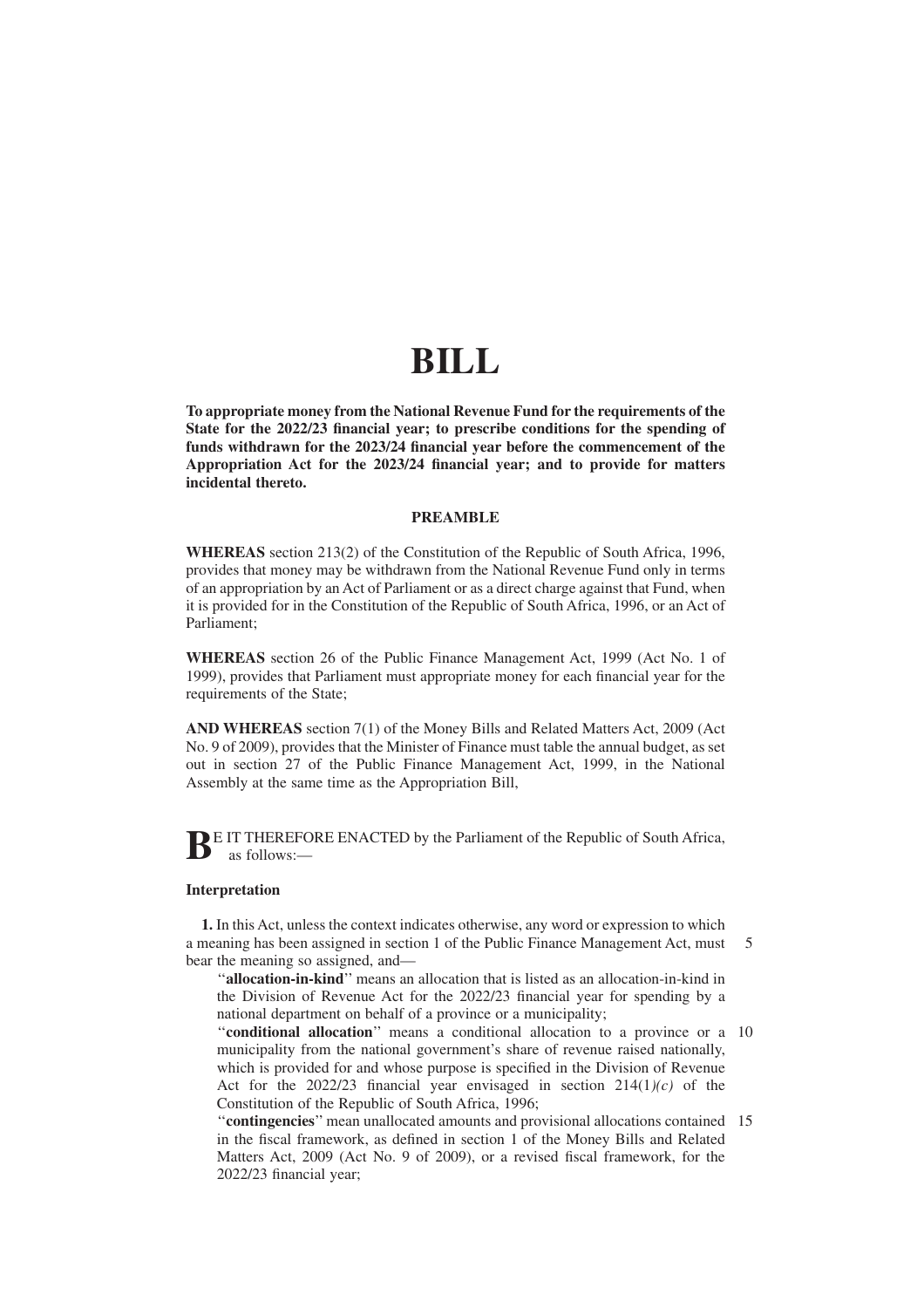# BILL

**To appropriate money from the National Revenue Fund for the requirements of the State for the 2022/23 financial year; to prescribe conditions for the spending of funds withdrawn for the 2023/24 financial year before the commencement of the Appropriation Act for the 2023/24 financial year; and to provide for matters incidental thereto.**

## PREAMBLE

**WHEREAS** section 213(2) of the Constitution of the Republic of South Africa, 1996, provides that money may be withdrawn from the National Revenue Fund only in terms of an appropriation by an Act of Parliament or as a direct charge against that Fund, when it is provided for in the Constitution of the Republic of South Africa, 1996, or an Act of Parliament;

**WHEREAS** section 26 of the Public Finance Management Act, 1999 (Act No. 1 of 1999), provides that Parliament must appropriate money for each financial year for the requirements of the State;

**AND WHEREAS** section 7(1) of the Money Bills and Related Matters Act, 2009 (Act No. 9 of 2009), provides that the Minister of Finance must table the annual budget, as set out in section 27 of the Public Finance Management Act, 1999, in the National Assembly at the same time as the Appropriation Bill,

**B**E IT THEREFORE ENACTED by the Parliament of the Republic of South Africa, as follows:—

### Interpretation

**1.** In this Act, unless the context indicates otherwise, any word or expression to which a meaning has been assigned in section 1 of the Public Finance Management Act, must bear the meaning so assigned, and—

"**allocation-in-kind**" means an allocation that is listed as an allocation-in-kind in the Division of Revenue Act for the 2022/23 financial year for spending by a national department on behalf of a province or a municipality;

"**conditional allocation**" means a conditional allocation to a province or a municipality from the national government's share of revenue raised nationally, which is provided for and whose purpose is specified in the Division of Revenue Act for the 2022/23 financial year envisaged in section 214(1)*(c)* of the Constitution of the Republic of South Africa, 1996;

"**contingencies**" mean unallocated amounts and provisional allocations contained in the fiscal framework, as defined in section 1 of the Money Bills and Related Matters Act, 2009 (Act No. 9 of 2009), or a revised fiscal framework, for the 2022/23 financial year;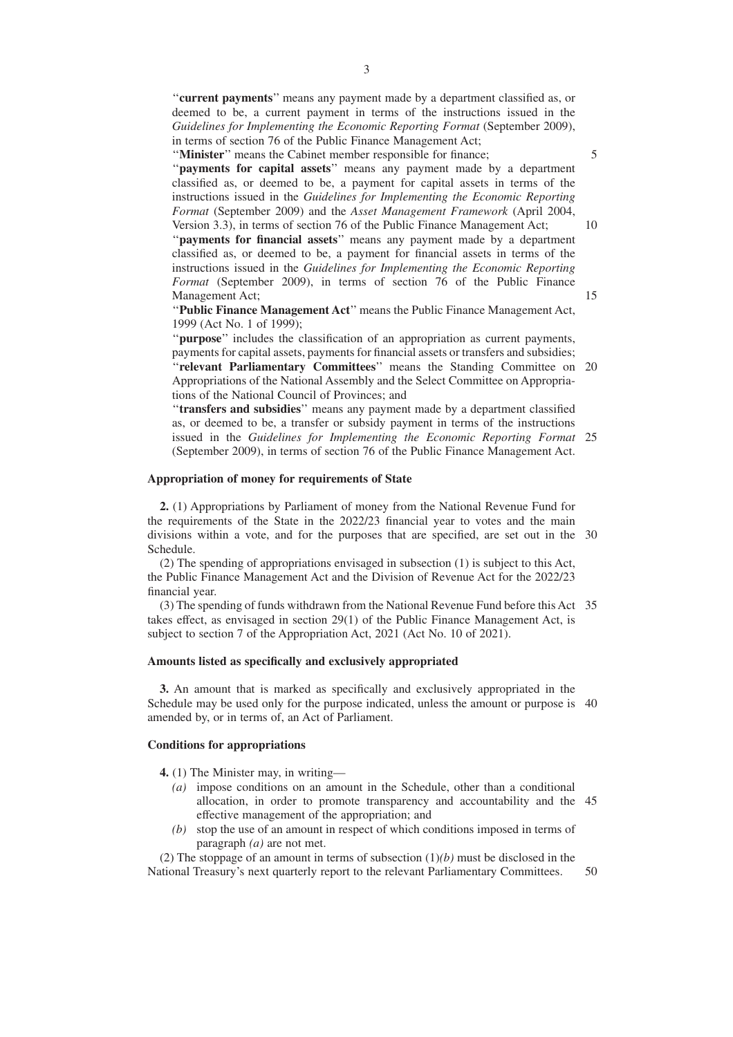"**current payments**" means any payment made by a department classified as, or deemed to be, a current payment in terms of the instructions issued in the *Guidelines for Implementing the Economic Reporting Format* (September 2009), in terms of section 76 of the Public Finance Management Act;

"**Minister**" means the Cabinet member responsible for finance;

"**payments for capital assets**" means any payment made by a department classified as, or deemed to be, a payment for capital assets in terms of the instructions issued in the *Guidelines for Implementing the Economic Reporting Format* (September 2009) and the *Asset Management Framework* (April 2004, Version 3.3), in terms of section 76 of the Public Finance Management Act;

"**payments for financial assets**" means any payment made by a department classified as, or deemed to be, a payment for financial assets in terms of the instructions issued in the *Guidelines for Implementing the Economic Reporting Format* (September 2009), in terms of section 76 of the Public Finance Management Act;

"**Public Finance Management Act**" means the Public Finance Management Act, 1999 (Act No. 1 of 1999);

"**purpose**" includes the classification of an appropriation as current payments, payments for capital assets, payments for financial assets or transfers and subsidies;

"**relevant Parliamentary Committees**" means the Standing Committee on Appropriations of the National Assembly and the Select Committee on Appropriations of the National Council of Provinces; and

"**transfers and subsidies**" means any payment made by a department classified as, or deemed to be, a transfer or subsidy payment in terms of the instructions issued in the *Guidelines for Implementing the Economic Reporting Format* (September 2009), in terms of section 76 of the Public Finance Management Act.

### Appropriation of money for requirements of State

**2.** (1) Appropriations by Parliament of money from the National Revenue Fund for the requirements of the State in the 2022/23 financial year to votes and the main divisions within a vote, and for the purposes that are specified, are set out in the Schedule.

(2) The spending of appropriations envisaged in subsection (1) is subject to this Act, the Public Finance Management Act and the Division of Revenue Act for the 2022/23 financial year.

(3) The spending of funds withdrawn from the National Revenue Fund before this Act takes effect, as envisaged in section 29(1) of the Public Finance Management Act, is subject to section 7 of the Appropriation Act, 2021 (Act No. 10 of 2021).

### Amounts listed as specifically and exclusively appropriated

**3.** An amount that is marked as specifically and exclusively appropriated in the Schedule may be used only for the purpose indicated, unless the amount or purpose is amended by, or in terms of, an Act of Parliament.

### Conditions for appropriations

**4.** (1) The Minister may, in writing—

*(a)* impose conditions on an amount in the Schedule, other than a conditional allocation, in order to promote transparency and accountability and the effective management of the appropriation; and

*(b)* stop the use of an amount in respect of which conditions imposed in terms of paragraph *(a)* are not met.

(2) The stoppage of an amount in terms of subsection (1)*(b)* must be disclosed in the National Treasury's next quarterly report to the relevant Parliamentary Committees.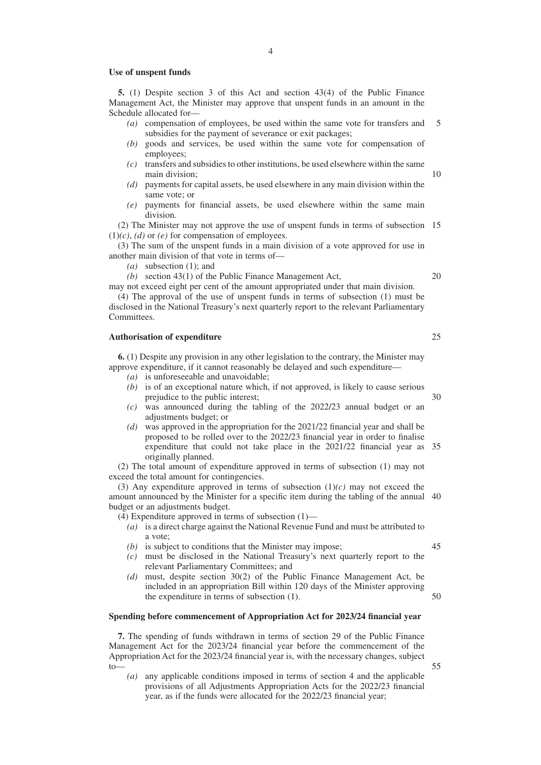**Use of unspent funds**

**5.** (1) Despite section 3 of this Act and section 43(4) of the Public Finance Management Act, the Minister may approve that unspent funds in an amount in the Schedule allocated for—

*(a)* compensation of employees, be used within the same vote for transfers and subsidies for the payment of severance or exit packages;

*(b)* goods and services, be used within the same vote for compensation of employees;

*(c)* transfers and subsidies to other institutions, be used elsewhere within the same main division;

*(d)* payments for capital assets, be used elsewhere in any main division within the same vote; or

*(e)* payments for financial assets, be used elsewhere within the same main division.

(2) The Minister may not approve the use of unspent funds in terms of subsection (1)*(c)*, *(d)* or *(e)* for compensation of employees.

(3) The sum of the unspent funds in a main division of a vote approved for use in another main division of that vote in terms of—

*(a)* subsection (1); and

*(b)* section 43(1) of the Public Finance Management Act,

may not exceed eight per cent of the amount appropriated under that main division.

(4) The approval of the use of unspent funds in terms of subsection (1) must be disclosed in the National Treasury's next quarterly report to the relevant Parliamentary Committees.

**Authorisation of expenditure**

**6.** (1) Despite any provision in any other legislation to the contrary, the Minister may approve expenditure, if it cannot reasonably be delayed and such expenditure—

*(a)* is unforeseeable and unavoidable;

*(b)* is of an exceptional nature which, if not approved, is likely to cause serious prejudice to the public interest;

*(c)* was announced during the tabling of the 2022/23 annual budget or an adjustments budget; or

*(d)* was approved in the appropriation for the 2021/22 financial year and shall be proposed to be rolled over to the 2022/23 financial year in order to finalise expenditure that could not take place in the 2021/22 financial year as originally planned.

(2) The total amount of expenditure approved in terms of subsection (1) may not exceed the total amount for contingencies.

(3) Any expenditure approved in terms of subsection (1)*(c)* may not exceed the amount announced by the Minister for a specific item during the tabling of the annual budget or an adjustments budget.

(4) Expenditure approved in terms of subsection (1)—

*(a)* is a direct charge against the National Revenue Fund and must be attributed to a vote;

*(b)* is subject to conditions that the Minister may impose;

*(c)* must be disclosed in the National Treasury's next quarterly report to the relevant Parliamentary Committees; and

*(d)* must, despite section 30(2) of the Public Finance Management Act, be included in an appropriation Bill within 120 days of the Minister approving the expenditure in terms of subsection (1).

**Spending before commencement of Appropriation Act for 2023/24 financial year**

**7.** The spending of funds withdrawn in terms of section 29 of the Public Finance Management Act for the 2023/24 financial year before the commencement of the Appropriation Act for the 2023/24 financial year is, with the necessary changes, subject to—

*(a)* any applicable conditions imposed in terms of section 4 and the applicable provisions of all Adjustments Appropriation Acts for the 2022/23 financial year, as if the funds were allocated for the 2022/23 financial year;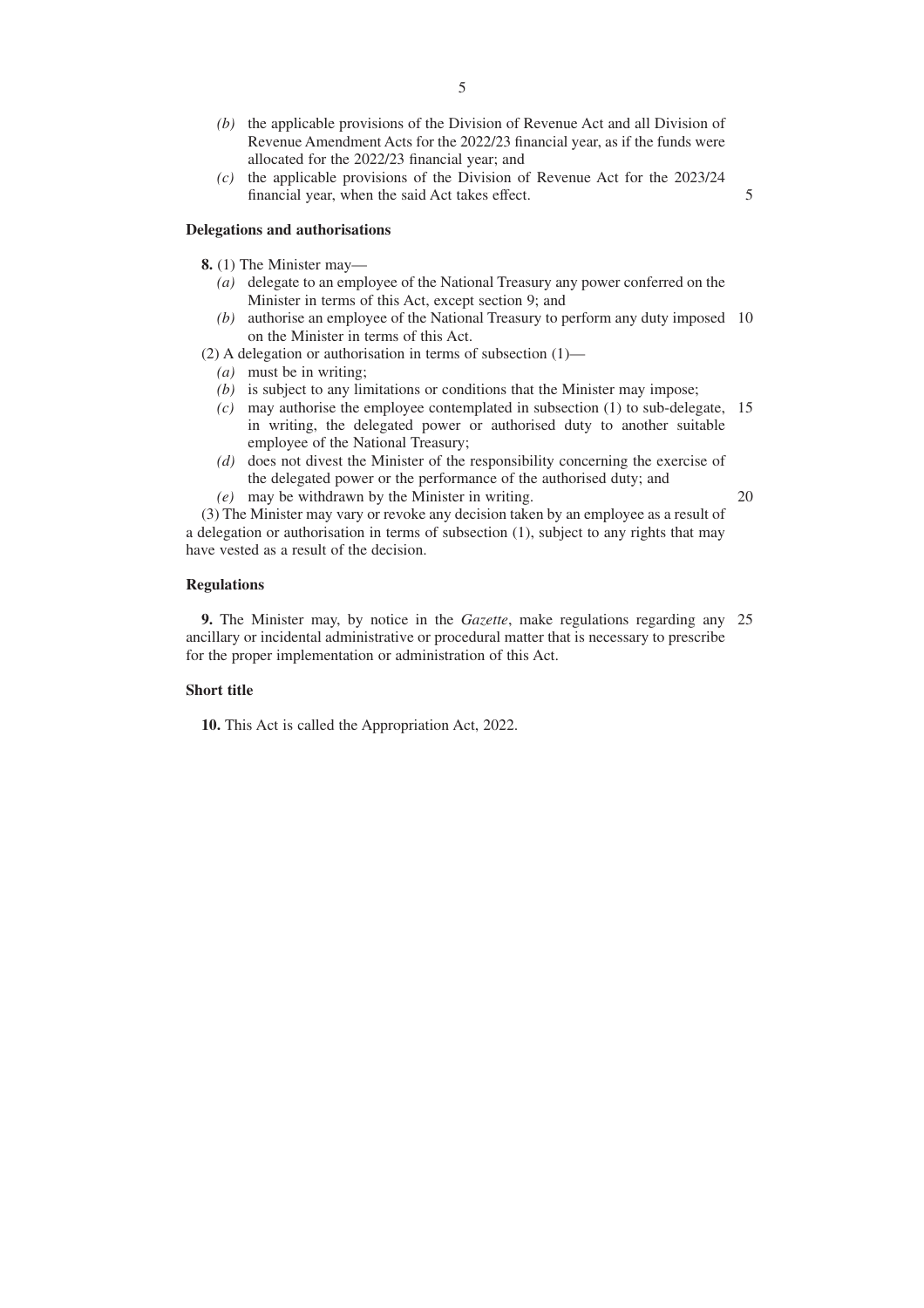*(b)* the applicable provisions of the Division of Revenue Act and all Division of Revenue Amendment Acts for the 2022/23 financial year, as if the funds were allocated for the 2022/23 financial year; and

*(c)* the applicable provisions of the Division of Revenue Act for the 2023/24 financial year, when the said Act takes effect.

**Delegations and authorisations**

**8.** (1) The Minister may—

*(a)* delegate to an employee of the National Treasury any power conferred on the Minister in terms of this Act, except section 9; and

*(b)* authorise an employee of the National Treasury to perform any duty imposed on the Minister in terms of this Act.

(2) A delegation or authorisation in terms of subsection (1)—

*(a)* must be in writing;

*(b)* is subject to any limitations or conditions that the Minister may impose;

*(c)* may authorise the employee contemplated in subsection (1) to sub-delegate, in writing, the delegated power or authorised duty to another suitable employee of the National Treasury;

*(d)* does not divest the Minister of the responsibility concerning the exercise of the delegated power or the performance of the authorised duty; and

*(e)* may be withdrawn by the Minister in writing.

(3) The Minister may vary or revoke any decision taken by an employee as a result of a delegation or authorisation in terms of subsection (1), subject to any rights that may have vested as a result of the decision.

**Regulations**

**9.** The Minister may, by notice in the *Gazette*, make regulations regarding any ancillary or incidental administrative or procedural matter that is necessary to prescribe for the proper implementation or administration of this Act.

**Short title**

**10.** This Act is called the Appropriation Act, 2022.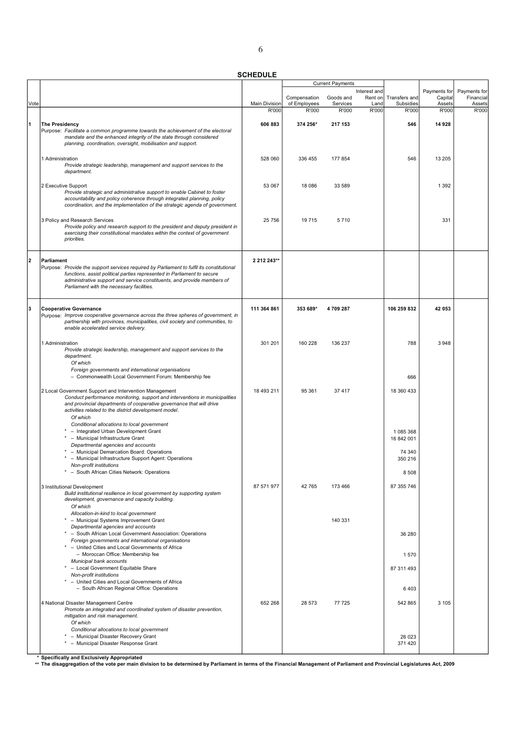**SCHEDULE**

| Vote | | Main Division | Current Payments | | | Transfers and Subsidies | Payments for Capital Assets | Payments for Financial Assets |
|---|---|---|---|---|---|---|---|---|
| | | | Compensation of Employees | Goods and Services | Interest and Rent on Land | | | |
| | | R'000 | R'000 | R'000 | R'000 | R'000 | R'000 | R'000 |
| **1** | **The Presidency**<br>Purpose: *Facilitate a common programme towards the achievement of the electoral mandate and the enhanced integrity of the state through considered planning, coordination, oversight, mobilisation and support.* | **606 883** | **374 256*** | **217 153** | | **546** | **14 928** | |
| | 1 Administration<br>*Provide strategic leadership, management and support services to the department.* | 528 060 | 336 455 | 177 854 | | 546 | 13 205 | |
| | 2 Executive Support<br>*Provide strategic and administrative support to enable Cabinet to foster accountability and policy coherence through integrated planning, policy coordination, and the implementation of the strategic agenda of government.* | 53 067 | 18 086 | 33 589 | | | 1 392 | |
| | 3 Policy and Research Services<br>*Provide policy and research support to the president and deputy president in exercising their constitutional mandates within the context of government priorities.* | 25 756 | 19 715 | 5 710 | | | 331 | |
| **2** | **Parliament**<br>Purpose: *Provide the support services required by Parliament to fulfil its constitutional functions, assist political parties represented in Parliament to secure administrative support and service constituents, and provide members of Parliament with the necessary facilities.* | **2 212 243**** | | | | | | |
| **3** | **Cooperative Governance**<br>Purpose: *Improve cooperative governance across the three spheres of government, in partnership with provinces, municipalities, civil society and communities, to enable accelerated service delivery.* | **111 364 861** | **353 689*** | **4 709 287** | | **106 259 832** | **42 053** | |
| | 1 Administration<br>*Provide strategic leadership, management and support services to the department.* | 301 201 | 160 228 | 136 237 | | 788 | 3 948 | |
| | *Of which* | | | | | | | |
| | *Foreign governments and international organisations* | | | | | | | |
| | – Commonwealth Local Government Forum: Membership fee | | | | | 666 | | |
| | 2 Local Government Support and Intervention Management<br>*Conduct performance monitoring, support and interventions in municipalities and provincial departments of cooperative governance that will drive activities related to the district development model.* | 18 493 211 | 95 361 | 37 417 | | 18 360 433 | | |
| | *Of which* | | | | | | | |
| | *Conditional allocations to local government* | | | | | | | |
| | * – Integrated Urban Development Grant | | | | | 1 085 368 | | |
| | * – Municipal Infrastructure Grant | | | | | 16 842 001 | | |
| | *Departmental agencies and accounts* | | | | | | | |
| | * – Municipal Demarcation Board: Operations | | | | | 74 340 | | |
| | * – Municipal Infrastructure Support Agent: Operations | | | | | 350 216 | | |
| | *Non-profit institutions* | | | | | | | |
| | * – South African Cities Network: Operations | | | | | 8 508 | | |
| | 3 Institutional Development<br>*Build institutional resilience in local government by supporting system development, governance and capacity building.* | 87 571 977 | 42 765 | 173 466 | | 87 355 746 | | |
| | *Of which* | | | | | | | |
| | *Allocation-in-kind to local government* | | | | | | | |
| | * – Municipal Systems Improvement Grant | | | 140 331 | | | | |
| | *Departmental agencies and accounts* | | | | | | | |
| | * – South African Local Government Association: Operations | | | | | 36 280 | | |
| | *Foreign governments and international organisations* | | | | | | | |
| | * – United Cities and Local Governments of Africa<br>– Moroccan Office: Membership fee | | | | | 1 570 | | |
| | *Municipal bank accounts* | | | | | | | |
| | * – Local Government Equitable Share | | | | | 87 311 493 | | |
| | *Non-profit institutions* | | | | | | | |
| | * – United Cities and Local Governments of Africa<br>– South African Regional Office: Operations | | | | | 6 403 | | |
| | 4 National Disaster Management Centre<br>*Promote an integrated and coordinated system of disaster prevention, mitigation and risk management.* | 652 268 | 28 573 | 77 725 | | 542 865 | 3 105 | |
| | *Of which* | | | | | | | |
| | *Conditional allocations to local government* | | | | | | | |
| | * – Municipal Disaster Recovery Grant | | | | | 26 023 | | |
| | * – Municipal Disaster Response Grant | | | | | 371 420 | | |

\* **Specifically and Exclusively Appropriated**

\*\* **The disaggregation of the vote per main division to be determined by Parliament in terms of the Financial Management of Parliament and Provincial Legislatures Act, 2009**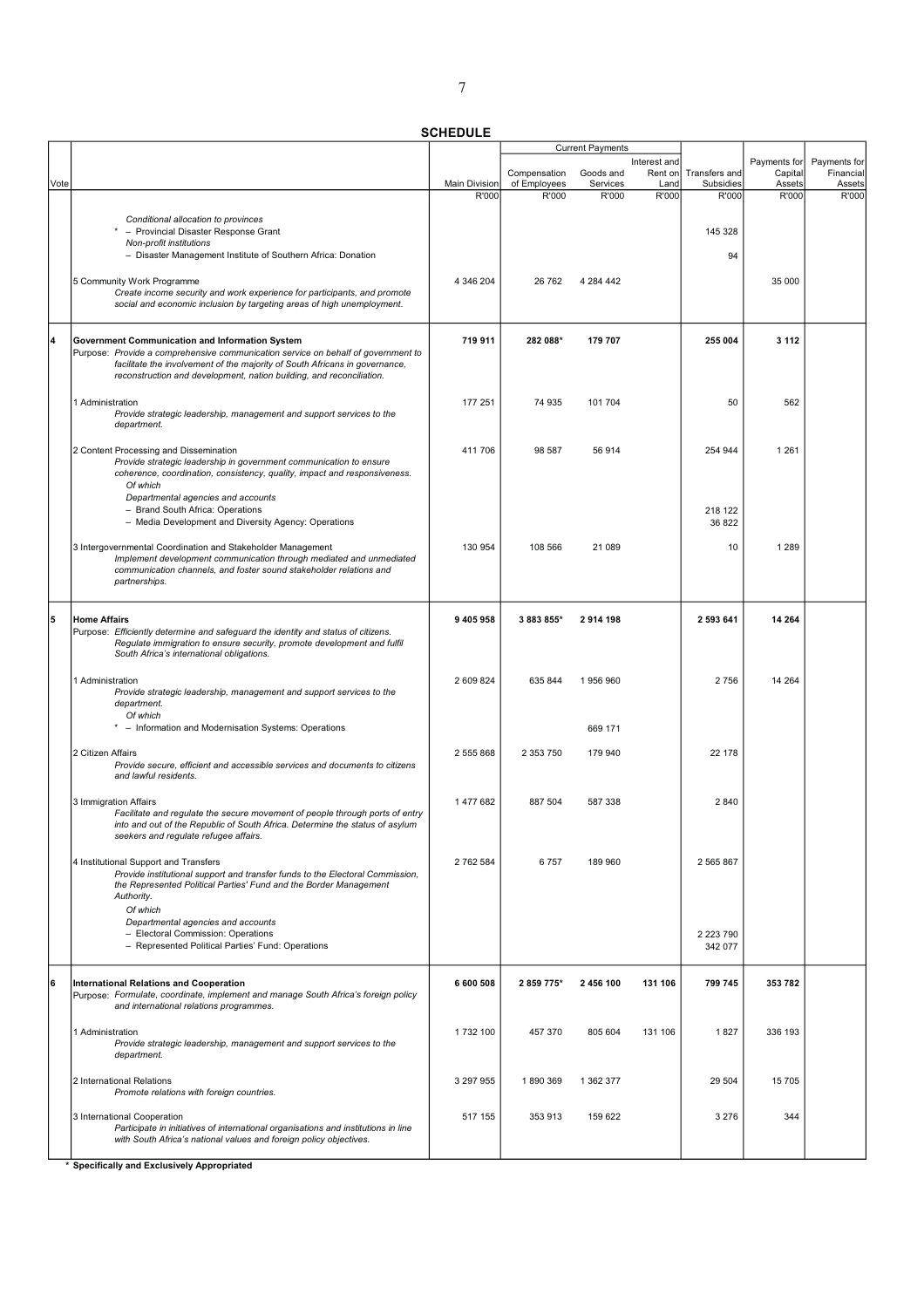**SCHEDULE**

| Vote | | Main Division | Current Payments | | | Transfers and Subsidies | Payments for Capital Assets | Payments for Financial Assets |
|---|---|---|---|---|---|---|---|---|
| | | | Compensation of Employees | Goods and Services | Interest and Rent on Land | | | |
| | | R'000 | R'000 | R'000 | R'000 | R'000 | R'000 | R'000 |
| | *Conditional allocation to provinces*<br>* – Provincial Disaster Response Grant<br>*Non-profit institutions*<br>– Disaster Management Institute of Southern Africa: Donation | | | | | 145 328<br><br>94 | | |
| | 5 Community Work Programme<br>*Create income security and work experience for participants, and promote social and economic inclusion by targeting areas of high unemployment.* | 4 346 204 | 26 762 | 4 284 442 | | | 35 000 | |
| **4** | **Government Communication and Information System**<br>Purpose: *Provide a comprehensive communication service on behalf of government to facilitate the involvement of the majority of South Africans in governance, reconstruction and development, nation building, and reconciliation.* | **719 911** | **282 088*** | **179 707** | | **255 004** | **3 112** | |
| | 1 Administration<br>*Provide strategic leadership, management and support services to the department.* | 177 251 | 74 935 | 101 704 | | 50 | 562 | |
| | 2 Content Processing and Dissemination<br>*Provide strategic leadership in government communication to ensure coherence, coordination, consistency, quality, impact and responsiveness.*<br>*Of which*<br>*Departmental agencies and accounts*<br>– Brand South Africa: Operations<br>– Media Development and Diversity Agency: Operations | 411 706 | 98 587 | 56 914 | | 254 944<br><br>218 122<br>36 822 | 1 261 | |
| | 3 Intergovernmental Coordination and Stakeholder Management<br>*Implement development communication through mediated and unmediated communication channels, and foster sound stakeholder relations and partnerships.* | 130 954 | 108 566 | 21 089 | | 10 | 1 289 | |
| **5** | **Home Affairs**<br>Purpose: *Efficiently determine and safeguard the identity and status of citizens. Regulate immigration to ensure security, promote development and fulfil South Africa's international obligations.* | **9 405 958** | **3 883 855*** | **2 914 198** | | **2 593 641** | **14 264** | |
| | 1 Administration<br>*Provide strategic leadership, management and support services to the department.*<br>*Of which*<br>* – Information and Modernisation Systems: Operations | 2 609 824 | 635 844 | 1 956 960<br><br>669 171 | | 2 756 | 14 264 | |
| | 2 Citizen Affairs<br>*Provide secure, efficient and accessible services and documents to citizens and lawful residents.* | 2 555 868 | 2 353 750 | 179 940 | | 22 178 | | |
| | 3 Immigration Affairs<br>*Facilitate and regulate the secure movement of people through ports of entry into and out of the Republic of South Africa. Determine the status of asylum seekers and regulate refugee affairs.* | 1 477 682 | 887 504 | 587 338 | | 2 840 | | |
| | 4 Institutional Support and Transfers<br>*Provide institutional support and transfer funds to the Electoral Commission, the Represented Political Parties' Fund and the Border Management Authority.*<br>*Of which*<br>*Departmental agencies and accounts*<br>– Electoral Commission: Operations<br>– Represented Political Parties' Fund: Operations | 2 762 584 | 6 757 | 189 960 | | 2 565 867<br><br>2 223 790<br>342 077 | | |
| **6** | **International Relations and Cooperation**<br>Purpose: *Formulate, coordinate, implement and manage South Africa's foreign policy and international relations programmes.* | **6 600 508** | **2 859 775*** | **2 456 100** | **131 106** | **799 745** | **353 782** | |
| | 1 Administration<br>*Provide strategic leadership, management and support services to the department.* | 1 732 100 | 457 370 | 805 604 | 131 106 | 1 827 | 336 193 | |
| | 2 International Relations<br>*Promote relations with foreign countries.* | 3 297 955 | 1 890 369 | 1 362 377 | | 29 504 | 15 705 | |
| | 3 International Cooperation<br>*Participate in initiatives of international organisations and institutions in line with South Africa's national values and foreign policy objectives.* | 517 155 | 353 913 | 159 622 | | 3 276 | 344 | |

**\* Specifically and Exclusively Appropriated**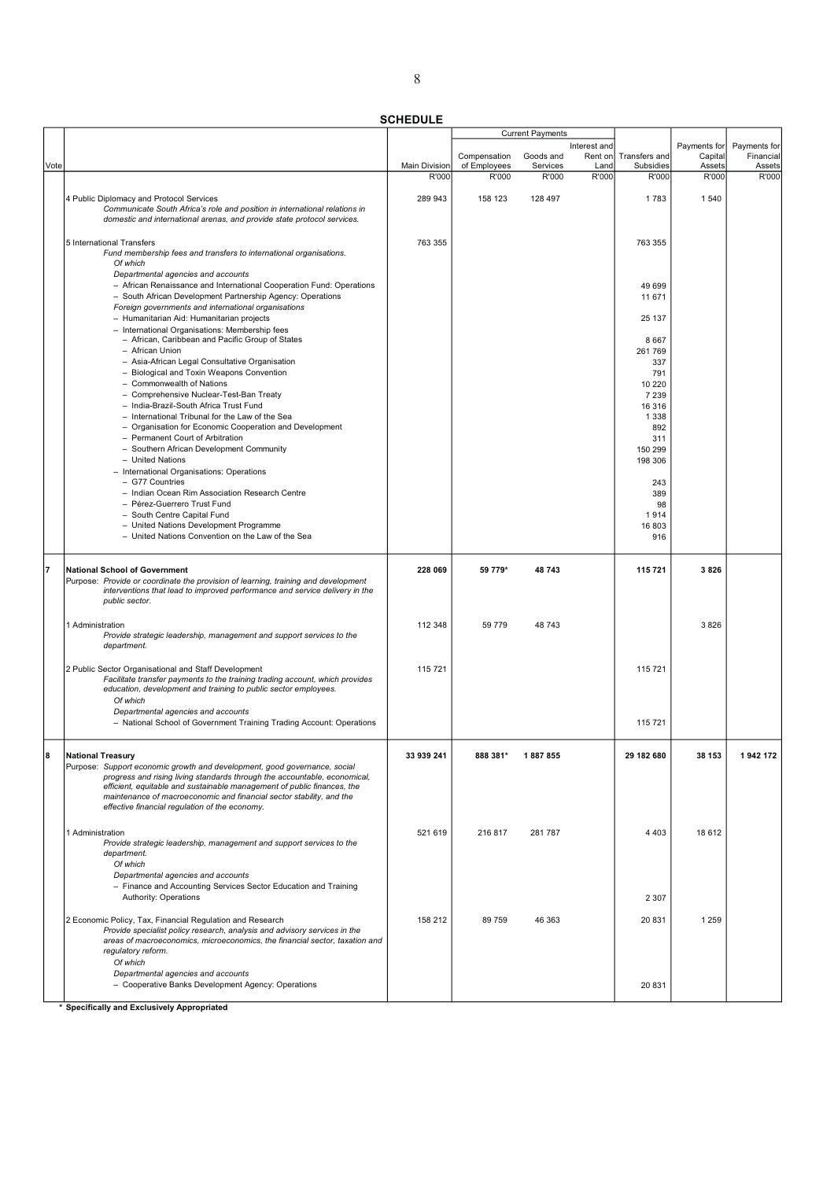**SCHEDULE**

| Vote | | Main Division | Current Payments | | | Transfers and Subsidies | Payments for Capital Assets | Payments for Financial Assets |
|---|---|---|---|---|---|---|---|---|
| | | | Compensation of Employees | Goods and Services | Interest and Rent on Land | | | |
| | | R'000 | R'000 | R'000 | R'000 | R'000 | R'000 | R'000 |
| | 4 Public Diplomacy and Protocol Services<br>*Communicate South Africa's role and position in international relations in domestic and international arenas, and provide state protocol services.* | 289 943 | 158 123 | 128 497 | | 1 783 | 1 540 | |
| | 5 International Transfers<br>*Fund membership fees and transfers to international organisations.*<br>*Of which*<br>*Departmental agencies and accounts* | 763 355 | | | | 763 355 | | |
| | – African Renaissance and International Cooperation Fund: Operations | | | | | 49 699 | | |
| | – South African Development Partnership Agency: Operations | | | | | 11 671 | | |
| | *Foreign governments and international organisations*<br>– Humanitarian Aid: Humanitarian projects | | | | | 25 137 | | |
| | – International Organisations: Membership fees<br>– African, Caribbean and Pacific Group of States | | | | | 8 667 | | |
| | – African Union | | | | | 261 769 | | |
| | – Asia-African Legal Consultative Organisation | | | | | 337 | | |
| | – Biological and Toxin Weapons Convention | | | | | 791 | | |
| | – Commonwealth of Nations | | | | | 10 220 | | |
| | – Comprehensive Nuclear-Test-Ban Treaty | | | | | 7 239 | | |
| | – India-Brazil-South Africa Trust Fund | | | | | 16 316 | | |
| | – International Tribunal for the Law of the Sea | | | | | 1 338 | | |
| | – Organisation for Economic Cooperation and Development | | | | | 892 | | |
| | – Permanent Court of Arbitration | | | | | 311 | | |
| | – Southern African Development Community | | | | | 150 299 | | |
| | – United Nations | | | | | 198 306 | | |
| | – International Organisations: Operations<br>– G77 Countries | | | | | 243 | | |
| | – Indian Ocean Rim Association Research Centre | | | | | 389 | | |
| | – Pérez-Guerrero Trust Fund | | | | | 98 | | |
| | – South Centre Capital Fund | | | | | 1 914 | | |
| | – United Nations Development Programme | | | | | 16 803 | | |
| | – United Nations Convention on the Law of the Sea | | | | | 916 | | |
| 7 | **National School of Government**<br>Purpose: *Provide or coordinate the provision of learning, training and development interventions that lead to improved performance and service delivery in the public sector.* | **228 069** | **59 779*** | **48 743** | | **115 721** | **3 826** | |
| | 1 Administration<br>*Provide strategic leadership, management and support services to the department.* | 112 348 | 59 779 | 48 743 | | | 3 826 | |
| | 2 Public Sector Organisational and Staff Development<br>*Facilitate transfer payments to the training trading account, which provides education, development and training to public sector employees.*<br>*Of which*<br>*Departmental agencies and accounts* | 115 721 | | | | 115 721 | | |
| | – National School of Government Training Trading Account: Operations | | | | | 115 721 | | |
| 8 | **National Treasury**<br>Purpose: *Support economic growth and development, good governance, social progress and rising living standards through the accountable, economical, efficient, equitable and sustainable management of public finances, the maintenance of macroeconomic and financial sector stability, and the effective financial regulation of the economy.* | **33 939 241** | **888 381*** | **1 887 855** | | **29 182 680** | **38 153** | **1 942 172** |
| | 1 Administration<br>*Provide strategic leadership, management and support services to the department.*<br>*Of which*<br>*Departmental agencies and accounts* | 521 619 | 216 817 | 281 787 | | 4 403 | 18 612 | |
| | – Finance and Accounting Services Sector Education and Training Authority: Operations | | | | | 2 307 | | |
| | 2 Economic Policy, Tax, Financial Regulation and Research<br>*Provide specialist policy research, analysis and advisory services in the areas of macroeconomics, microeconomics, the financial sector, taxation and regulatory reform.*<br>*Of which*<br>*Departmental agencies and accounts* | 158 212 | 89 759 | 46 363 | | 20 831 | 1 259 | |
| | – Cooperative Banks Development Agency: Operations | | | | | 20 831 | | |

\* **Specifically and Exclusively Appropriated**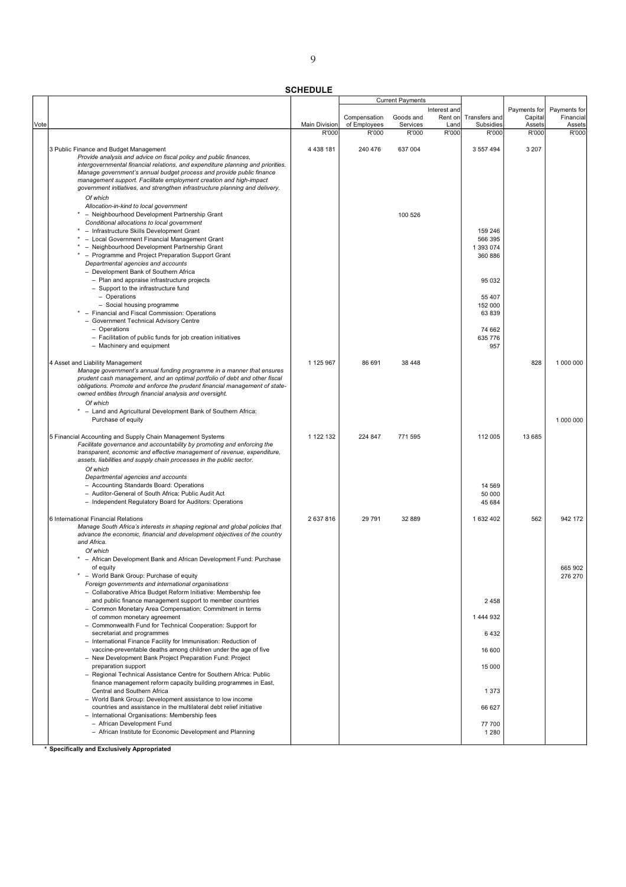**SCHEDULE**

| Vote | | Main Division | Current Payments | | | Transfers and Subsidies | Payments for Capital Assets | Payments for Financial Assets |
|---|---|---|---|---|---|---|---|---|
| | | | Compensation of Employees | Goods and Services | Interest and Rent on Land | | | |
| | | R'000 | R'000 | R'000 | R'000 | R'000 | R'000 | R'000 |
| | 3 Public Finance and Budget Management<br>*Provide analysis and advice on fiscal policy and public finances, intergovernmental financial relations, and expenditure planning and priorities. Manage government's annual budget process and provide public finance management support. Facilitate employment creation and high-impact government initiatives, and strengthen infrastructure planning and delivery.* | 4 438 181 | 240 476 | 637 004 | | 3 557 494 | 3 207 | |
| | *Of which* | | | | | | | |
| | *Allocation-in-kind to local government* | | | | | | | |
| | * – Neighbourhood Development Partnership Grant | | | 100 526 | | | | |
| | *Conditional allocations to local government* | | | | | | | |
| | * – Infrastructure Skills Development Grant | | | | | 159 246 | | |
| | * – Local Government Financial Management Grant | | | | | 566 395 | | |
| | * – Neighbourhood Development Partnership Grant | | | | | 1 393 074 | | |
| | * – Programme and Project Preparation Support Grant | | | | | 360 886 | | |
| | *Departmental agencies and accounts* | | | | | | | |
| | – Development Bank of Southern Africa | | | | | | | |
| | – Plan and appraise infrastructure projects | | | | | 95 032 | | |
| | – Support to the infrastructure fund | | | | | | | |
| | – Operations | | | | | 55 407 | | |
| | – Social housing programme | | | | | 152 000 | | |
| | * – Financial and Fiscal Commission: Operations | | | | | 63 839 | | |
| | – Government Technical Advisory Centre | | | | | | | |
| | – Operations | | | | | 74 662 | | |
| | – Facilitation of public funds for job creation initiatives | | | | | 635 776 | | |
| | – Machinery and equipment | | | | | 957 | | |
| | 4 Asset and Liability Management<br>*Manage government's annual funding programme in a manner that ensures prudent cash management, and an optimal portfolio of debt and other fiscal obligations. Promote and enforce the prudent financial management of state-owned entities through financial analysis and oversight.* | 1 125 967 | 86 691 | 38 448 | | | 828 | 1 000 000 |
| | *Of which* | | | | | | | |
| | * – Land and Agricultural Development Bank of Southern Africa: Purchase of equity | | | | | | | 1 000 000 |
| | 5 Financial Accounting and Supply Chain Management Systems<br>*Facilitate governance and accountability by promoting and enforcing the transparent, economic and effective management of revenue, expenditure, assets, liabilities and supply chain processes in the public sector.* | 1 122 132 | 224 847 | 771 595 | | 112 005 | 13 685 | |
| | *Of which* | | | | | | | |
| | *Departmental agencies and accounts* | | | | | | | |
| | – Accounting Standards Board: Operations | | | | | 14 569 | | |
| | – Auditor-General of South Africa: Public Audit Act | | | | | 50 000 | | |
| | – Independent Regulatory Board for Auditors: Operations | | | | | 45 684 | | |
| | 6 International Financial Relations<br>*Manage South Africa's interests in shaping regional and global policies that advance the economic, financial and development objectives of the country and Africa.* | 2 637 816 | 29 791 | 32 889 | | 1 632 402 | 562 | 942 172 |
| | *Of which* | | | | | | | |
| | * – African Development Bank and African Development Fund: Purchase of equity | | | | | | | 665 902 |
| | * – World Bank Group: Purchase of equity | | | | | | | 276 270 |
| | *Foreign governments and international organisations* | | | | | | | |
| | – Collaborative Africa Budget Reform Initiative: Membership fee and public finance management support to member countries | | | | | 2 458 | | |
| | – Common Monetary Area Compensation: Commitment in terms of common monetary agreement | | | | | 1 444 932 | | |
| | – Commonwealth Fund for Technical Cooperation: Support for secretariat and programmes | | | | | 6 432 | | |
| | – International Finance Facility for Immunisation: Reduction of vaccine-preventable deaths among children under the age of five | | | | | 16 600 | | |
| | – New Development Bank Project Preparation Fund: Project preparation support | | | | | 15 000 | | |
| | – Regional Technical Assistance Centre for Southern Africa: Public finance management reform capacity building programmes in East, Central and Southern Africa | | | | | 1 373 | | |
| | – World Bank Group: Development assistance to low income countries and assistance in the multilateral debt relief initiative | | | | | 66 627 | | |
| | – International Organisations: Membership fees | | | | | | | |
| | – African Development Fund | | | | | 77 700 | | |
| | – African Institute for Economic Development and Planning | | | | | 1 280 | | |

\* **Specifically and Exclusively Appropriated**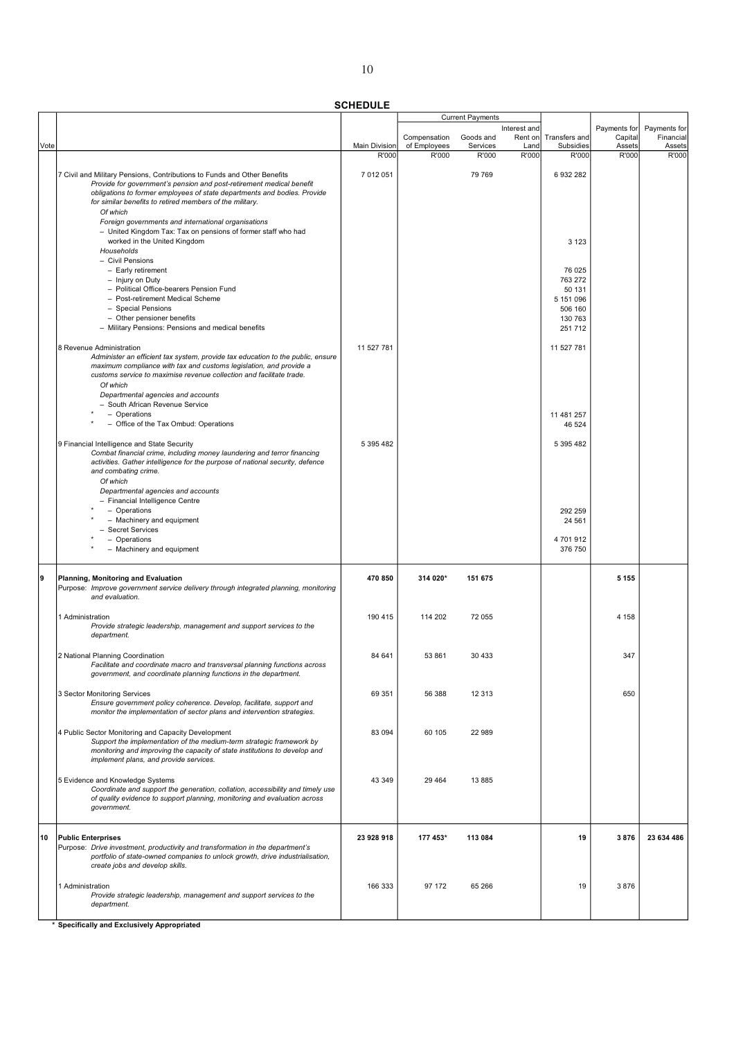**SCHEDULE**

| Vote | | Main Division | Current Payments | | | Transfers and Subsidies | Payments for Capital Assets | Payments for Financial Assets |
|---|---|---|---|---|---|---|---|---|
| | | | Compensation of Employees | Goods and Services | Interest and Rent on Land | | | |
| | | R'000 | R'000 | R'000 | R'000 | R'000 | R'000 | R'000 |
| | 7 Civil and Military Pensions, Contributions to Funds and Other Benefits<br>*Provide for government's pension and post-retirement medical benefit obligations to former employees of state departments and bodies. Provide for similar benefits to retired members of the military.* | 7 012 051 | | 79 769 | | 6 932 282 | | |
| | *Of which* | | | | | | | |
| | *Foreign governments and international organisations* | | | | | | | |
| | – United Kingdom Tax: Tax on pensions of former staff who had worked in the United Kingdom | | | | | 3 123 | | |
| | *Households* | | | | | | | |
| | – Civil Pensions | | | | | | | |
| | – Early retirement | | | | | 76 025 | | |
| | – Injury on Duty | | | | | 763 272 | | |
| | – Political Office-bearers Pension Fund | | | | | 50 131 | | |
| | – Post-retirement Medical Scheme | | | | | 5 151 096 | | |
| | – Special Pensions | | | | | 506 160 | | |
| | – Other pensioner benefits | | | | | 130 763 | | |
| | – Military Pensions: Pensions and medical benefits | | | | | 251 712 | | |
| | 8 Revenue Administration<br>*Administer an efficient tax system, provide tax education to the public, ensure maximum compliance with tax and customs legislation, and provide a customs service to maximise revenue collection and facilitate trade.* | 11 527 781 | | | | 11 527 781 | | |
| | *Of which* | | | | | | | |
| | *Departmental agencies and accounts* | | | | | | | |
| | – South African Revenue Service | | | | | | | |
| | * – Operations | | | | | 11 481 257 | | |
| | * – Office of the Tax Ombud: Operations | | | | | 46 524 | | |
| | 9 Financial Intelligence and State Security<br>*Combat financial crime, including money laundering and terror financing activities. Gather intelligence for the purpose of national security, defence and combating crime.* | 5 395 482 | | | | 5 395 482 | | |
| | *Of which* | | | | | | | |
| | *Departmental agencies and accounts* | | | | | | | |
| | – Financial Intelligence Centre | | | | | | | |
| | * – Operations | | | | | 292 259 | | |
| | * – Machinery and equipment | | | | | 24 561 | | |
| | – Secret Services | | | | | | | |
| | * – Operations | | | | | 4 701 912 | | |
| | * – Machinery and equipment | | | | | 376 750 | | |
| **9** | **Planning, Monitoring and Evaluation**<br>Purpose: *Improve government service delivery through integrated planning, monitoring and evaluation.* | **470 850** | **314 020*** | **151 675** | | | **5 155** | |
| | 1 Administration<br>*Provide strategic leadership, management and support services to the department.* | 190 415 | 114 202 | 72 055 | | | 4 158 | |
| | 2 National Planning Coordination<br>*Facilitate and coordinate macro and transversal planning functions across government, and coordinate planning functions in the department.* | 84 641 | 53 861 | 30 433 | | | 347 | |
| | 3 Sector Monitoring Services<br>*Ensure government policy coherence. Develop, facilitate, support and monitor the implementation of sector plans and intervention strategies.* | 69 351 | 56 388 | 12 313 | | | 650 | |
| | 4 Public Sector Monitoring and Capacity Development<br>*Support the implementation of the medium-term strategic framework by monitoring and improving the capacity of state institutions to develop and implement plans, and provide services.* | 83 094 | 60 105 | 22 989 | | | | |
| | 5 Evidence and Knowledge Systems<br>*Coordinate and support the generation, collation, accessibility and timely use of quality evidence to support planning, monitoring and evaluation across government.* | 43 349 | 29 464 | 13 885 | | | | |
| **10** | **Public Enterprises**<br>Purpose: *Drive investment, productivity and transformation in the department's portfolio of state-owned companies to unlock growth, drive industrialisation, create jobs and develop skills.* | **23 928 918** | **177 453*** | **113 084** | | **19** | **3 876** | **23 634 486** |
| | 1 Administration<br>*Provide strategic leadership, management and support services to the department.* | 166 333 | 97 172 | 65 266 | | 19 | 3 876 | |

**\* Specifically and Exclusively Appropriated**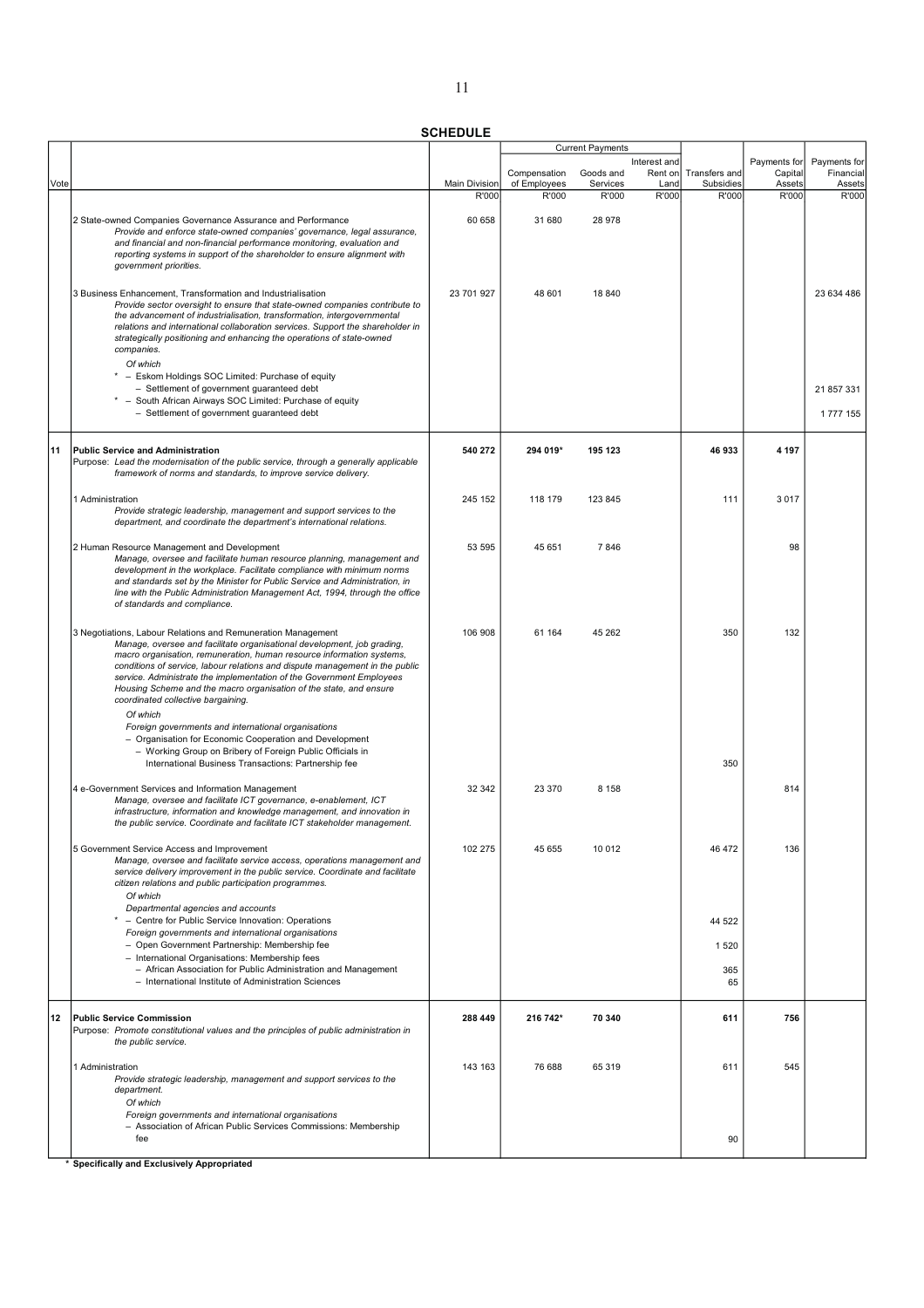**SCHEDULE**

| Vote | | Main Division | Current Payments | | | Transfers and Subsidies | Payments for Capital Assets | Payments for Financial Assets |
|---|---|---|---|---|---|---|---|---|
| | | | Compensation of Employees | Goods and Services | Interest and Rent on Land | | | |
| | | R'000 | R'000 | R'000 | R'000 | R'000 | R'000 | R'000 |
| | 2 State-owned Companies Governance Assurance and Performance<br>*Provide and enforce state-owned companies' governance, legal assurance, and financial and non-financial performance monitoring, evaluation and reporting systems in support of the shareholder to ensure alignment with government priorities.* | 60 658 | 31 680 | 28 978 | | | | |
| | 3 Business Enhancement, Transformation and Industrialisation<br>*Provide sector oversight to ensure that state-owned companies contribute to the advancement of industrialisation, transformation, intergovernmental relations and international collaboration services. Support the shareholder in strategically positioning and enhancing the operations of state-owned companies.* | 23 701 927 | 48 601 | 18 840 | | | | 23 634 486 |
| | *Of which* | | | | | | | |
| | * – Eskom Holdings SOC Limited: Purchase of equity<br>– Settlement of government guaranteed debt | | | | | | | 21 857 331 |
| | * – South African Airways SOC Limited: Purchase of equity<br>– Settlement of government guaranteed debt | | | | | | | 1 777 155 |
| **11** | **Public Service and Administration**<br>Purpose: *Lead the modernisation of the public service, through a generally applicable framework of norms and standards, to improve service delivery.* | **540 272** | **294 019*** | **195 123** | | **46 933** | **4 197** | |
| | 1 Administration<br>*Provide strategic leadership, management and support services to the department, and coordinate the department's international relations.* | 245 152 | 118 179 | 123 845 | | 111 | 3 017 | |
| | 2 Human Resource Management and Development<br>*Manage, oversee and facilitate human resource planning, management and development in the workplace. Facilitate compliance with minimum norms and standards set by the Minister for Public Service and Administration, in line with the Public Administration Management Act, 1994, through the office of standards and compliance.* | 53 595 | 45 651 | 7 846 | | | 98 | |
| | 3 Negotiations, Labour Relations and Remuneration Management<br>*Manage, oversee and facilitate organisational development, job grading, macro organisation, remuneration, human resource information systems, conditions of service, labour relations and dispute management in the public service. Administrate the implementation of the Government Employees Housing Scheme and the macro organisation of the state, and ensure coordinated collective bargaining.* | 106 908 | 61 164 | 45 262 | | 350 | 132 | |
| | *Of which*<br>*Foreign governments and international organisations*<br>– Organisation for Economic Cooperation and Development<br>– Working Group on Bribery of Foreign Public Officials in International Business Transactions: Partnership fee | | | | | 350 | | |
| | 4 e-Government Services and Information Management<br>*Manage, oversee and facilitate ICT governance, e-enablement, ICT infrastructure, information and knowledge management, and innovation in the public service. Coordinate and facilitate ICT stakeholder management.* | 32 342 | 23 370 | 8 158 | | | 814 | |
| | 5 Government Service Access and Improvement<br>*Manage, oversee and facilitate service access, operations management and service delivery improvement in the public service. Coordinate and facilitate citizen relations and public participation programmes.* | 102 275 | 45 655 | 10 012 | | 46 472 | 136 | |
| | *Of which*<br>*Departmental agencies and accounts*<br>* – Centre for Public Service Innovation: Operations | | | | | 44 522 | | |
| | *Foreign governments and international organisations*<br>– Open Government Partnership: Membership fee | | | | | 1 520 | | |
| | – International Organisations: Membership fees<br>– African Association for Public Administration and Management | | | | | 365 | | |
| | – International Institute of Administration Sciences | | | | | 65 | | |
| **12** | **Public Service Commission**<br>Purpose: *Promote constitutional values and the principles of public administration in the public service.* | **288 449** | **216 742*** | **70 340** | | **611** | **756** | |
| | 1 Administration<br>*Provide strategic leadership, management and support services to the department.* | 143 163 | 76 688 | 65 319 | | 611 | 545 | |
| | *Of which*<br>*Foreign governments and international organisations*<br>– Association of African Public Services Commissions: Membership fee | | | | | 90 | | |

**\* Specifically and Exclusively Appropriated**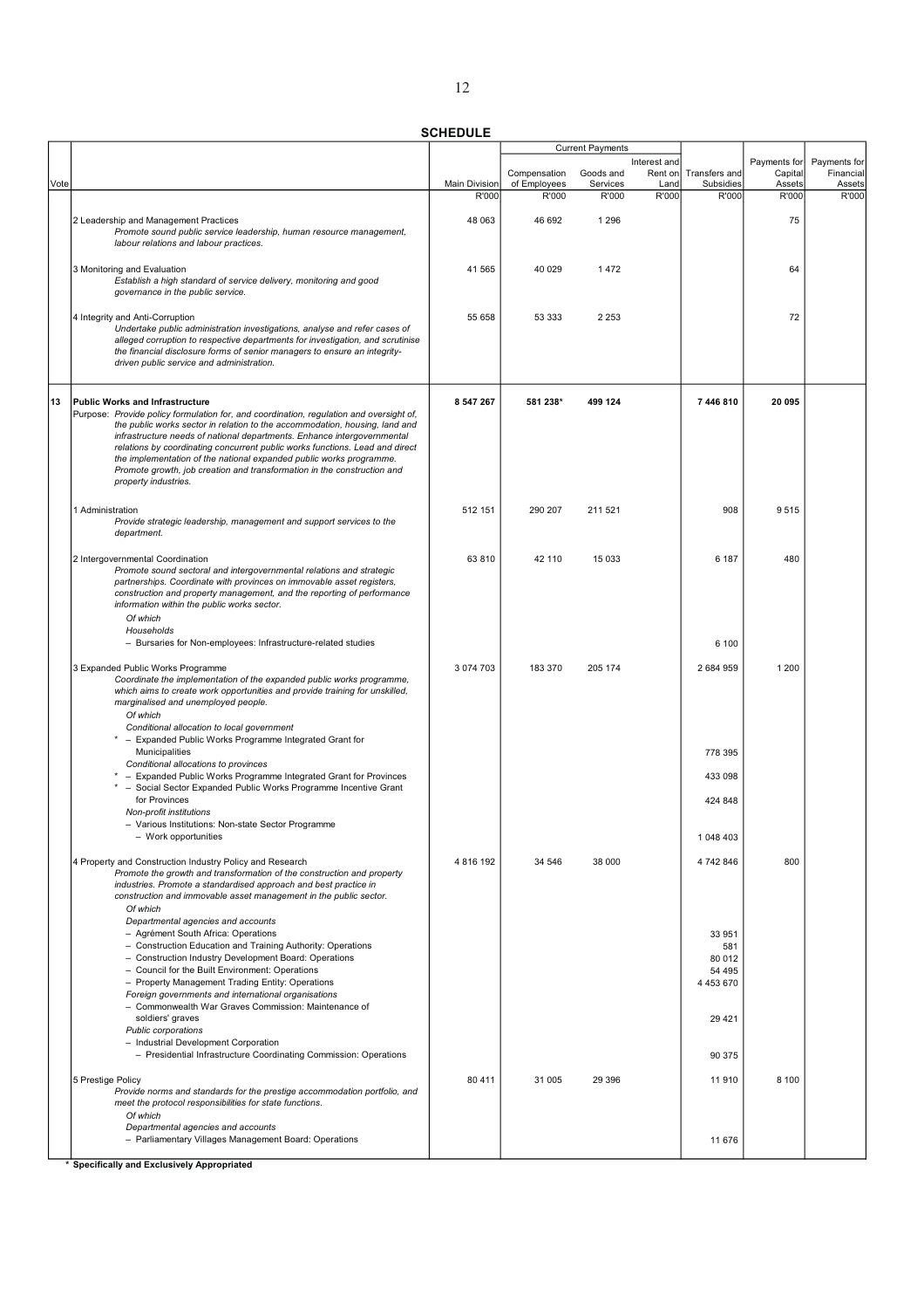**SCHEDULE**

| Vote | | Main Division | Current Payments | | | Transfers and Subsidies | Payments for Capital Assets | Payments for Financial Assets |
|---|---|---|---|---|---|---|---|---|
| | | | Compensation of Employees | Goods and Services | Interest and Rent on Land | | | |
| | | R'000 | R'000 | R'000 | R'000 | R'000 | R'000 | R'000 |
| | 2 Leadership and Management Practices<br>*Promote sound public service leadership, human resource management, labour relations and labour practices.* | 48 063 | 46 692 | 1 296 | | | 75 | |
| | 3 Monitoring and Evaluation<br>*Establish a high standard of service delivery, monitoring and good governance in the public service.* | 41 565 | 40 029 | 1 472 | | | 64 | |
| | 4 Integrity and Anti-Corruption<br>*Undertake public administration investigations, analyse and refer cases of alleged corruption to respective departments for investigation, and scrutinise the financial disclosure forms of senior managers to ensure an integrity-driven public service and administration.* | 55 658 | 53 333 | 2 253 | | | 72 | |
| **13** | **Public Works and Infrastructure**<br>Purpose: *Provide policy formulation for, and coordination, regulation and oversight of, the public works sector in relation to the accommodation, housing, land and infrastructure needs of national departments. Enhance intergovernmental relations by coordinating concurrent public works functions. Lead and direct the implementation of the national expanded public works programme. Promote growth, job creation and transformation in the construction and property industries.* | **8 547 267** | **581 238*** | **499 124** | | **7 446 810** | **20 095** | |
| | 1 Administration<br>*Provide strategic leadership, management and support services to the department.* | 512 151 | 290 207 | 211 521 | | 908 | 9 515 | |
| | 2 Intergovernmental Coordination<br>*Promote sound sectoral and intergovernmental relations and strategic partnerships. Coordinate with provinces on immovable asset registers, construction and property management, and the reporting of performance information within the public works sector.* | 63 810 | 42 110 | 15 033 | | 6 187 | 480 | |
| | *Of which* | | | | | | | |
| | *Households* | | | | | | | |
| | – Bursaries for Non-employees: Infrastructure-related studies | | | | | 6 100 | | |
| | 3 Expanded Public Works Programme<br>*Coordinate the implementation of the expanded public works programme, which aims to create work opportunities and provide training for unskilled, marginalised and unemployed people.* | 3 074 703 | 183 370 | 205 174 | | 2 684 959 | 1 200 | |
| | *Of which* | | | | | | | |
| | *Conditional allocation to local government* | | | | | | | |
| | * – Expanded Public Works Programme Integrated Grant for Municipalities | | | | | 778 395 | | |
| | *Conditional allocations to provinces* | | | | | | | |
| | * – Expanded Public Works Programme Integrated Grant for Provinces | | | | | 433 098 | | |
| | * – Social Sector Expanded Public Works Programme Incentive Grant for Provinces | | | | | 424 848 | | |
| | *Non-profit institutions* | | | | | | | |
| | – Various Institutions: Non-state Sector Programme<br>– Work opportunities | | | | | 1 048 403 | | |
| | 4 Property and Construction Industry Policy and Research<br>*Promote the growth and transformation of the construction and property industries. Promote a standardised approach and best practice in construction and immovable asset management in the public sector.* | 4 816 192 | 34 546 | 38 000 | | 4 742 846 | 800 | |
| | *Of which* | | | | | | | |
| | *Departmental agencies and accounts* | | | | | | | |
| | – Agrément South Africa: Operations | | | | | 33 951 | | |
| | – Construction Education and Training Authority: Operations | | | | | 581 | | |
| | – Construction Industry Development Board: Operations | | | | | 80 012 | | |
| | – Council for the Built Environment: Operations | | | | | 54 495 | | |
| | – Property Management Trading Entity: Operations | | | | | 4 453 670 | | |
| | *Foreign governments and international organisations* | | | | | | | |
| | – Commonwealth War Graves Commission: Maintenance of soldiers' graves | | | | | 29 421 | | |
| | *Public corporations* | | | | | | | |
| | – Industrial Development Corporation<br>– Presidential Infrastructure Coordinating Commission: Operations | | | | | 90 375 | | |
| | 5 Prestige Policy<br>*Provide norms and standards for the prestige accommodation portfolio, and meet the protocol responsibilities for state functions.* | 80 411 | 31 005 | 29 396 | | 11 910 | 8 100 | |
| | *Of which* | | | | | | | |
| | *Departmental agencies and accounts* | | | | | | | |
| | – Parliamentary Villages Management Board: Operations | | | | | 11 676 | | |

**\* Specifically and Exclusively Appropriated**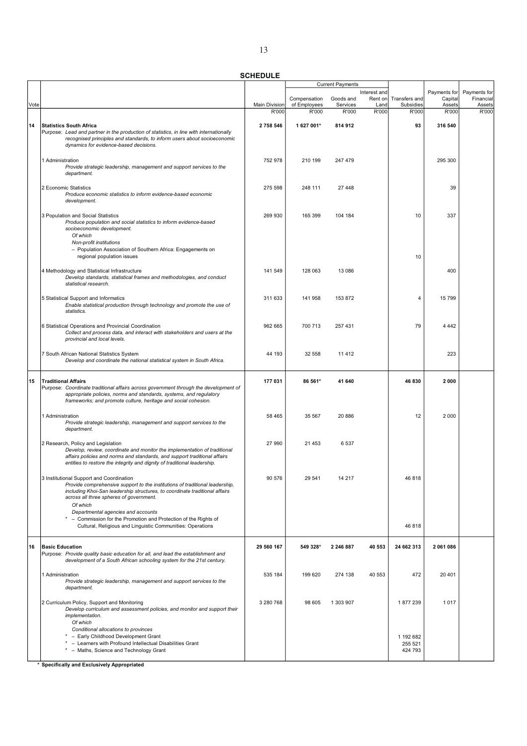**SCHEDULE**

| Vote | | Main Division | Current Payments | | | Transfers and Subsidies | Payments for Capital Assets | Payments for Financial Assets |
|---|---|---|---|---|---|---|---|---|
| | | | Compensation of Employees | Goods and Services | Interest and Rent on Land | | | |
| | | R'000 | R'000 | R'000 | R'000 | R'000 | R'000 | R'000 |
| 14 | **Statistics South Africa**<br>Purpose: *Lead and partner in the production of statistics, in line with internationally recognised principles and standards, to inform users about socioeconomic dynamics for evidence-based decisions.* | **2 758 546** | **1 627 001*** | **814 912** | | **93** | **316 540** | |
| | 1 Administration<br>*Provide strategic leadership, management and support services to the department.* | 752 978 | 210 199 | 247 479 | | | 295 300 | |
| | 2 Economic Statistics<br>*Produce economic statistics to inform evidence-based economic development.* | 275 598 | 248 111 | 27 448 | | | 39 | |
| | 3 Population and Social Statistics<br>*Produce population and social statistics to inform evidence-based socioeconomic development.*<br>*Of which*<br>*Non-profit institutions*<br>– Population Association of Southern Africa: Engagements on regional population issues | 269 930 | 165 399 | 104 184 | | 10<br><br><br><br>10 | 337 | |
| | 4 Methodology and Statistical Infrastructure<br>*Develop standards, statistical frames and methodologies, and conduct statistical research.* | 141 549 | 128 063 | 13 086 | | | 400 | |
| | 5 Statistical Support and Informatics<br>*Enable statistical production through technology and promote the use of statistics.* | 311 633 | 141 958 | 153 872 | | 4 | 15 799 | |
| | 6 Statistical Operations and Provincial Coordination<br>*Collect and process data, and interact with stakeholders and users at the provincial and local levels.* | 962 665 | 700 713 | 257 431 | | 79 | 4 442 | |
| | 7 South African National Statistics System<br>*Develop and coordinate the national statistical system in South Africa.* | 44 193 | 32 558 | 11 412 | | | 223 | |
| 15 | **Traditional Affairs**<br>Purpose: *Coordinate traditional affairs across government through the development of appropriate policies, norms and standards, systems, and regulatory frameworks; and promote culture, heritage and social cohesion.* | **177 031** | **86 561*** | **41 640** | | **46 830** | **2 000** | |
| | 1 Administration<br>*Provide strategic leadership, management and support services to the department.* | 58 465 | 35 567 | 20 886 | | 12 | 2 000 | |
| | 2 Research, Policy and Legislation<br>*Develop, review, coordinate and monitor the implementation of traditional affairs policies and norms and standards, and support traditional affairs entities to restore the integrity and dignity of traditional leadership.* | 27 990 | 21 453 | 6 537 | | | | |
| | 3 Institutional Support and Coordination<br>*Provide comprehensive support to the institutions of traditional leadership, including Khoi-San leadership structures, to coordinate traditional affairs across all three spheres of government.*<br>*Of which*<br>*Departmental agencies and accounts*<br>* – Commission for the Promotion and Protection of the Rights of Cultural, Religious and Linguistic Communities: Operations | 90 576 | 29 541 | 14 217 | | 46 818<br><br><br><br>46 818 | | |
| 16 | **Basic Education**<br>Purpose: *Provide quality basic education for all, and lead the establishment and development of a South African schooling system for the 21st century.* | **29 560 167** | **549 328*** | **2 246 887** | **40 553** | **24 662 313** | **2 061 086** | |
| | 1 Administration<br>*Provide strategic leadership, management and support services to the department.* | 535 184 | 199 620 | 274 138 | 40 553 | 472 | 20 401 | |
| | 2 Curriculum Policy, Support and Monitoring<br>*Develop curriculum and assessment policies, and monitor and support their implementation.*<br>*Of which*<br>*Conditional allocations to provinces*<br>* – Early Childhood Development Grant<br>* – Learners with Profound Intellectual Disabilities Grant<br>* – Maths, Science and Technology Grant | 3 280 768 | 98 605 | 1 303 907 | | 1 877 239<br><br><br><br>1 192 682<br>255 521<br>424 793 | 1 017 | |

**\* Specifically and Exclusively Appropriated**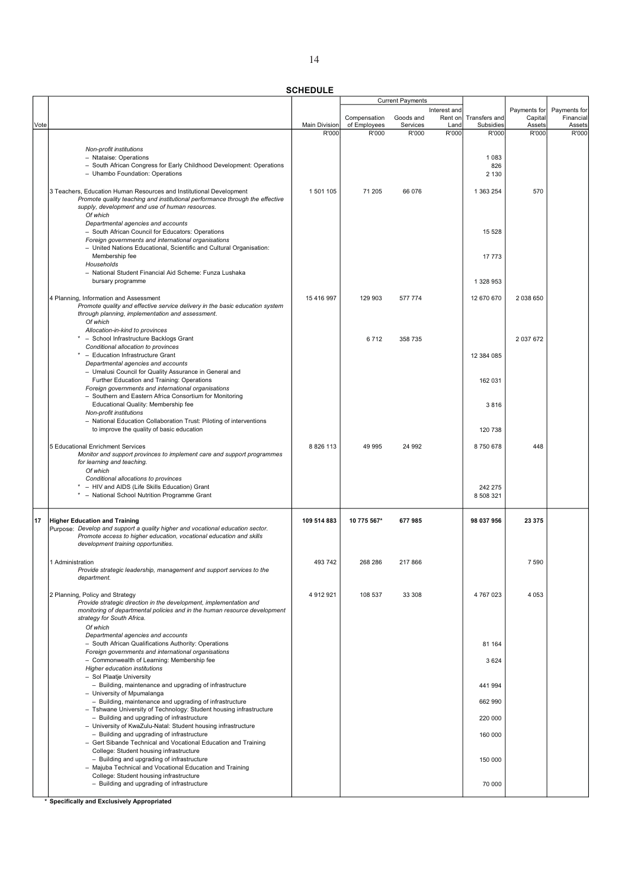**SCHEDULE**

| Vote | | Main Division | Current Payments | | | Transfers and Subsidies | Payments for Capital Assets | Payments for Financial Assets |
|---|---|---|---|---|---|---|---|---|
| | | | Compensation of Employees | Goods and Services | Interest and Rent on Land | | | |
| | | R'000 | R'000 | R'000 | R'000 | R'000 | R'000 | R'000 |
| | *Non-profit institutions* | | | | | | | |
| | – Ntataise: Operations | | | | | 1 083 | | |
| | – South African Congress for Early Childhood Development: Operations | | | | | 826 | | |
| | – Uhambo Foundation: Operations | | | | | 2 130 | | |
| | 3 Teachers, Education Human Resources and Institutional Development<br>*Promote quality teaching and institutional performance through the effective supply, development and use of human resources.* | 1 501 105 | 71 205 | 66 076 | | 1 363 254 | 570 | |
| | *Of which* | | | | | | | |
| | *Departmental agencies and accounts* | | | | | | | |
| | – South African Council for Educators: Operations | | | | | 15 528 | | |
| | *Foreign governments and international organisations* | | | | | | | |
| | – United Nations Educational, Scientific and Cultural Organisation: Membership fee | | | | | 17 773 | | |
| | *Households* | | | | | | | |
| | – National Student Financial Aid Scheme: Funza Lushaka bursary programme | | | | | 1 328 953 | | |
| | 4 Planning, Information and Assessment<br>*Promote quality and effective service delivery in the basic education system through planning, implementation and assessment.* | 15 416 997 | 129 903 | 577 774 | | 12 670 670 | 2 038 650 | |
| | *Of which* | | | | | | | |
| | *Allocation-in-kind to provinces* | | | | | | | |
| | * – School Infrastructure Backlogs Grant | | 6 712 | 358 735 | | | 2 037 672 | |
| | *Conditional allocation to provinces* | | | | | | | |
| | * – Education Infrastructure Grant | | | | | 12 384 085 | | |
| | *Departmental agencies and accounts* | | | | | | | |
| | – Umalusi Council for Quality Assurance in General and Further Education and Training: Operations | | | | | 162 031 | | |
| | *Foreign governments and international organisations* | | | | | | | |
| | – Southern and Eastern Africa Consortium for Monitoring Educational Quality: Membership fee | | | | | 3 816 | | |
| | *Non-profit institutions* | | | | | | | |
| | – National Education Collaboration Trust: Piloting of interventions to improve the quality of basic education | | | | | 120 738 | | |
| | 5 Educational Enrichment Services<br>*Monitor and support provinces to implement care and support programmes for learning and teaching.* | 8 826 113 | 49 995 | 24 992 | | 8 750 678 | 448 | |
| | *Of which* | | | | | | | |
| | *Conditional allocations to provinces* | | | | | | | |
| | * – HIV and AIDS (Life Skills Education) Grant | | | | | 242 275 | | |
| | * – National School Nutrition Programme Grant | | | | | 8 508 321 | | |
| **17** | **Higher Education and Training**<br>Purpose: *Develop and support a quality higher and vocational education sector. Promote access to higher education, vocational education and skills development training opportunities.* | **109 514 883** | **10 775 567*** | **677 985** | | **98 037 956** | **23 375** | |
| | 1 Administration<br>*Provide strategic leadership, management and support services to the department.* | 493 742 | 268 286 | 217 866 | | | 7 590 | |
| | 2 Planning, Policy and Strategy<br>*Provide strategic direction in the development, implementation and monitoring of departmental policies and in the human resource development strategy for South Africa.* | 4 912 921 | 108 537 | 33 308 | | 4 767 023 | 4 053 | |
| | *Of which* | | | | | | | |
| | *Departmental agencies and accounts* | | | | | | | |
| | – South African Qualifications Authority: Operations | | | | | 81 164 | | |
| | *Foreign governments and international organisations* | | | | | | | |
| | – Commonwealth of Learning: Membership fee | | | | | 3 624 | | |
| | *Higher education institutions* | | | | | | | |
| | – Sol Plaatje University | | | | | | | |
| | – Building, maintenance and upgrading of infrastructure | | | | | 441 994 | | |
| | – University of Mpumalanga | | | | | | | |
| | – Building, maintenance and upgrading of infrastructure | | | | | 662 990 | | |
| | – Tshwane University of Technology: Student housing infrastructure | | | | | | | |
| | – Building and upgrading of infrastructure | | | | | 220 000 | | |
| | – University of KwaZulu-Natal: Student housing infrastructure | | | | | | | |
| | – Building and upgrading of infrastructure | | | | | 160 000 | | |
| | – Gert Sibande Technical and Vocational Education and Training College: Student housing infrastructure | | | | | | | |
| | – Building and upgrading of infrastructure | | | | | 150 000 | | |
| | – Majuba Technical and Vocational Education and Training College: Student housing infrastructure | | | | | | | |
| | – Building and upgrading of infrastructure | | | | | 70 000 | | |

\* **Specifically and Exclusively Appropriated**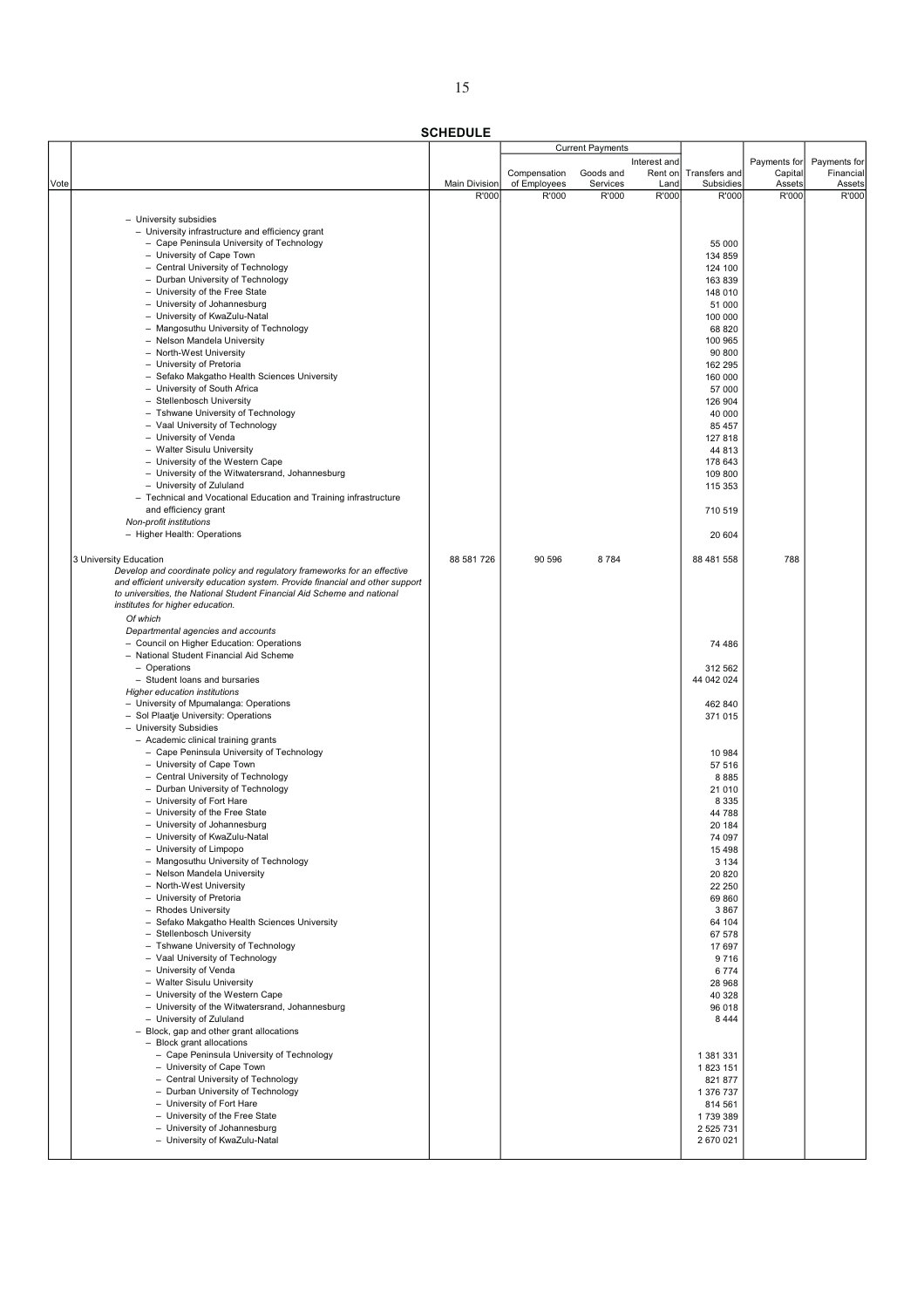**SCHEDULE**

| Vote | | Main Division | Current Payments | | | Transfers and Subsidies | Payments for Capital Assets | Payments for Financial Assets |
|---|---|---|---|---|---|---|---|---|
| | | | Compensation of Employees | Goods and Services | Interest and Rent on Land | | | |
| | | R'000 | R'000 | R'000 | R'000 | R'000 | R'000 | R'000 |
| | – University subsidies | | | | | | | |
| | – University infrastructure and efficiency grant | | | | | | | |
| | – Cape Peninsula University of Technology | | | | | 55 000 | | |
| | – University of Cape Town | | | | | 134 859 | | |
| | – Central University of Technology | | | | | 124 100 | | |
| | – Durban University of Technology | | | | | 163 839 | | |
| | – University of the Free State | | | | | 148 010 | | |
| | – University of Johannesburg | | | | | 51 000 | | |
| | – University of KwaZulu-Natal | | | | | 100 000 | | |
| | – Mangosuthu University of Technology | | | | | 68 820 | | |
| | – Nelson Mandela University | | | | | 100 965 | | |
| | – North-West University | | | | | 90 800 | | |
| | – University of Pretoria | | | | | 162 295 | | |
| | – Sefako Makgatho Health Sciences University | | | | | 160 000 | | |
| | – University of South Africa | | | | | 57 000 | | |
| | – Stellenbosch University | | | | | 126 904 | | |
| | – Tshwane University of Technology | | | | | 40 000 | | |
| | – Vaal University of Technology | | | | | 85 457 | | |
| | – University of Venda | | | | | 127 818 | | |
| | – Walter Sisulu University | | | | | 44 813 | | |
| | – University of the Western Cape | | | | | 178 643 | | |
| | – University of the Witwatersrand, Johannesburg | | | | | 109 800 | | |
| | – University of Zululand | | | | | 115 353 | | |
| | – Technical and Vocational Education and Training infrastructure and efficiency grant | | | | | 710 519 | | |
| | *Non-profit institutions* | | | | | | | |
| | – Higher Health: Operations | | | | | 20 604 | | |
| | 3 University Education<br>*Develop and coordinate policy and regulatory frameworks for an effective and efficient university education system. Provide financial and other support to universities, the National Student Financial Aid Scheme and national institutes for higher education.* | 88 581 726 | 90 596 | 8 784 | | 88 481 558 | 788 | |
| | *Of which* | | | | | | | |
| | *Departmental agencies and accounts* | | | | | | | |
| | – Council on Higher Education: Operations | | | | | 74 486 | | |
| | – National Student Financial Aid Scheme | | | | | | | |
| | – Operations | | | | | 312 562 | | |
| | – Student loans and bursaries | | | | | 44 042 024 | | |
| | *Higher education institutions* | | | | | | | |
| | – University of Mpumalanga: Operations | | | | | 462 840 | | |
| | – Sol Plaatje University: Operations | | | | | 371 015 | | |
| | – University Subsidies | | | | | | | |
| | – Academic clinical training grants | | | | | | | |
| | – Cape Peninsula University of Technology | | | | | 10 984 | | |
| | – University of Cape Town | | | | | 57 516 | | |
| | – Central University of Technology | | | | | 8 885 | | |
| | – Durban University of Technology | | | | | 21 010 | | |
| | – University of Fort Hare | | | | | 8 335 | | |
| | – University of the Free State | | | | | 44 788 | | |
| | – University of Johannesburg | | | | | 20 184 | | |
| | – University of KwaZulu-Natal | | | | | 74 097 | | |
| | – University of Limpopo | | | | | 15 498 | | |
| | – Mangosuthu University of Technology | | | | | 3 134 | | |
| | – Nelson Mandela University | | | | | 20 820 | | |
| | – North-West University | | | | | 22 250 | | |
| | – University of Pretoria | | | | | 69 860 | | |
| | – Rhodes University | | | | | 3 867 | | |
| | – Sefako Makgatho Health Sciences University | | | | | 64 104 | | |
| | – Stellenbosch University | | | | | 67 578 | | |
| | – Tshwane University of Technology | | | | | 17 697 | | |
| | – Vaal University of Technology | | | | | 9 716 | | |
| | – University of Venda | | | | | 6 774 | | |
| | – Walter Sisulu University | | | | | 28 968 | | |
| | – University of the Western Cape | | | | | 40 328 | | |
| | – University of the Witwatersrand, Johannesburg | | | | | 96 018 | | |
| | – University of Zululand | | | | | 8 444 | | |
| | – Block, gap and other grant allocations | | | | | | | |
| | – Block grant allocations | | | | | | | |
| | – Cape Peninsula University of Technology | | | | | 1 381 331 | | |
| | – University of Cape Town | | | | | 1 823 151 | | |
| | – Central University of Technology | | | | | 821 877 | | |
| | – Durban University of Technology | | | | | 1 376 737 | | |
| | – University of Fort Hare | | | | | 814 561 | | |
| | – University of the Free State | | | | | 1 739 389 | | |
| | – University of Johannesburg | | | | | 2 525 731 | | |
| | – University of KwaZulu-Natal | | | | | 2 670 021 | | |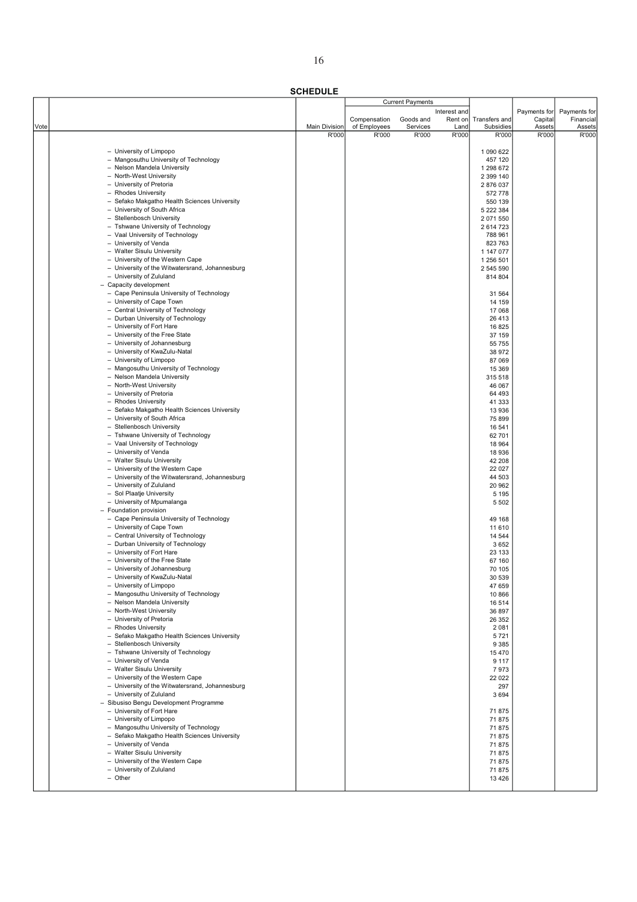**SCHEDULE**

| Vote | | Main Division | Current Payments | | | Transfers and Subsidies | Payments for Capital Assets | Payments for Financial Assets |
|---|---|---|---|---|---|---|---|---|
| | | | Compensation of Employees | Goods and Services | Interest and Rent on Land | | | |
| | | R'000 | R'000 | R'000 | R'000 | R'000 | R'000 | R'000 |
| | – University of Limpopo | | | | | 1 090 622 | | |
| | – Mangosuthu University of Technology | | | | | 457 120 | | |
| | – Nelson Mandela University | | | | | 1 298 672 | | |
| | – North-West University | | | | | 2 399 140 | | |
| | – University of Pretoria | | | | | 2 876 037 | | |
| | – Rhodes University | | | | | 572 778 | | |
| | – Sefako Makgatho Health Sciences University | | | | | 550 139 | | |
| | – University of South Africa | | | | | 5 222 384 | | |
| | – Stellenbosch University | | | | | 2 071 550 | | |
| | – Tshwane University of Technology | | | | | 2 614 723 | | |
| | – Vaal University of Technology | | | | | 788 961 | | |
| | – University of Venda | | | | | 823 763 | | |
| | – Walter Sisulu University | | | | | 1 147 077 | | |
| | – University of the Western Cape | | | | | 1 256 501 | | |
| | – University of the Witwatersrand, Johannesburg | | | | | 2 545 590 | | |
| | – University of Zululand | | | | | 814 804 | | |
| | – Capacity development | | | | | | | |
| | – Cape Peninsula University of Technology | | | | | 31 564 | | |
| | – University of Cape Town | | | | | 14 159 | | |
| | – Central University of Technology | | | | | 17 068 | | |
| | – Durban University of Technology | | | | | 26 413 | | |
| | – University of Fort Hare | | | | | 16 825 | | |
| | – University of the Free State | | | | | 37 159 | | |
| | – University of Johannesburg | | | | | 55 755 | | |
| | – University of KwaZulu-Natal | | | | | 38 972 | | |
| | – University of Limpopo | | | | | 87 069 | | |
| | – Mangosuthu University of Technology | | | | | 15 369 | | |
| | – Nelson Mandela University | | | | | 315 518 | | |
| | – North-West University | | | | | 46 067 | | |
| | – University of Pretoria | | | | | 64 493 | | |
| | – Rhodes University | | | | | 41 333 | | |
| | – Sefako Makgatho Health Sciences University | | | | | 13 936 | | |
| | – University of South Africa | | | | | 75 899 | | |
| | – Stellenbosch University | | | | | 16 541 | | |
| | – Tshwane University of Technology | | | | | 62 701 | | |
| | – Vaal University of Technology | | | | | 18 964 | | |
| | – University of Venda | | | | | 18 936 | | |
| | – Walter Sisulu University | | | | | 42 208 | | |
| | – University of the Western Cape | | | | | 22 027 | | |
| | – University of the Witwatersrand, Johannesburg | | | | | 44 503 | | |
| | – University of Zululand | | | | | 20 962 | | |
| | – Sol Plaatje University | | | | | 5 195 | | |
| | – University of Mpumalanga | | | | | 5 502 | | |
| | – Foundation provision | | | | | | | |
| | – Cape Peninsula University of Technology | | | | | 49 168 | | |
| | – University of Cape Town | | | | | 11 610 | | |
| | – Central University of Technology | | | | | 14 544 | | |
| | – Durban University of Technology | | | | | 3 652 | | |
| | – University of Fort Hare | | | | | 23 133 | | |
| | – University of the Free State | | | | | 67 160 | | |
| | – University of Johannesburg | | | | | 70 105 | | |
| | – University of KwaZulu-Natal | | | | | 30 539 | | |
| | – University of Limpopo | | | | | 47 659 | | |
| | – Mangosuthu University of Technology | | | | | 10 866 | | |
| | – Nelson Mandela University | | | | | 16 514 | | |
| | – North-West University | | | | | 36 897 | | |
| | – University of Pretoria | | | | | 26 352 | | |
| | – Rhodes University | | | | | 2 081 | | |
| | – Sefako Makgatho Health Sciences University | | | | | 5 721 | | |
| | – Stellenbosch University | | | | | 9 385 | | |
| | – Tshwane University of Technology | | | | | 15 470 | | |
| | – University of Venda | | | | | 9 117 | | |
| | – Walter Sisulu University | | | | | 7 973 | | |
| | – University of the Western Cape | | | | | 22 022 | | |
| | – University of the Witwatersrand, Johannesburg | | | | | 297 | | |
| | – University of Zululand | | | | | 3 694 | | |
| | – Sibusiso Bengu Development Programme | | | | | | | |
| | – University of Fort Hare | | | | | 71 875 | | |
| | – University of Limpopo | | | | | 71 875 | | |
| | – Mangosuthu University of Technology | | | | | 71 875 | | |
| | – Sefako Makgatho Health Sciences University | | | | | 71 875 | | |
| | – University of Venda | | | | | 71 875 | | |
| | – Walter Sisulu University | | | | | 71 875 | | |
| | – University of the Western Cape | | | | | 71 875 | | |
| | – University of Zululand | | | | | 71 875 | | |
| | – Other | | | | | 13 426 | | |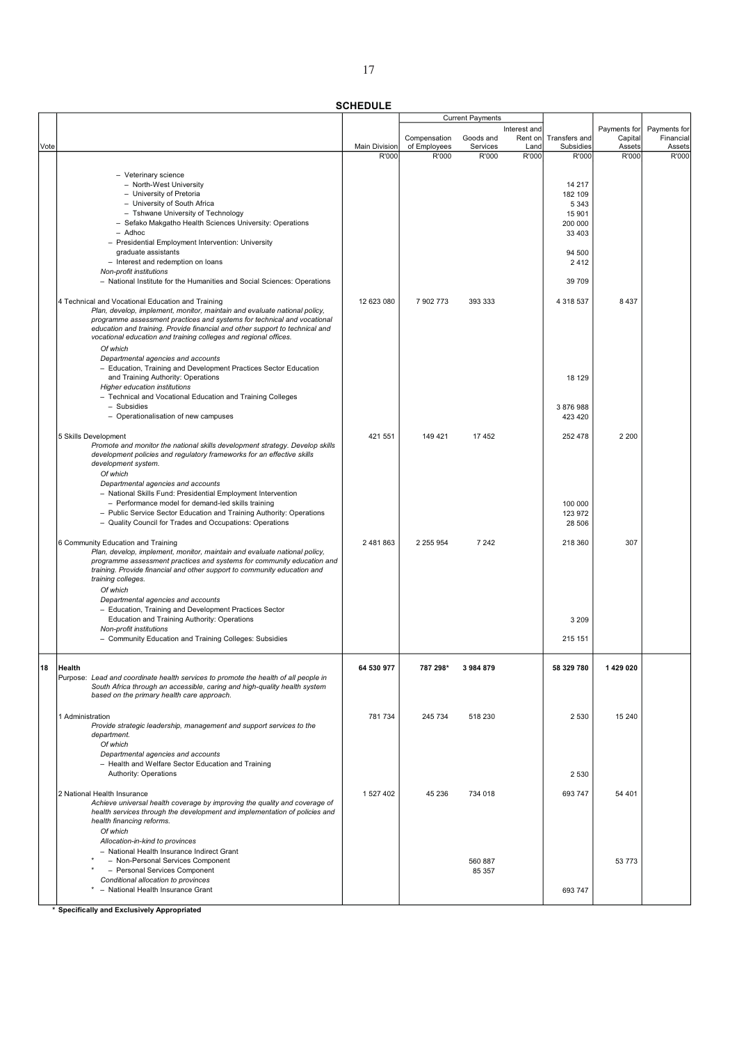**SCHEDULE**

| Vote | | Main Division | Current Payments | | | Transfers and Subsidies | Payments for Capital Assets | Payments for Financial Assets |
|---|---|---|---|---|---|---|---|---|
| | | | Compensation of Employees | Goods and Services | Interest and Rent on Land | | | |
| | | R'000 | R'000 | R'000 | R'000 | R'000 | R'000 | R'000 |
| | – Veterinary science | | | | | | | |
| | – North-West University | | | | | 14 217 | | |
| | – University of Pretoria | | | | | 182 109 | | |
| | – University of South Africa | | | | | 5 343 | | |
| | – Tshwane University of Technology | | | | | 15 901 | | |
| | – Sefako Makgatho Health Sciences University: Operations | | | | | 200 000 | | |
| | – Adhoc | | | | | 33 403 | | |
| | – Presidential Employment Intervention: University graduate assistants | | | | | 94 500 | | |
| | – Interest and redemption on loans | | | | | 2 412 | | |
| | *Non-profit institutions* | | | | | | | |
| | – National Institute for the Humanities and Social Sciences: Operations | | | | | 39 709 | | |
| | 4 Technical and Vocational Education and Training<br>*Plan, develop, implement, monitor, maintain and evaluate national policy, programme assessment practices and systems for technical and vocational education and training. Provide financial and other support to technical and vocational education and training colleges and regional offices.* | 12 623 080 | 7 902 773 | 393 333 | | 4 318 537 | 8 437 | |
| | *Of which* | | | | | | | |
| | *Departmental agencies and accounts* | | | | | | | |
| | – Education, Training and Development Practices Sector Education and Training Authority: Operations | | | | | 18 129 | | |
| | *Higher education institutions* | | | | | | | |
| | – Technical and Vocational Education and Training Colleges | | | | | | | |
| | – Subsidies | | | | | 3 876 988 | | |
| | – Operationalisation of new campuses | | | | | 423 420 | | |
| | 5 Skills Development<br>*Promote and monitor the national skills development strategy. Develop skills development policies and regulatory frameworks for an effective skills development system.* | 421 551 | 149 421 | 17 452 | | 252 478 | 2 200 | |
| | *Of which* | | | | | | | |
| | *Departmental agencies and accounts* | | | | | | | |
| | – National Skills Fund: Presidential Employment Intervention | | | | | | | |
| | – Performance model for demand-led skills training | | | | | 100 000 | | |
| | – Public Service Sector Education and Training Authority: Operations | | | | | 123 972 | | |
| | – Quality Council for Trades and Occupations: Operations | | | | | 28 506 | | |
| | 6 Community Education and Training<br>*Plan, develop, implement, monitor, maintain and evaluate national policy, programme assessment practices and systems for community education and training. Provide financial and other support to community education and training colleges.* | 2 481 863 | 2 255 954 | 7 242 | | 218 360 | 307 | |
| | *Of which* | | | | | | | |
| | *Departmental agencies and accounts* | | | | | | | |
| | – Education, Training and Development Practices Sector Education and Training Authority: Operations | | | | | 3 209 | | |
| | *Non-profit institutions* | | | | | | | |
| | – Community Education and Training Colleges: Subsidies | | | | | 215 151 | | |
| **18** | **Health**<br>Purpose: *Lead and coordinate health services to promote the health of all people in South Africa through an accessible, caring and high-quality health system based on the primary health care approach.* | **64 530 977** | **787 298*** | **3 984 879** | | **58 329 780** | **1 429 020** | |
| | 1 Administration<br>*Provide strategic leadership, management and support services to the department.* | 781 734 | 245 734 | 518 230 | | 2 530 | 15 240 | |
| | *Of which* | | | | | | | |
| | *Departmental agencies and accounts* | | | | | | | |
| | – Health and Welfare Sector Education and Training Authority: Operations | | | | | 2 530 | | |
| | 2 National Health Insurance<br>*Achieve universal health coverage by improving the quality and coverage of health services through the development and implementation of policies and health financing reforms.* | 1 527 402 | 45 236 | 734 018 | | 693 747 | 54 401 | |
| | *Of which* | | | | | | | |
| | *Allocation-in-kind to provinces* | | | | | | | |
| | – National Health Insurance Indirect Grant | | | | | | | |
| | * – Non-Personal Services Component | | | 560 887 | | | 53 773 | |
| | * – Personal Services Component | | | 85 357 | | | | |
| | *Conditional allocation to provinces* | | | | | | | |
| | * – National Health Insurance Grant | | | | | 693 747 | | |

**\* Specifically and Exclusively Appropriated**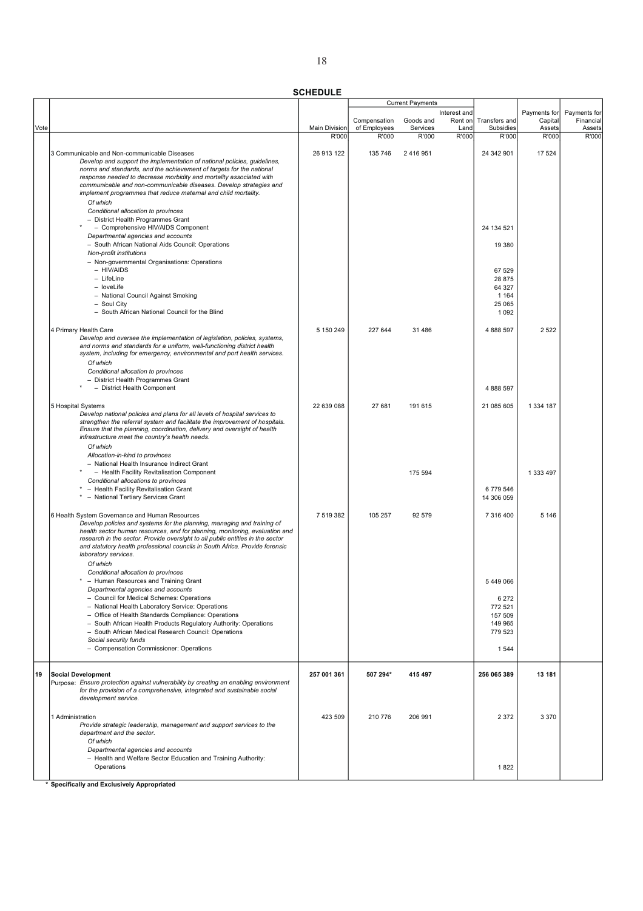**SCHEDULE**

| Vote | | Main Division | Current Payments | | | Transfers and Subsidies | Payments for Capital Assets | Payments for Financial Assets |
|---|---|---|---|---|---|---|---|---|
| | | | Compensation of Employees | Goods and Services | Interest and Rent on Land | | | |
| | | R'000 | R'000 | R'000 | R'000 | R'000 | R'000 | R'000 |
| | 3 Communicable and Non-communicable Diseases | 26 913 122 | 135 746 | 2 416 951 | | 24 342 901 | 17 524 | |
| | *Develop and support the implementation of national policies, guidelines, norms and standards, and the achievement of targets for the national response needed to decrease morbidity and mortality associated with communicable and non-communicable diseases. Develop strategies and implement programmes that reduce maternal and child mortality.* | | | | | | | |
| | *Of which* | | | | | | | |
| | *Conditional allocation to provinces* | | | | | | | |
| | – District Health Programmes Grant | | | | | | | |
| | * – Comprehensive HIV/AIDS Component | | | | | 24 134 521 | | |
| | *Departmental agencies and accounts* | | | | | | | |
| | – South African National Aids Council: Operations | | | | | 19 380 | | |
| | *Non-profit institutions* | | | | | | | |
| | – Non-governmental Organisations: Operations | | | | | | | |
| | – HIV/AIDS | | | | | 67 529 | | |
| | – LifeLine | | | | | 28 875 | | |
| | – loveLife | | | | | 64 327 | | |
| | – National Council Against Smoking | | | | | 1 164 | | |
| | – Soul City | | | | | 25 065 | | |
| | – South African National Council for the Blind | | | | | 1 092 | | |
| | 4 Primary Health Care | 5 150 249 | 227 644 | 31 486 | | 4 888 597 | 2 522 | |
| | *Develop and oversee the implementation of legislation, policies, systems, and norms and standards for a uniform, well-functioning district health system, including for emergency, environmental and port health services.* | | | | | | | |
| | *Of which* | | | | | | | |
| | *Conditional allocation to provinces* | | | | | | | |
| | – District Health Programmes Grant | | | | | | | |
| | * – District Health Component | | | | | 4 888 597 | | |
| | 5 Hospital Systems | 22 639 088 | 27 681 | 191 615 | | 21 085 605 | 1 334 187 | |
| | *Develop national policies and plans for all levels of hospital services to strengthen the referral system and facilitate the improvement of hospitals. Ensure that the planning, coordination, delivery and oversight of health infrastructure meet the country's health needs.* | | | | | | | |
| | *Of which* | | | | | | | |
| | *Allocation-in-kind to provinces* | | | | | | | |
| | – National Health Insurance Indirect Grant | | | | | | | |
| | * – Health Facility Revitalisation Component | | | 175 594 | | | 1 333 497 | |
| | *Conditional allocations to provinces* | | | | | | | |
| | * – Health Facility Revitalisation Grant | | | | | 6 779 546 | | |
| | * – National Tertiary Services Grant | | | | | 14 306 059 | | |
| | 6 Health System Governance and Human Resources | 7 519 382 | 105 257 | 92 579 | | 7 316 400 | 5 146 | |
| | *Develop policies and systems for the planning, managing and training of health sector human resources, and for planning, monitoring, evaluation and research in the sector. Provide oversight to all public entities in the sector and statutory health professional councils in South Africa. Provide forensic laboratory services.* | | | | | | | |
| | *Of which* | | | | | | | |
| | *Conditional allocation to provinces* | | | | | | | |
| | * – Human Resources and Training Grant | | | | | 5 449 066 | | |
| | *Departmental agencies and accounts* | | | | | | | |
| | – Council for Medical Schemes: Operations | | | | | 6 272 | | |
| | – National Health Laboratory Service: Operations | | | | | 772 521 | | |
| | – Office of Health Standards Compliance: Operations | | | | | 157 509 | | |
| | – South African Health Products Regulatory Authority: Operations | | | | | 149 965 | | |
| | – South African Medical Research Council: Operations | | | | | 779 523 | | |
| | *Social security funds* | | | | | | | |
| | – Compensation Commissioner: Operations | | | | | 1 544 | | |
| **19** | **Social Development** | **257 001 361** | **507 294*** | **415 497** | | **256 065 389** | **13 181** | |
| | Purpose: *Ensure protection against vulnerability by creating an enabling environment for the provision of a comprehensive, integrated and sustainable social development service.* | | | | | | | |
| | 1 Administration | 423 509 | 210 776 | 206 991 | | 2 372 | 3 370 | |
| | *Provide strategic leadership, management and support services to the department and the sector.* | | | | | | | |
| | *Of which* | | | | | | | |
| | *Departmental agencies and accounts* | | | | | | | |
| | – Health and Welfare Sector Education and Training Authority: Operations | | | | | 1 822 | | |

**\* Specifically and Exclusively Appropriated**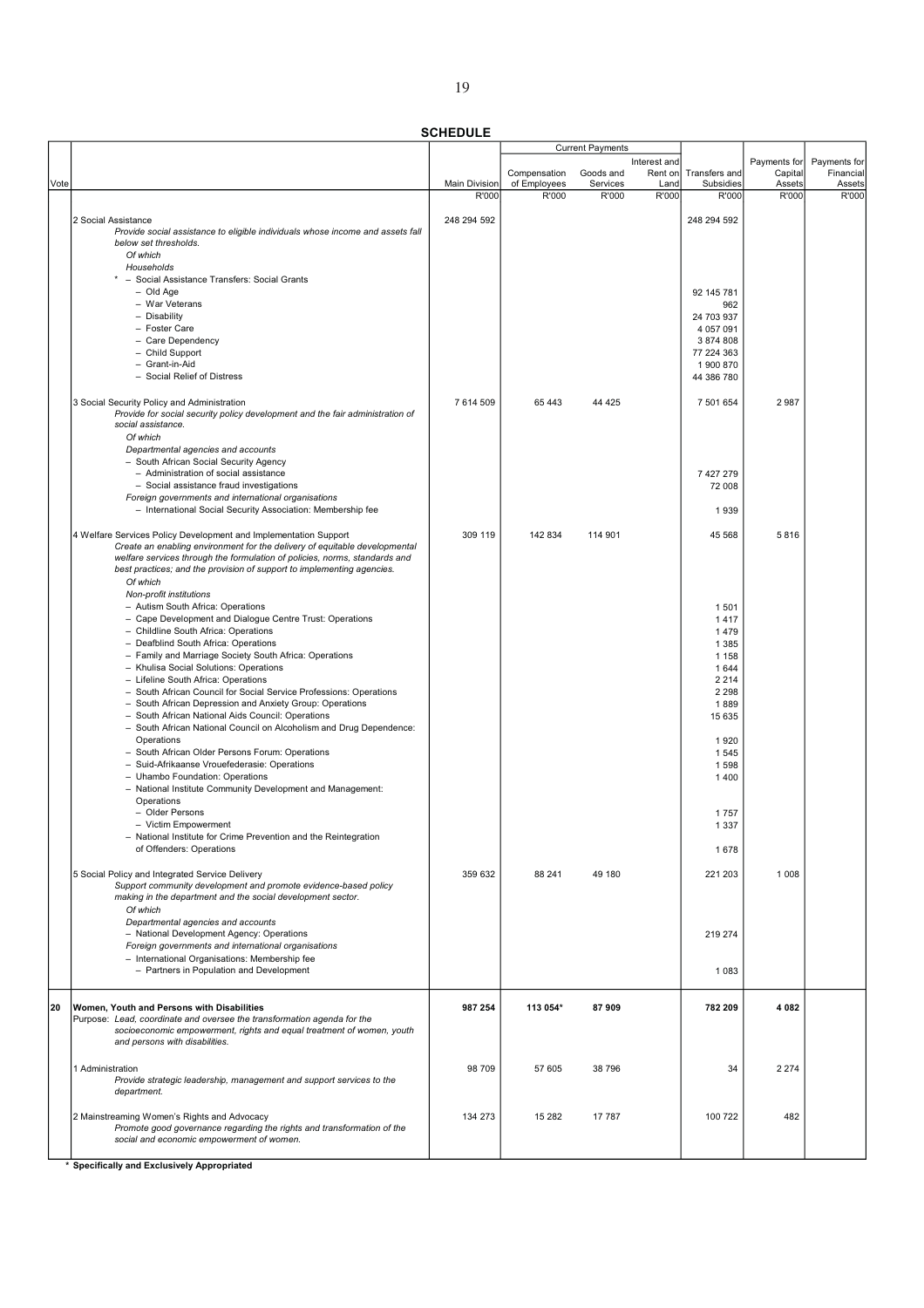**SCHEDULE**

| Vote | | Main Division | Current Payments | | | Transfers and Subsidies | Payments for Capital Assets | Payments for Financial Assets |
|---|---|---|---|---|---|---|---|---|
| | | | Compensation of Employees | Goods and Services | Interest and Rent on Land | | | |
| | | R'000 | R'000 | R'000 | R'000 | R'000 | R'000 | R'000 |
| | 2 Social Assistance | 248 294 592 | | | | 248 294 592 | | |
| | *Provide social assistance to eligible individuals whose income and assets fall below set thresholds.* | | | | | | | |
| | *Of which* | | | | | | | |
| | *Households* | | | | | | | |
| | * – Social Assistance Transfers: Social Grants | | | | | | | |
| | – Old Age | | | | | 92 145 781 | | |
| | – War Veterans | | | | | 962 | | |
| | – Disability | | | | | 24 703 937 | | |
| | – Foster Care | | | | | 4 057 091 | | |
| | – Care Dependency | | | | | 3 874 808 | | |
| | – Child Support | | | | | 77 224 363 | | |
| | – Grant-in-Aid | | | | | 1 900 870 | | |
| | – Social Relief of Distress | | | | | 44 386 780 | | |
| | 3 Social Security Policy and Administration | 7 614 509 | 65 443 | 44 425 | | 7 501 654 | 2 987 | |
| | *Provide for social security policy development and the fair administration of social assistance.* | | | | | | | |
| | *Of which* | | | | | | | |
| | *Departmental agencies and accounts* | | | | | | | |
| | – South African Social Security Agency | | | | | | | |
| | – Administration of social assistance | | | | | 7 427 279 | | |
| | – Social assistance fraud investigations | | | | | 72 008 | | |
| | *Foreign governments and international organisations* | | | | | | | |
| | – International Social Security Association: Membership fee | | | | | 1 939 | | |
| | 4 Welfare Services Policy Development and Implementation Support | 309 119 | 142 834 | 114 901 | | 45 568 | 5 816 | |
| | *Create an enabling environment for the delivery of equitable developmental welfare services through the formulation of policies, norms, standards and best practices; and the provision of support to implementing agencies.* | | | | | | | |
| | *Of which* | | | | | | | |
| | *Non-profit institutions* | | | | | | | |
| | – Autism South Africa: Operations | | | | | 1 501 | | |
| | – Cape Development and Dialogue Centre Trust: Operations | | | | | 1 417 | | |
| | – Childline South Africa: Operations | | | | | 1 479 | | |
| | – Deafblind South Africa: Operations | | | | | 1 385 | | |
| | – Family and Marriage Society South Africa: Operations | | | | | 1 158 | | |
| | – Khulisa Social Solutions: Operations | | | | | 1 644 | | |
| | – Lifeline South Africa: Operations | | | | | 2 214 | | |
| | – South African Council for Social Service Professions: Operations | | | | | 2 298 | | |
| | – South African Depression and Anxiety Group: Operations | | | | | 1 889 | | |
| | – South African National Aids Council: Operations | | | | | 15 635 | | |
| | – South African National Council on Alcoholism and Drug Dependence: Operations | | | | | 1 920 | | |
| | – South African Older Persons Forum: Operations | | | | | 1 545 | | |
| | – Suid-Afrikaanse Vrouefederasie: Operations | | | | | 1 598 | | |
| | – Uhambo Foundation: Operations | | | | | 1 400 | | |
| | – National Institute Community Development and Management: Operations | | | | | | | |
| | – Older Persons | | | | | 1 757 | | |
| | – Victim Empowerment | | | | | 1 337 | | |
| | – National Institute for Crime Prevention and the Reintegration of Offenders: Operations | | | | | 1 678 | | |
| | 5 Social Policy and Integrated Service Delivery | 359 632 | 88 241 | 49 180 | | 221 203 | 1 008 | |
| | *Support community development and promote evidence-based policy making in the department and the social development sector.* | | | | | | | |
| | *Of which* | | | | | | | |
| | *Departmental agencies and accounts* | | | | | | | |
| | – National Development Agency: Operations | | | | | 219 274 | | |
| | *Foreign governments and international organisations* | | | | | | | |
| | – International Organisations: Membership fee | | | | | | | |
| | – Partners in Population and Development | | | | | 1 083 | | |
| **20** | **Women, Youth and Persons with Disabilities** | **987 254** | **113 054*** | **87 909** | | **782 209** | **4 082** | |
| | Purpose: *Lead, coordinate and oversee the transformation agenda for the socioeconomic empowerment, rights and equal treatment of women, youth and persons with disabilities.* | | | | | | | |
| | 1 Administration | 98 709 | 57 605 | 38 796 | | 34 | 2 274 | |
| | *Provide strategic leadership, management and support services to the department.* | | | | | | | |
| | 2 Mainstreaming Women's Rights and Advocacy | 134 273 | 15 282 | 17 787 | | 100 722 | 482 | |
| | *Promote good governance regarding the rights and transformation of the social and economic empowerment of women.* | | | | | | | |

\* **Specifically and Exclusively Appropriated**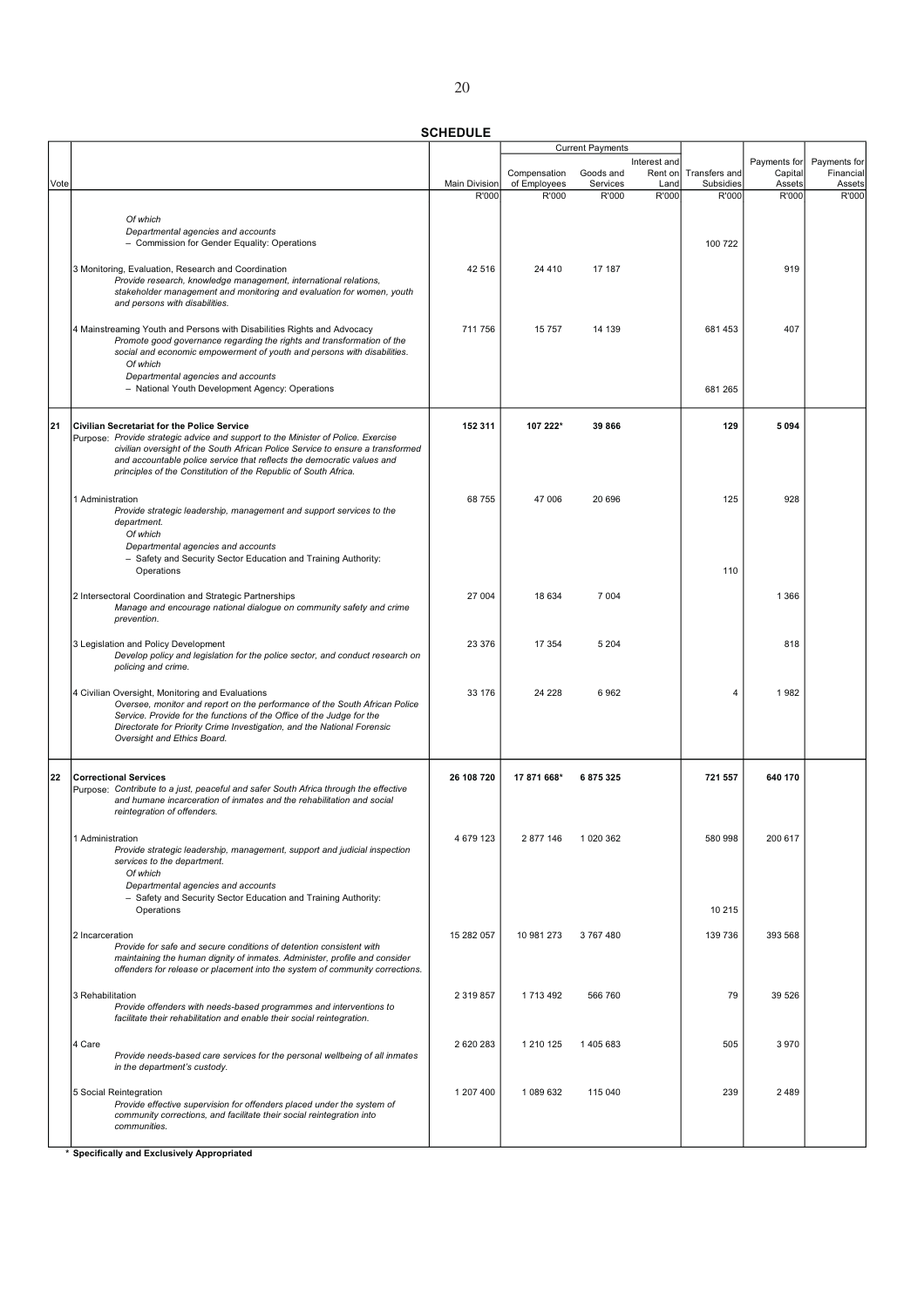**SCHEDULE**

| Vote | | Main Division | Current Payments | | | Transfers and Subsidies | Payments for Capital Assets | Payments for Financial Assets |
|---|---|---|---|---|---|---|---|---|
| | | | Compensation of Employees | Goods and Services | Interest and Rent on Land | | | |
| | | R'000 | R'000 | R'000 | R'000 | R'000 | R'000 | R'000 |
| | *Of which* | | | | | | | |
| | *Departmental agencies and accounts* | | | | | | | |
| | – Commission for Gender Equality: Operations | | | | | 100 722 | | |
| | 3 Monitoring, Evaluation, Research and Coordination<br>*Provide research, knowledge management, international relations, stakeholder management and monitoring and evaluation for women, youth and persons with disabilities.* | 42 516 | 24 410 | 17 187 | | | 919 | |
| | 4 Mainstreaming Youth and Persons with Disabilities Rights and Advocacy<br>*Promote good governance regarding the rights and transformation of the social and economic empowerment of youth and persons with disabilities.* | 711 756 | 15 757 | 14 139 | | 681 453 | 407 | |
| | *Of which* | | | | | | | |
| | *Departmental agencies and accounts* | | | | | | | |
| | – National Youth Development Agency: Operations | | | | | 681 265 | | |
| **21** | **Civilian Secretariat for the Police Service**<br>Purpose: *Provide strategic advice and support to the Minister of Police. Exercise civilian oversight of the South African Police Service to ensure a transformed and accountable police service that reflects the democratic values and principles of the Constitution of the Republic of South Africa.* | **152 311** | **107 222*** | **39 866** | | **129** | **5 094** | |
| | 1 Administration<br>*Provide strategic leadership, management and support services to the department.* | 68 755 | 47 006 | 20 696 | | 125 | 928 | |
| | *Of which* | | | | | | | |
| | *Departmental agencies and accounts* | | | | | | | |
| | – Safety and Security Sector Education and Training Authority: Operations | | | | | 110 | | |
| | 2 Intersectoral Coordination and Strategic Partnerships<br>*Manage and encourage national dialogue on community safety and crime prevention.* | 27 004 | 18 634 | 7 004 | | | 1 366 | |
| | 3 Legislation and Policy Development<br>*Develop policy and legislation for the police sector, and conduct research on policing and crime.* | 23 376 | 17 354 | 5 204 | | | 818 | |
| | 4 Civilian Oversight, Monitoring and Evaluations<br>*Oversee, monitor and report on the performance of the South African Police Service. Provide for the functions of the Office of the Judge for the Directorate for Priority Crime Investigation, and the National Forensic Oversight and Ethics Board.* | 33 176 | 24 228 | 6 962 | | 4 | 1 982 | |
| **22** | **Correctional Services**<br>Purpose: *Contribute to a just, peaceful and safer South Africa through the effective and humane incarceration of inmates and the rehabilitation and social reintegration of offenders.* | **26 108 720** | **17 871 668*** | **6 875 325** | | **721 557** | **640 170** | |
| | 1 Administration<br>*Provide strategic leadership, management, support and judicial inspection services to the department.* | 4 679 123 | 2 877 146 | 1 020 362 | | 580 998 | 200 617 | |
| | *Of which* | | | | | | | |
| | *Departmental agencies and accounts* | | | | | | | |
| | – Safety and Security Sector Education and Training Authority: Operations | | | | | 10 215 | | |
| | 2 Incarceration<br>*Provide for safe and secure conditions of detention consistent with maintaining the human dignity of inmates. Administer, profile and consider offenders for release or placement into the system of community corrections.* | 15 282 057 | 10 981 273 | 3 767 480 | | 139 736 | 393 568 | |
| | 3 Rehabilitation<br>*Provide offenders with needs-based programmes and interventions to facilitate their rehabilitation and enable their social reintegration.* | 2 319 857 | 1 713 492 | 566 760 | | 79 | 39 526 | |
| | 4 Care<br>*Provide needs-based care services for the personal wellbeing of all inmates in the department's custody.* | 2 620 283 | 1 210 125 | 1 405 683 | | 505 | 3 970 | |
| | 5 Social Reintegration<br>*Provide effective supervision for offenders placed under the system of community corrections, and facilitate their social reintegration into communities.* | 1 207 400 | 1 089 632 | 115 040 | | 239 | 2 489 | |

\* **Specifically and Exclusively Appropriated**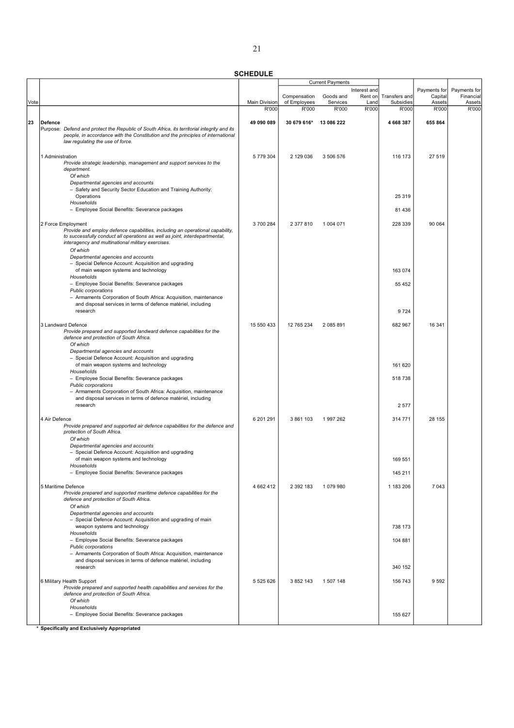**SCHEDULE**

| Vote | | Main Division | Current Payments | | | Transfers and Subsidies | Payments for Capital Assets | Payments for Financial Assets |
|---|---|---|---|---|---|---|---|---|
| | | | Compensation of Employees | Goods and Services | Interest and Rent on Land | | | |
| | | R'000 | R'000 | R'000 | R'000 | R'000 | R'000 | R'000 |
| 23 | **Defence**<br>Purpose: *Defend and protect the Republic of South Africa, its territorial integrity and its people, in accordance with the Constitution and the principles of international law regulating the use of force.* | **49 090 089** | **30 679 616*** | **13 086 222** | | **4 668 387** | **655 864** | |
| | 1 Administration<br>*Provide strategic leadership, management and support services to the department.* | 5 779 304 | 2 129 036 | 3 506 576 | | 116 173 | 27 519 | |
| | *Of which* | | | | | | | |
| | *Departmental agencies and accounts* | | | | | | | |
| | – Safety and Security Sector Education and Training Authority: Operations | | | | | 25 319 | | |
| | *Households* | | | | | | | |
| | – Employee Social Benefits: Severance packages | | | | | 81 436 | | |
| | 2 Force Employment<br>*Provide and employ defence capabilities, including an operational capability, to successfully conduct all operations as well as joint, interdepartmental, interagency and multinational military exercises.* | 3 700 284 | 2 377 810 | 1 004 071 | | 228 339 | 90 064 | |
| | *Of which* | | | | | | | |
| | *Departmental agencies and accounts* | | | | | | | |
| | – Special Defence Account: Acquisition and upgrading of main weapon systems and technology | | | | | 163 074 | | |
| | *Households* | | | | | | | |
| | – Employee Social Benefits: Severance packages | | | | | 55 452 | | |
| | *Public corporations* | | | | | | | |
| | – Armaments Corporation of South Africa: Acquisition, maintenance and disposal services in terms of defence matériel, including research | | | | | 9 724 | | |
| | 3 Landward Defence<br>*Provide prepared and supported landward defence capabilities for the defence and protection of South Africa.* | 15 550 433 | 12 765 234 | 2 085 891 | | 682 967 | 16 341 | |
| | *Of which* | | | | | | | |
| | *Departmental agencies and accounts* | | | | | | | |
| | – Special Defence Account: Acquisition and upgrading of main weapon systems and technology | | | | | 161 620 | | |
| | *Households* | | | | | | | |
| | – Employee Social Benefits: Severance packages | | | | | 518 738 | | |
| | *Public corporations* | | | | | | | |
| | – Armaments Corporation of South Africa: Acquisition, maintenance and disposal services in terms of defence matériel, including research | | | | | 2 577 | | |
| | 4 Air Defence<br>*Provide prepared and supported air defence capabilities for the defence and protection of South Africa.* | 6 201 291 | 3 861 103 | 1 997 262 | | 314 771 | 28 155 | |
| | *Of which* | | | | | | | |
| | *Departmental agencies and accounts* | | | | | | | |
| | – Special Defence Account: Acquisition and upgrading of main weapon systems and technology | | | | | 169 551 | | |
| | *Households* | | | | | | | |
| | – Employee Social Benefits: Severance packages | | | | | 145 211 | | |
| | 5 Maritime Defence<br>*Provide prepared and supported maritime defence capabilities for the defence and protection of South Africa.* | 4 662 412 | 2 392 183 | 1 079 980 | | 1 183 206 | 7 043 | |
| | *Of which* | | | | | | | |
| | *Departmental agencies and accounts* | | | | | | | |
| | – Special Defence Account: Acquisition and upgrading of main weapon systems and technology | | | | | 738 173 | | |
| | *Households* | | | | | | | |
| | – Employee Social Benefits: Severance packages | | | | | 104 881 | | |
| | *Public corporations* | | | | | | | |
| | – Armaments Corporation of South Africa: Acquisition, maintenance and disposal services in terms of defence matériel, including research | | | | | 340 152 | | |
| | 6 Military Health Support<br>*Provide prepared and supported health capabilities and services for the defence and protection of South Africa.* | 5 525 626 | 3 852 143 | 1 507 148 | | 156 743 | 9 592 | |
| | *Of which* | | | | | | | |
| | *Households* | | | | | | | |
| | – Employee Social Benefits: Severance packages | | | | | 155 627 | | |

\* **Specifically and Exclusively Appropriated**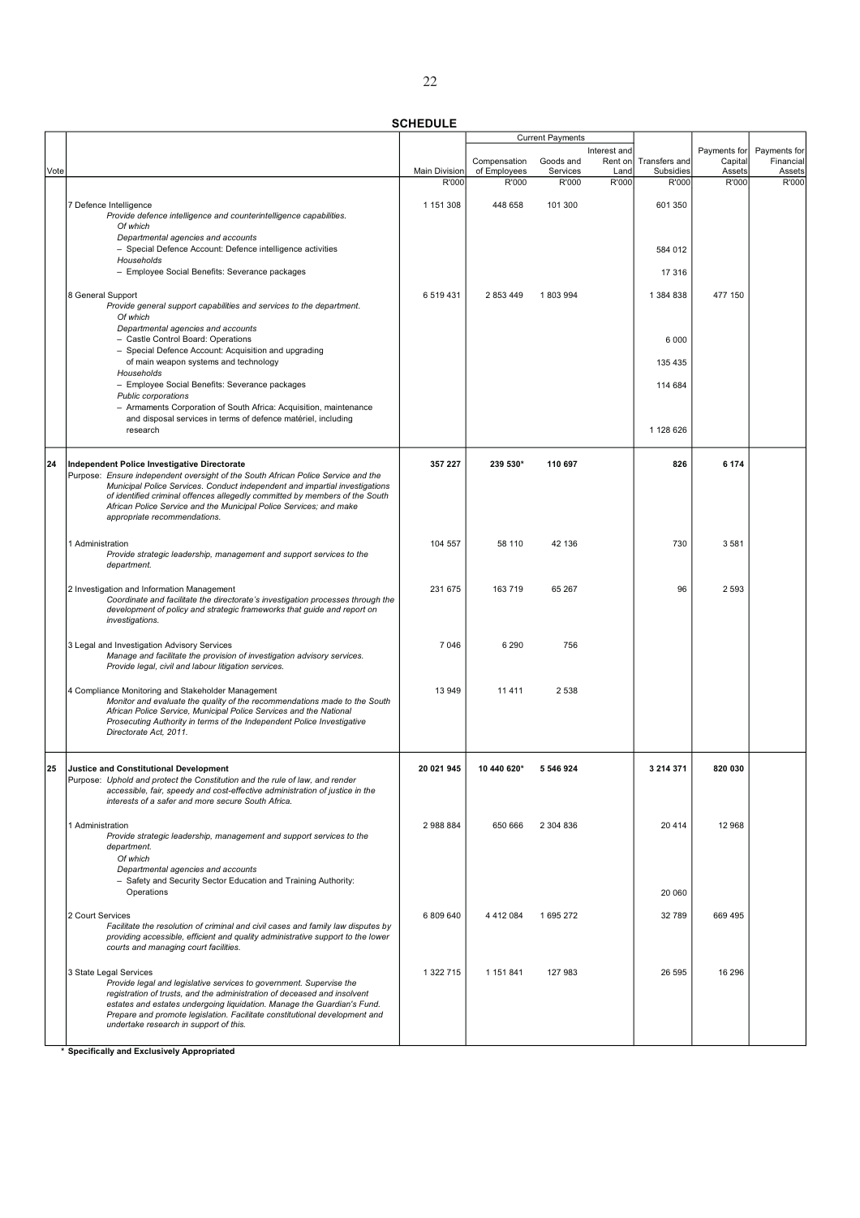**SCHEDULE**

| Vote | | Main Division | Current Payments | | | Transfers and Subsidies | Payments for Capital Assets | Payments for Financial Assets |
|---|---|---|---|---|---|---|---|---|
| | | | Compensation of Employees | Goods and Services | Interest and Rent on Land | | | |
| | | R'000 | R'000 | R'000 | R'000 | R'000 | R'000 | R'000 |
| | 7 Defence Intelligence<br>*Provide defence intelligence and counterintelligence capabilities.*<br>*Of which*<br>*Departmental agencies and accounts*<br>– Special Defence Account: Defence intelligence activities<br>*Households*<br>– Employee Social Benefits: Severance packages | 1 151 308 | 448 658 | 101 300 | | 601 350<br><br><br><br>584 012<br><br>17 316 | | |
| | 8 General Support<br>*Provide general support capabilities and services to the department.*<br>*Of which*<br>*Departmental agencies and accounts*<br>– Castle Control Board: Operations<br>– Special Defence Account: Acquisition and upgrading of main weapon systems and technology<br>*Households*<br>– Employee Social Benefits: Severance packages<br>*Public corporations*<br>– Armaments Corporation of South Africa: Acquisition, maintenance and disposal services in terms of defence matériel, including research | 6 519 431 | 2 853 449 | 1 803 994 | | 1 384 838<br><br><br><br>6 000<br><br>135 435<br><br>114 684<br><br><br>1 128 626 | 477 150 | |
| **24** | **Independent Police Investigative Directorate**<br>Purpose: *Ensure independent oversight of the South African Police Service and the Municipal Police Services. Conduct independent and impartial investigations of identified criminal offences allegedly committed by members of the South African Police Service and the Municipal Police Services; and make appropriate recommendations.* | **357 227** | **239 530*** | **110 697** | | **826** | **6 174** | |
| | 1 Administration<br>*Provide strategic leadership, management and support services to the department.* | 104 557 | 58 110 | 42 136 | | 730 | 3 581 | |
| | 2 Investigation and Information Management<br>*Coordinate and facilitate the directorate's investigation processes through the development of policy and strategic frameworks that guide and report on investigations.* | 231 675 | 163 719 | 65 267 | | 96 | 2 593 | |
| | 3 Legal and Investigation Advisory Services<br>*Manage and facilitate the provision of investigation advisory services. Provide legal, civil and labour litigation services.* | 7 046 | 6 290 | 756 | | | | |
| | 4 Compliance Monitoring and Stakeholder Management<br>*Monitor and evaluate the quality of the recommendations made to the South African Police Service, Municipal Police Services and the National Prosecuting Authority in terms of the Independent Police Investigative Directorate Act, 2011.* | 13 949 | 11 411 | 2 538 | | | | |
| **25** | **Justice and Constitutional Development**<br>Purpose: *Uphold and protect the Constitution and the rule of law, and render accessible, fair, speedy and cost-effective administration of justice in the interests of a safer and more secure South Africa.* | **20 021 945** | **10 440 620*** | **5 546 924** | | **3 214 371** | **820 030** | |
| | 1 Administration<br>*Provide strategic leadership, management and support services to the department.*<br>*Of which*<br>*Departmental agencies and accounts*<br>– Safety and Security Sector Education and Training Authority: Operations | 2 988 884 | 650 666 | 2 304 836 | | 20 414<br><br><br><br><br>20 060 | 12 968 | |
| | 2 Court Services<br>*Facilitate the resolution of criminal and civil cases and family law disputes by providing accessible, efficient and quality administrative support to the lower courts and managing court facilities.* | 6 809 640 | 4 412 084 | 1 695 272 | | 32 789 | 669 495 | |
| | 3 State Legal Services<br>*Provide legal and legislative services to government. Supervise the registration of trusts, and the administration of deceased and insolvent estates and estates undergoing liquidation. Manage the Guardian's Fund. Prepare and promote legislation. Facilitate constitutional development and undertake research in support of this.* | 1 322 715 | 1 151 841 | 127 983 | | 26 595 | 16 296 | |

\* **Specifically and Exclusively Appropriated**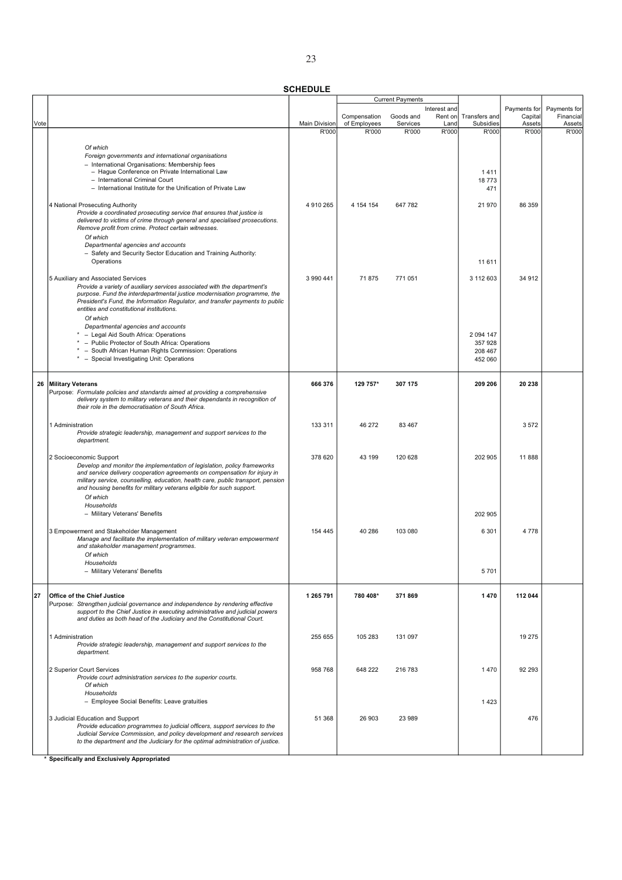**SCHEDULE**

| Vote | | Main Division | Current Payments | | | Transfers and Subsidies | Payments for Capital Assets | Payments for Financial Assets |
|---|---|---|---|---|---|---|---|---|
| | | | Compensation of Employees | Goods and Services | Interest and Rent on Land | | | |
| | | R'000 | R'000 | R'000 | R'000 | R'000 | R'000 | R'000 |
| | *Of which* | | | | | | | |
| | *Foreign governments and international organisations* | | | | | | | |
| | – International Organisations: Membership fees | | | | | | | |
| | – Hague Conference on Private International Law | | | | | 1 411 | | |
| | – International Criminal Court | | | | | 18 773 | | |
| | – International Institute for the Unification of Private Law | | | | | 471 | | |
| | 4 National Prosecuting Authority<br>*Provide a coordinated prosecuting service that ensures that justice is delivered to victims of crime through general and specialised prosecutions. Remove profit from crime. Protect certain witnesses.* | 4 910 265 | 4 154 154 | 647 782 | | 21 970 | 86 359 | |
| | *Of which* | | | | | | | |
| | *Departmental agencies and accounts* | | | | | | | |
| | – Safety and Security Sector Education and Training Authority: Operations | | | | | 11 611 | | |
| | 5 Auxiliary and Associated Services<br>*Provide a variety of auxiliary services associated with the department's purpose. Fund the interdepartmental justice modernisation programme, the President's Fund, the Information Regulator, and transfer payments to public entities and constitutional institutions.* | 3 990 441 | 71 875 | 771 051 | | 3 112 603 | 34 912 | |
| | *Of which* | | | | | | | |
| | *Departmental agencies and accounts* | | | | | | | |
| | * – Legal Aid South Africa: Operations | | | | | 2 094 147 | | |
| | * – Public Protector of South Africa: Operations | | | | | 357 928 | | |
| | * – South African Human Rights Commission: Operations | | | | | 208 467 | | |
| | * – Special Investigating Unit: Operations | | | | | 452 060 | | |
| **26** | **Military Veterans**<br>Purpose: *Formulate policies and standards aimed at providing a comprehensive delivery system to military veterans and their dependants in recognition of their role in the democratisation of South Africa.* | **666 376** | **129 757*** | **307 175** | | **209 206** | **20 238** | |
| | 1 Administration<br>*Provide strategic leadership, management and support services to the department.* | 133 311 | 46 272 | 83 467 | | | 3 572 | |
| | 2 Socioeconomic Support<br>*Develop and monitor the implementation of legislation, policy frameworks and service delivery cooperation agreements on compensation for injury in military service, counselling, education, health care, public transport, pension and housing benefits for military veterans eligible for such support.* | 378 620 | 43 199 | 120 628 | | 202 905 | 11 888 | |
| | *Of which* | | | | | | | |
| | *Households* | | | | | | | |
| | – Military Veterans' Benefits | | | | | 202 905 | | |
| | 3 Empowerment and Stakeholder Management<br>*Manage and facilitate the implementation of military veteran empowerment and stakeholder management programmes.* | 154 445 | 40 286 | 103 080 | | 6 301 | 4 778 | |
| | *Of which* | | | | | | | |
| | *Households* | | | | | | | |
| | – Military Veterans' Benefits | | | | | 5 701 | | |
| **27** | **Office of the Chief Justice**<br>Purpose: *Strengthen judicial governance and independence by rendering effective support to the Chief Justice in executing administrative and judicial powers and duties as both head of the Judiciary and the Constitutional Court.* | **1 265 791** | **780 408*** | **371 869** | | **1 470** | **112 044** | |
| | 1 Administration<br>*Provide strategic leadership, management and support services to the department.* | 255 655 | 105 283 | 131 097 | | | 19 275 | |
| | 2 Superior Court Services<br>*Provide court administration services to the superior courts.* | 958 768 | 648 222 | 216 783 | | 1 470 | 92 293 | |
| | *Of which* | | | | | | | |
| | *Households* | | | | | | | |
| | – Employee Social Benefits: Leave gratuities | | | | | 1 423 | | |
| | 3 Judicial Education and Support<br>*Provide education programmes to judicial officers, support services to the Judicial Service Commission, and policy development and research services to the department and the Judiciary for the optimal administration of justice.* | 51 368 | 26 903 | 23 989 | | | 476 | |

\* **Specifically and Exclusively Appropriated**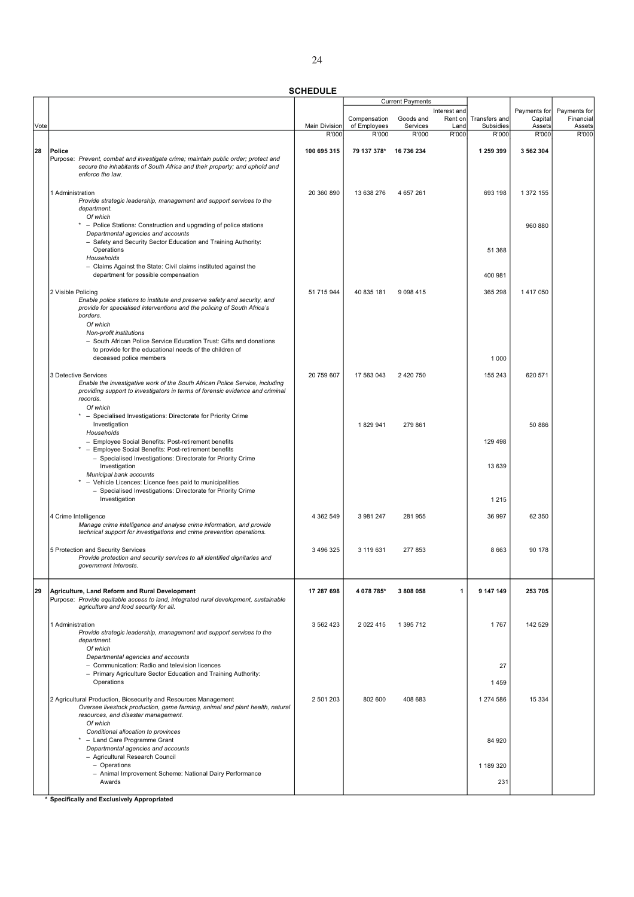**SCHEDULE**

| Vote | | Main Division | Current Payments | | | Transfers and Subsidies | Payments for Capital Assets | Payments for Financial Assets |
|---|---|---|---|---|---|---|---|---|
| | | | Compensation of Employees | Goods and Services | Interest and Rent on Land | | | |
| | | R'000 | R'000 | R'000 | R'000 | R'000 | R'000 | R'000 |
| 28 | **Police**<br>Purpose: *Prevent, combat and investigate crime; maintain public order; protect and secure the inhabitants of South Africa and their property; and uphold and enforce the law.* | **100 695 315** | **79 137 378*** | **16 736 234** | | **1 259 399** | **3 562 304** | |
| | 1 Administration<br>*Provide strategic leadership, management and support services to the department.* | 20 360 890 | 13 638 276 | 4 657 261 | | 693 198 | 1 372 155 | |
| | *Of which* | | | | | | | |
| | * – Police Stations: Construction and upgrading of police stations | | | | | | 960 880 | |
| | *Departmental agencies and accounts* | | | | | | | |
| | – Safety and Security Sector Education and Training Authority: Operations | | | | | 51 368 | | |
| | *Households* | | | | | | | |
| | – Claims Against the State: Civil claims instituted against the department for possible compensation | | | | | 400 981 | | |
| | 2 Visible Policing<br>*Enable police stations to institute and preserve safety and security, and provide for specialised interventions and the policing of South Africa's borders.* | 51 715 944 | 40 835 181 | 9 098 415 | | 365 298 | 1 417 050 | |
| | *Of which* | | | | | | | |
| | *Non-profit institutions* | | | | | | | |
| | – South African Police Service Education Trust: Gifts and donations to provide for the educational needs of the children of deceased police members | | | | | 1 000 | | |
| | 3 Detective Services<br>*Enable the investigative work of the South African Police Service, including providing support to investigators in terms of forensic evidence and criminal records.* | 20 759 607 | 17 563 043 | 2 420 750 | | 155 243 | 620 571 | |
| | *Of which* | | | | | | | |
| | * – Specialised Investigations: Directorate for Priority Crime Investigation | | 1 829 941 | 279 861 | | | 50 886 | |
| | *Households* | | | | | | | |
| | – Employee Social Benefits: Post-retirement benefits | | | | | 129 498 | | |
| | * – Employee Social Benefits: Post-retirement benefits<br>– Specialised Investigations: Directorate for Priority Crime Investigation | | | | | 13 639 | | |
| | *Municipal bank accounts* | | | | | | | |
| | * – Vehicle Licences: Licence fees paid to municipalities<br>– Specialised Investigations: Directorate for Priority Crime Investigation | | | | | 1 215 | | |
| | 4 Crime Intelligence<br>*Manage crime intelligence and analyse crime information, and provide technical support for investigations and crime prevention operations.* | 4 362 549 | 3 981 247 | 281 955 | | 36 997 | 62 350 | |
| | 5 Protection and Security Services<br>*Provide protection and security services to all identified dignitaries and government interests.* | 3 496 325 | 3 119 631 | 277 853 | | 8 663 | 90 178 | |
| 29 | **Agriculture, Land Reform and Rural Development**<br>Purpose: *Provide equitable access to land, integrated rural development, sustainable agriculture and food security for all.* | **17 287 698** | **4 078 785*** | **3 808 058** | **1** | **9 147 149** | **253 705** | |
| | 1 Administration<br>*Provide strategic leadership, management and support services to the department.* | 3 562 423 | 2 022 415 | 1 395 712 | | 1 767 | 142 529 | |
| | *Of which* | | | | | | | |
| | *Departmental agencies and accounts* | | | | | | | |
| | – Communication: Radio and television licences | | | | | 27 | | |
| | – Primary Agriculture Sector Education and Training Authority: Operations | | | | | 1 459 | | |
| | 2 Agricultural Production, Biosecurity and Resources Management<br>*Oversee livestock production, game farming, animal and plant health, natural resources, and disaster management.* | 2 501 203 | 802 600 | 408 683 | | 1 274 586 | 15 334 | |
| | *Of which* | | | | | | | |
| | *Conditional allocation to provinces* | | | | | | | |
| | * – Land Care Programme Grant | | | | | 84 920 | | |
| | *Departmental agencies and accounts* | | | | | | | |
| | – Agricultural Research Council<br>– Operations | | | | | 1 189 320 | | |
| | – Animal Improvement Scheme: National Dairy Performance Awards | | | | | 231 | | |

\* **Specifically and Exclusively Appropriated**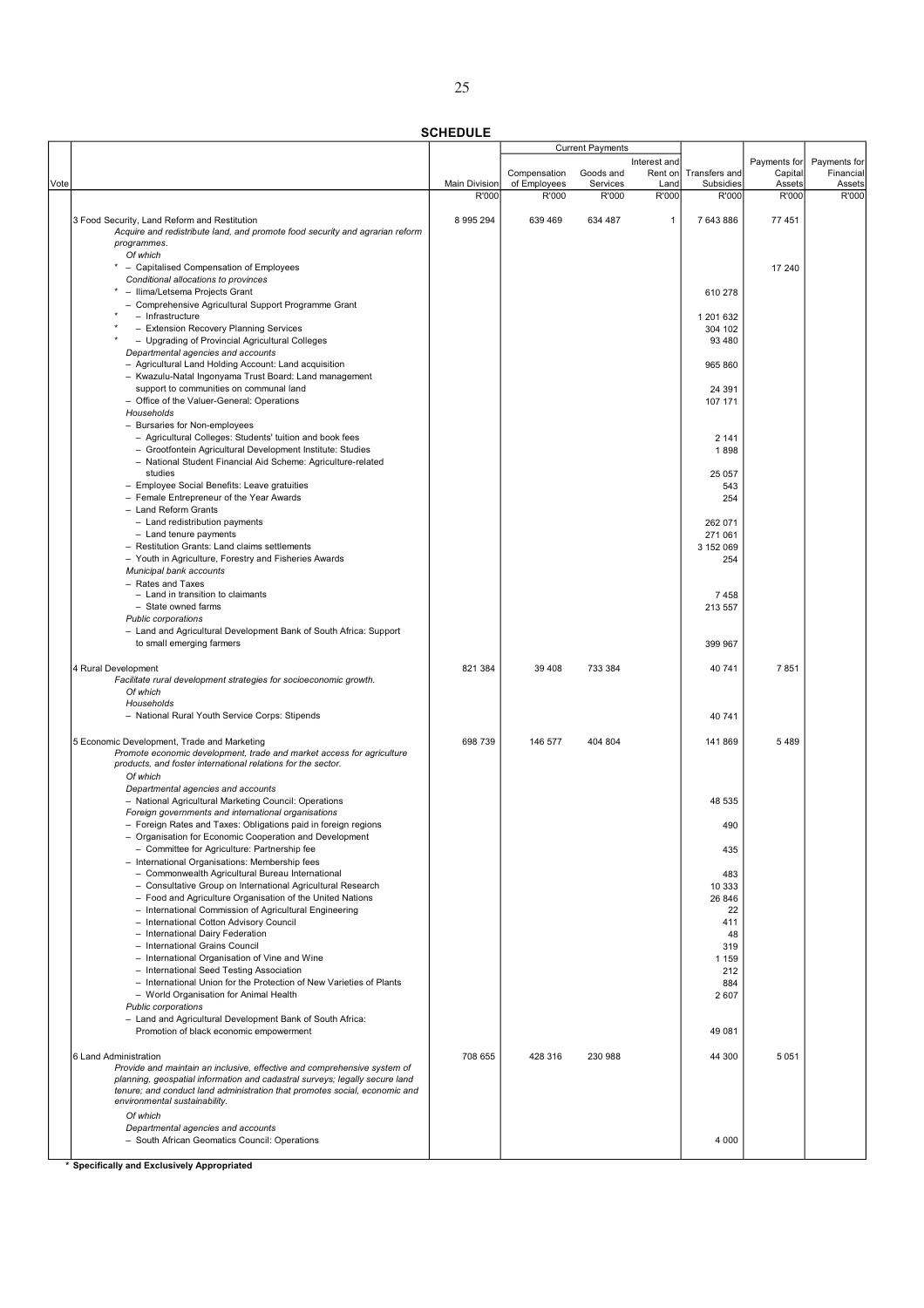**SCHEDULE**

| Vote | | Main Division | Current Payments | | | Transfers and Subsidies | Payments for Capital Assets | Payments for Financial Assets |
|---|---|---|---|---|---|---|---|---|
| | | | Compensation of Employees | Goods and Services | Interest and Rent on Land | | | |
| | | R'000 | R'000 | R'000 | R'000 | R'000 | R'000 | R'000 |
| | 3 Food Security, Land Reform and Restitution | 8 995 294 | 639 469 | 634 487 | 1 | 7 643 886 | 77 451 | |
| | *Acquire and redistribute land, and promote food security and agrarian reform programmes.* | | | | | | | |
| | *Of which* | | | | | | | |
| | * – Capitalised Compensation of Employees | | | | | | 17 240 | |
| | *Conditional allocations to provinces* | | | | | | | |
| | * – Ilima/Letsema Projects Grant | | | | | 610 278 | | |
| | – Comprehensive Agricultural Support Programme Grant | | | | | | | |
| | * – Infrastructure | | | | | 1 201 632 | | |
| | * – Extension Recovery Planning Services | | | | | 304 102 | | |
| | * – Upgrading of Provincial Agricultural Colleges | | | | | 93 480 | | |
| | *Departmental agencies and accounts* | | | | | | | |
| | – Agricultural Land Holding Account: Land acquisition | | | | | 965 860 | | |
| | – Kwazulu-Natal Ingonyama Trust Board: Land management support to communities on communal land | | | | | 24 391 | | |
| | – Office of the Valuer-General: Operations | | | | | 107 171 | | |
| | *Households* | | | | | | | |
| | – Bursaries for Non-employees | | | | | | | |
| | – Agricultural Colleges: Students' tuition and book fees | | | | | 2 141 | | |
| | – Grootfontein Agricultural Development Institute: Studies | | | | | 1 898 | | |
| | – National Student Financial Aid Scheme: Agriculture-related studies | | | | | 25 057 | | |
| | – Employee Social Benefits: Leave gratuities | | | | | 543 | | |
| | – Female Entrepreneur of the Year Awards | | | | | 254 | | |
| | – Land Reform Grants | | | | | | | |
| | – Land redistribution payments | | | | | 262 071 | | |
| | – Land tenure payments | | | | | 271 061 | | |
| | – Restitution Grants: Land claims settlements | | | | | 3 152 069 | | |
| | – Youth in Agriculture, Forestry and Fisheries Awards | | | | | 254 | | |
| | *Municipal bank accounts* | | | | | | | |
| | – Rates and Taxes | | | | | | | |
| | – Land in transition to claimants | | | | | 7 458 | | |
| | – State owned farms | | | | | 213 557 | | |
| | *Public corporations* | | | | | | | |
| | – Land and Agricultural Development Bank of South Africa: Support to small emerging farmers | | | | | 399 967 | | |
| | 4 Rural Development | 821 384 | 39 408 | 733 384 | | 40 741 | 7 851 | |
| | *Facilitate rural development strategies for socioeconomic growth.* | | | | | | | |
| | *Of which* | | | | | | | |
| | *Households* | | | | | | | |
| | – National Rural Youth Service Corps: Stipends | | | | | 40 741 | | |
| | 5 Economic Development, Trade and Marketing | 698 739 | 146 577 | 404 804 | | 141 869 | 5 489 | |
| | *Promote economic development, trade and market access for agriculture products, and foster international relations for the sector.* | | | | | | | |
| | *Of which* | | | | | | | |
| | *Departmental agencies and accounts* | | | | | | | |
| | – National Agricultural Marketing Council: Operations | | | | | 48 535 | | |
| | *Foreign governments and international organisations* | | | | | | | |
| | – Foreign Rates and Taxes: Obligations paid in foreign regions | | | | | 490 | | |
| | – Organisation for Economic Cooperation and Development | | | | | | | |
| | – Committee for Agriculture: Partnership fee | | | | | 435 | | |
| | – International Organisations: Membership fees | | | | | | | |
| | – Commonwealth Agricultural Bureau International | | | | | 483 | | |
| | – Consultative Group on International Agricultural Research | | | | | 10 333 | | |
| | – Food and Agriculture Organisation of the United Nations | | | | | 26 846 | | |
| | – International Commission of Agricultural Engineering | | | | | 22 | | |
| | – International Cotton Advisory Council | | | | | 411 | | |
| | – International Dairy Federation | | | | | 48 | | |
| | – International Grains Council | | | | | 319 | | |
| | – International Organisation of Vine and Wine | | | | | 1 159 | | |
| | – International Seed Testing Association | | | | | 212 | | |
| | – International Union for the Protection of New Varieties of Plants | | | | | 884 | | |
| | – World Organisation for Animal Health | | | | | 2 607 | | |
| | *Public corporations* | | | | | | | |
| | – Land and Agricultural Development Bank of South Africa: Promotion of black economic empowerment | | | | | 49 081 | | |
| | 6 Land Administration | 708 655 | 428 316 | 230 988 | | 44 300 | 5 051 | |
| | *Provide and maintain an inclusive, effective and comprehensive system of planning, geospatial information and cadastral surveys; legally secure land tenure; and conduct land administration that promotes social, economic and environmental sustainability.* | | | | | | | |
| | *Of which* | | | | | | | |
| | *Departmental agencies and accounts* | | | | | | | |
| | – South African Geomatics Council: Operations | | | | | 4 000 | | |

**\* Specifically and Exclusively Appropriated**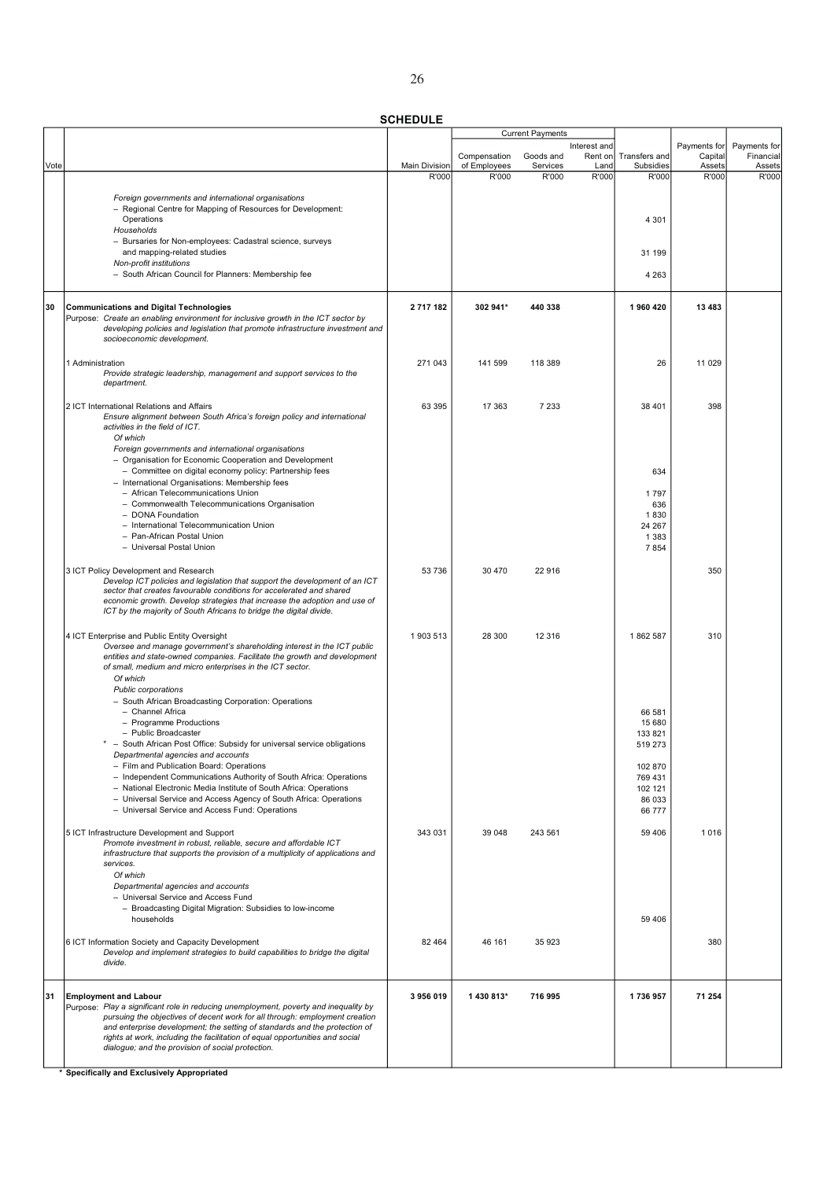**SCHEDULE**

| Vote | | Main Division | Current Payments | | | Transfers and Subsidies | Payments for Capital Assets | Payments for Financial Assets |
|---|---|---|---|---|---|---|---|---|
| | | | Compensation of Employees | Goods and Services | Interest and Rent on Land | | | |
| | | R'000 | R'000 | R'000 | R'000 | R'000 | R'000 | R'000 |
| | *Foreign governments and international organisations* | | | | | | | |
| | – Regional Centre for Mapping of Resources for Development: Operations | | | | | 4 301 | | |
| | *Households* | | | | | | | |
| | – Bursaries for Non-employees: Cadastral science, surveys and mapping-related studies | | | | | 31 199 | | |
| | *Non-profit institutions* | | | | | | | |
| | – South African Council for Planners: Membership fee | | | | | 4 263 | | |
| **30** | **Communications and Digital Technologies** | **2 717 182** | **302 941*** | **440 338** | | **1 960 420** | **13 483** | |
| | Purpose: *Create an enabling environment for inclusive growth in the ICT sector by developing policies and legislation that promote infrastructure investment and socioeconomic development.* | | | | | | | |
| | 1 Administration *Provide strategic leadership, management and support services to the department.* | 271 043 | 141 599 | 118 389 | | 26 | 11 029 | |
| | 2 ICT International Relations and Affairs *Ensure alignment between South Africa's foreign policy and international activities in the field of ICT.* | 63 395 | 17 363 | 7 233 | | 38 401 | 398 | |
| | *Of which* | | | | | | | |
| | *Foreign governments and international organisations* | | | | | | | |
| | – Organisation for Economic Cooperation and Development | | | | | | | |
| | – Committee on digital economy policy: Partnership fees | | | | | 634 | | |
| | – International Organisations: Membership fees | | | | | | | |
| | – African Telecommunications Union | | | | | 1 797 | | |
| | – Commonwealth Telecommunications Organisation | | | | | 636 | | |
| | – DONA Foundation | | | | | 1 830 | | |
| | – International Telecommunication Union | | | | | 24 267 | | |
| | – Pan-African Postal Union | | | | | 1 383 | | |
| | – Universal Postal Union | | | | | 7 854 | | |
| | 3 ICT Policy Development and Research *Develop ICT policies and legislation that support the development of an ICT sector that creates favourable conditions for accelerated and shared economic growth. Develop strategies that increase the adoption and use of ICT by the majority of South Africans to bridge the digital divide.* | 53 736 | 30 470 | 22 916 | | | 350 | |
| | 4 ICT Enterprise and Public Entity Oversight *Oversee and manage government's shareholding interest in the ICT public entities and state-owned companies. Facilitate the growth and development of small, medium and micro enterprises in the ICT sector.* | 1 903 513 | 28 300 | 12 316 | | 1 862 587 | 310 | |
| | *Of which* | | | | | | | |
| | *Public corporations* | | | | | | | |
| | – South African Broadcasting Corporation: Operations | | | | | | | |
| | – Channel Africa | | | | | 66 581 | | |
| | – Programme Productions | | | | | 15 680 | | |
| | – Public Broadcaster | | | | | 133 821 | | |
| | * – South African Post Office: Subsidy for universal service obligations | | | | | 519 273 | | |
| | *Departmental agencies and accounts* | | | | | | | |
| | – Film and Publication Board: Operations | | | | | 102 870 | | |
| | – Independent Communications Authority of South Africa: Operations | | | | | 769 431 | | |
| | – National Electronic Media Institute of South Africa: Operations | | | | | 102 121 | | |
| | – Universal Service and Access Agency of South Africa: Operations | | | | | 86 033 | | |
| | – Universal Service and Access Fund: Operations | | | | | 66 777 | | |
| | 5 ICT Infrastructure Development and Support *Promote investment in robust, reliable, secure and affordable ICT infrastructure that supports the provision of a multiplicity of applications and services.* | 343 031 | 39 048 | 243 561 | | 59 406 | 1 016 | |
| | *Of which* | | | | | | | |
| | *Departmental agencies and accounts* | | | | | | | |
| | – Universal Service and Access Fund | | | | | | | |
| | – Broadcasting Digital Migration: Subsidies to low-income households | | | | | 59 406 | | |
| | 6 ICT Information Society and Capacity Development *Develop and implement strategies to build capabilities to bridge the digital divide.* | 82 464 | 46 161 | 35 923 | | | 380 | |
| **31** | **Employment and Labour** | **3 956 019** | **1 430 813*** | **716 995** | | **1 736 957** | **71 254** | |
| | Purpose: *Play a significant role in reducing unemployment, poverty and inequality by pursuing the objectives of decent work for all through: employment creation and enterprise development; the setting of standards and the protection of rights at work, including the facilitation of equal opportunities and social dialogue; and the provision of social protection.* | | | | | | | |

\* **Specifically and Exclusively Appropriated**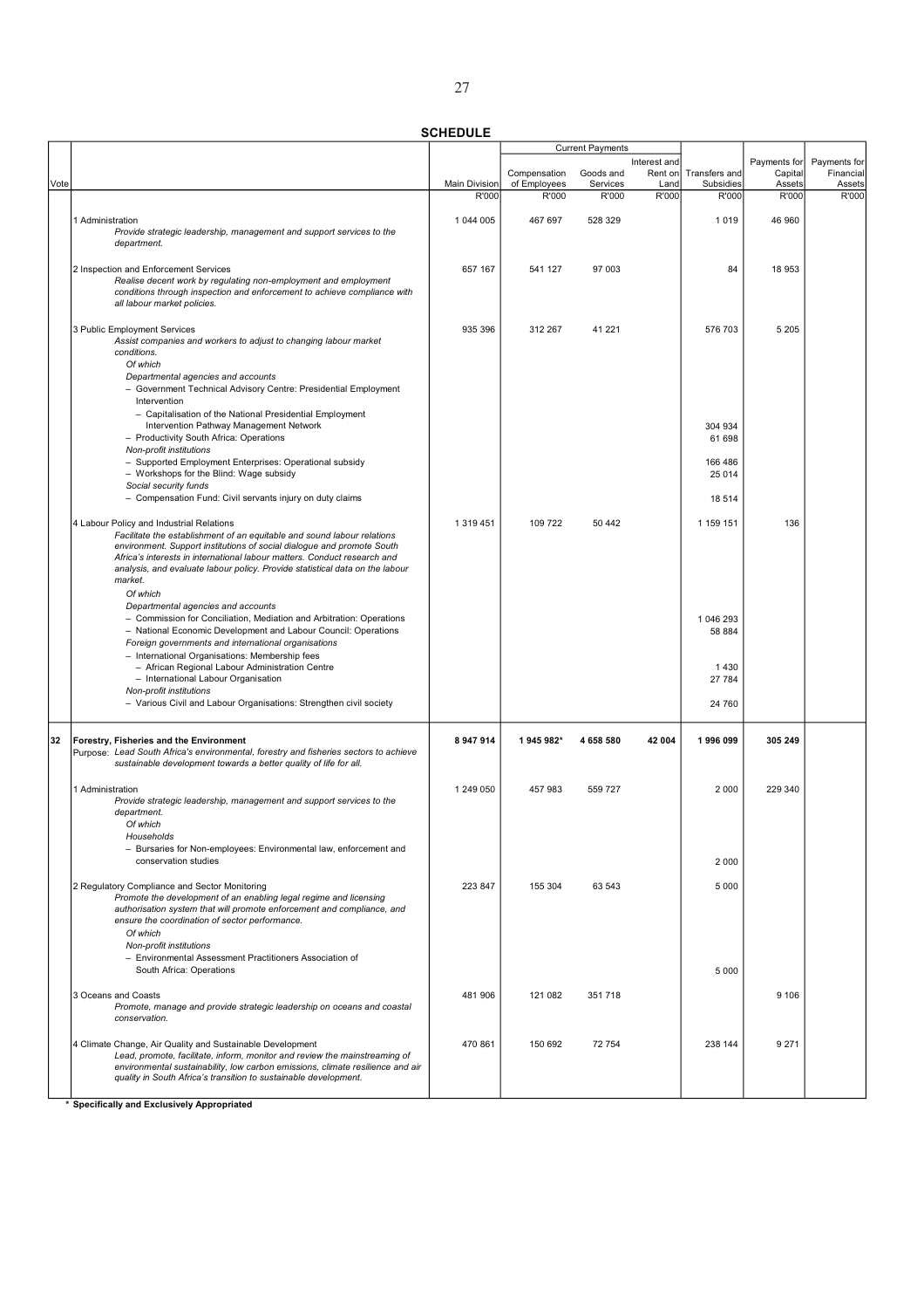**SCHEDULE**

| Vote | | Main Division | Current Payments | | | Transfers and Subsidies | Payments for Capital Assets | Payments for Financial Assets |
|---|---|---|---|---|---|---|---|---|
| | | | Compensation of Employees | Goods and Services | Interest and Rent on Land | | | |
| | | R'000 | R'000 | R'000 | R'000 | R'000 | R'000 | R'000 |
| | 1 Administration<br>*Provide strategic leadership, management and support services to the department.* | 1 044 005 | 467 697 | 528 329 | | 1 019 | 46 960 | |
| | 2 Inspection and Enforcement Services<br>*Realise decent work by regulating non-employment and employment conditions through inspection and enforcement to achieve compliance with all labour market policies.* | 657 167 | 541 127 | 97 003 | | 84 | 18 953 | |
| | 3 Public Employment Services<br>*Assist companies and workers to adjust to changing labour market conditions.* | 935 396 | 312 267 | 41 221 | | 576 703 | 5 205 | |
| | *Of which* | | | | | | | |
| | *Departmental agencies and accounts* | | | | | | | |
| | – Government Technical Advisory Centre: Presidential Employment Intervention | | | | | | | |
| | – Capitalisation of the National Presidential Employment Intervention Pathway Management Network | | | | | 304 934 | | |
| | – Productivity South Africa: Operations | | | | | 61 698 | | |
| | *Non-profit institutions* | | | | | | | |
| | – Supported Employment Enterprises: Operational subsidy | | | | | 166 486 | | |
| | – Workshops for the Blind: Wage subsidy | | | | | 25 014 | | |
| | *Social security funds* | | | | | | | |
| | – Compensation Fund: Civil servants injury on duty claims | | | | | 18 514 | | |
| | 4 Labour Policy and Industrial Relations<br>*Facilitate the establishment of an equitable and sound labour relations environment. Support institutions of social dialogue and promote South Africa's interests in international labour matters. Conduct research and analysis, and evaluate labour policy. Provide statistical data on the labour market.* | 1 319 451 | 109 722 | 50 442 | | 1 159 151 | 136 | |
| | *Of which* | | | | | | | |
| | *Departmental agencies and accounts* | | | | | | | |
| | – Commission for Conciliation, Mediation and Arbitration: Operations | | | | | 1 046 293 | | |
| | – National Economic Development and Labour Council: Operations | | | | | 58 884 | | |
| | *Foreign governments and international organisations* | | | | | | | |
| | – International Organisations: Membership fees | | | | | | | |
| | – African Regional Labour Administration Centre | | | | | 1 430 | | |
| | – International Labour Organisation | | | | | 27 784 | | |
| | *Non-profit institutions* | | | | | | | |
| | – Various Civil and Labour Organisations: Strengthen civil society | | | | | 24 760 | | |
| **32** | **Forestry, Fisheries and the Environment**<br>Purpose: *Lead South Africa's environmental, forestry and fisheries sectors to achieve sustainable development towards a better quality of life for all.* | **8 947 914** | **1 945 982*** | **4 658 580** | **42 004** | **1 996 099** | **305 249** | |
| | 1 Administration<br>*Provide strategic leadership, management and support services to the department.* | 1 249 050 | 457 983 | 559 727 | | 2 000 | 229 340 | |
| | *Of which* | | | | | | | |
| | *Households* | | | | | | | |
| | – Bursaries for Non-employees: Environmental law, enforcement and conservation studies | | | | | 2 000 | | |
| | 2 Regulatory Compliance and Sector Monitoring<br>*Promote the development of an enabling legal regime and licensing authorisation system that will promote enforcement and compliance, and ensure the coordination of sector performance.* | 223 847 | 155 304 | 63 543 | | 5 000 | | |
| | *Of which* | | | | | | | |
| | *Non-profit institutions* | | | | | | | |
| | – Environmental Assessment Practitioners Association of South Africa: Operations | | | | | 5 000 | | |
| | 3 Oceans and Coasts<br>*Promote, manage and provide strategic leadership on oceans and coastal conservation.* | 481 906 | 121 082 | 351 718 | | | 9 106 | |
| | 4 Climate Change, Air Quality and Sustainable Development<br>*Lead, promote, facilitate, inform, monitor and review the mainstreaming of environmental sustainability, low carbon emissions, climate resilience and air quality in South Africa's transition to sustainable development.* | 470 861 | 150 692 | 72 754 | | 238 144 | 9 271 | |

**\* Specifically and Exclusively Appropriated**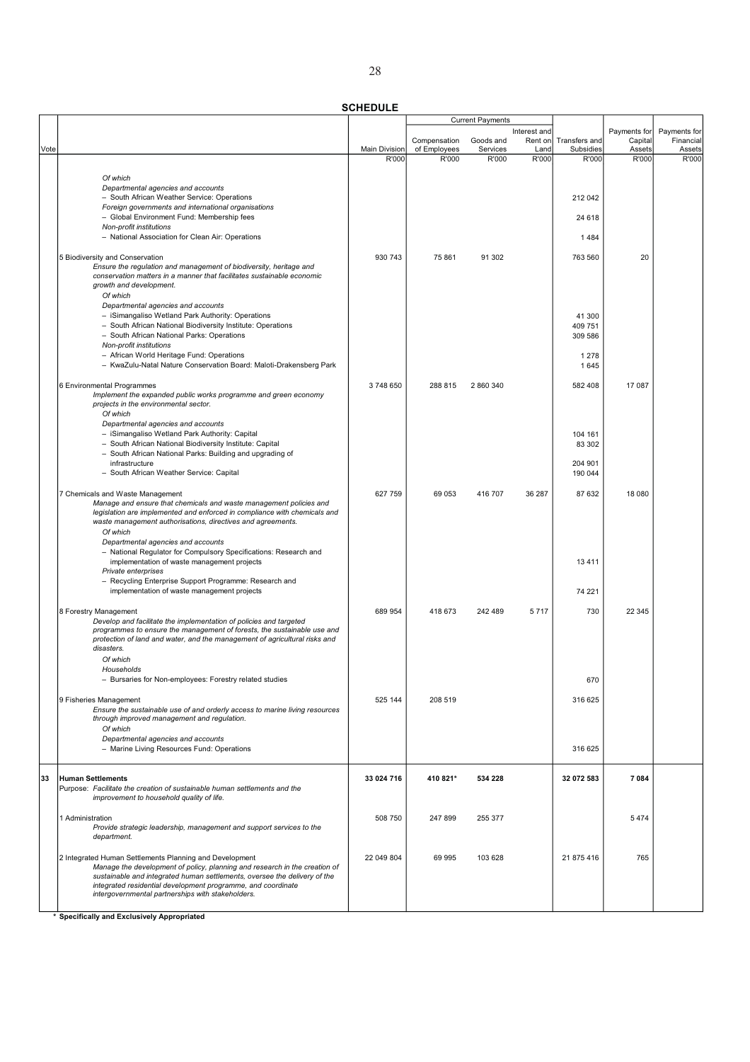**SCHEDULE**

| Vote | | Main Division | Current Payments | | | Transfers and Subsidies | Payments for Capital Assets | Payments for Financial Assets |
|---|---|---|---|---|---|---|---|---|
| | | | Compensation of Employees | Goods and Services | Interest and Rent on Land | | | |
| | | R'000 | R'000 | R'000 | R'000 | R'000 | R'000 | R'000 |
| | *Of which* | | | | | | | |
| | *Departmental agencies and accounts* | | | | | | | |
| | – South African Weather Service: Operations | | | | | 212 042 | | |
| | *Foreign governments and international organisations* | | | | | | | |
| | – Global Environment Fund: Membership fees | | | | | 24 618 | | |
| | *Non-profit institutions* | | | | | | | |
| | – National Association for Clean Air: Operations | | | | | 1 484 | | |
| | 5 Biodiversity and Conservation<br>*Ensure the regulation and management of biodiversity, heritage and conservation matters in a manner that facilitates sustainable economic growth and development.* | 930 743 | 75 861 | 91 302 | | 763 560 | 20 | |
| | *Of which* | | | | | | | |
| | *Departmental agencies and accounts* | | | | | | | |
| | – iSimangaliso Wetland Park Authority: Operations | | | | | 41 300 | | |
| | – South African National Biodiversity Institute: Operations | | | | | 409 751 | | |
| | – South African National Parks: Operations | | | | | 309 586 | | |
| | *Non-profit institutions* | | | | | | | |
| | – African World Heritage Fund: Operations | | | | | 1 278 | | |
| | – KwaZulu-Natal Nature Conservation Board: Maloti-Drakensberg Park | | | | | 1 645 | | |
| | 6 Environmental Programmes<br>*Implement the expanded public works programme and green economy projects in the environmental sector.* | 3 748 650 | 288 815 | 2 860 340 | | 582 408 | 17 087 | |
| | *Of which* | | | | | | | |
| | *Departmental agencies and accounts* | | | | | | | |
| | – iSimangaliso Wetland Park Authority: Capital | | | | | 104 161 | | |
| | – South African National Biodiversity Institute: Capital | | | | | 83 302 | | |
| | – South African National Parks: Building and upgrading of infrastructure | | | | | 204 901 | | |
| | – South African Weather Service: Capital | | | | | 190 044 | | |
| | 7 Chemicals and Waste Management<br>*Manage and ensure that chemicals and waste management policies and legislation are implemented and enforced in compliance with chemicals and waste management authorisations, directives and agreements.* | 627 759 | 69 053 | 416 707 | 36 287 | 87 632 | 18 080 | |
| | *Of which* | | | | | | | |
| | *Departmental agencies and accounts* | | | | | | | |
| | – National Regulator for Compulsory Specifications: Research and implementation of waste management projects | | | | | 13 411 | | |
| | *Private enterprises* | | | | | | | |
| | – Recycling Enterprise Support Programme: Research and implementation of waste management projects | | | | | 74 221 | | |
| | 8 Forestry Management<br>*Develop and facilitate the implementation of policies and targeted programmes to ensure the management of forests, the sustainable use and protection of land and water, and the management of agricultural risks and disasters.* | 689 954 | 418 673 | 242 489 | 5 717 | 730 | 22 345 | |
| | *Of which* | | | | | | | |
| | *Households* | | | | | | | |
| | – Bursaries for Non-employees: Forestry related studies | | | | | 670 | | |
| | 9 Fisheries Management<br>*Ensure the sustainable use of and orderly access to marine living resources through improved management and regulation.* | 525 144 | 208 519 | | | 316 625 | | |
| | *Of which* | | | | | | | |
| | *Departmental agencies and accounts* | | | | | | | |
| | – Marine Living Resources Fund: Operations | | | | | 316 625 | | |
| **33** | **Human Settlements**<br>Purpose: *Facilitate the creation of sustainable human settlements and the improvement to household quality of life.* | **33 024 716** | **410 821*** | **534 228** | | **32 072 583** | **7 084** | |
| | 1 Administration<br>*Provide strategic leadership, management and support services to the department.* | 508 750 | 247 899 | 255 377 | | | 5 474 | |
| | 2 Integrated Human Settlements Planning and Development<br>*Manage the development of policy, planning and research in the creation of sustainable and integrated human settlements, oversee the delivery of the integrated residential development programme, and coordinate intergovernmental partnerships with stakeholders.* | 22 049 804 | 69 995 | 103 628 | | 21 875 416 | 765 | |

\* **Specifically and Exclusively Appropriated**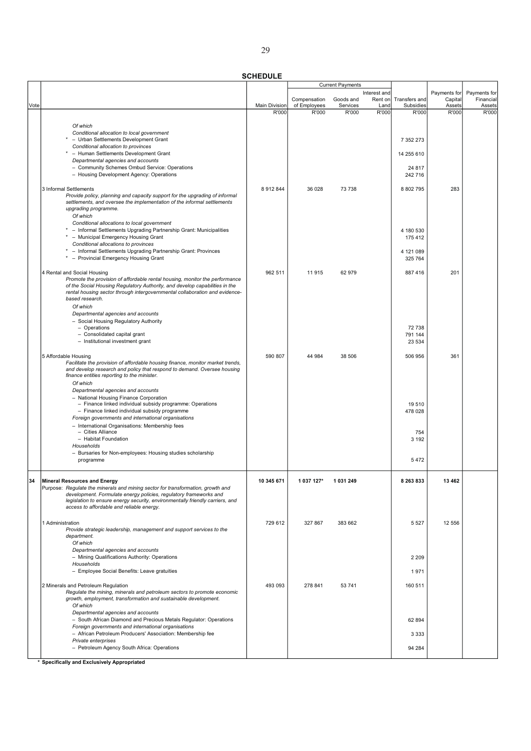**SCHEDULE**

| Vote | | Main Division | Current Payments | | | Transfers and Subsidies | Payments for Capital Assets | Payments for Financial Assets |
|---|---|---|---|---|---|---|---|---|
| | | | Compensation of Employees | Goods and Services | Interest and Rent on Land | | | |
| | | R'000 | R'000 | R'000 | R'000 | R'000 | R'000 | R'000 |
| | *Of which* | | | | | | | |
| | *Conditional allocation to local government* | | | | | | | |
| | * – Urban Settlements Development Grant | | | | | 7 352 273 | | |
| | *Conditional allocation to provinces* | | | | | | | |
| | * – Human Settlements Development Grant | | | | | 14 255 610 | | |
| | *Departmental agencies and accounts* | | | | | | | |
| | – Community Schemes Ombud Service: Operations | | | | | 24 817 | | |
| | – Housing Development Agency: Operations | | | | | 242 716 | | |
| | 3 Informal Settlements | 8 912 844 | 36 028 | 73 738 | | 8 802 795 | 283 | |
| | *Provide policy, planning and capacity support for the upgrading of informal settlements, and oversee the implementation of the informal settlements upgrading programme.* | | | | | | | |
| | *Of which* | | | | | | | |
| | *Conditional allocations to local government* | | | | | | | |
| | * – Informal Settlements Upgrading Partnership Grant: Municipalities | | | | | 4 180 530 | | |
| | * – Municipal Emergency Housing Grant | | | | | 175 412 | | |
| | *Conditional allocations to provinces* | | | | | | | |
| | * – Informal Settlements Upgrading Partnership Grant: Provinces | | | | | 4 121 089 | | |
| | * – Provincial Emergency Housing Grant | | | | | 325 764 | | |
| | 4 Rental and Social Housing | 962 511 | 11 915 | 62 979 | | 887 416 | 201 | |
| | *Promote the provision of affordable rental housing, monitor the performance of the Social Housing Regulatory Authority, and develop capabilities in the rental housing sector through intergovernmental collaboration and evidence-based research.* | | | | | | | |
| | *Of which* | | | | | | | |
| | *Departmental agencies and accounts* | | | | | | | |
| | – Social Housing Regulatory Authority | | | | | | | |
| | – Operations | | | | | 72 738 | | |
| | – Consolidated capital grant | | | | | 791 144 | | |
| | – Institutional investment grant | | | | | 23 534 | | |
| | 5 Affordable Housing | 590 807 | 44 984 | 38 506 | | 506 956 | 361 | |
| | *Facilitate the provision of affordable housing finance, monitor market trends, and develop research and policy that respond to demand. Oversee housing finance entities reporting to the minister.* | | | | | | | |
| | *Of which* | | | | | | | |
| | *Departmental agencies and accounts* | | | | | | | |
| | – National Housing Finance Corporation | | | | | | | |
| | – Finance linked individual subsidy programme: Operations | | | | | 19 510 | | |
| | – Finance linked individual subsidy programme | | | | | 478 028 | | |
| | *Foreign governments and international organisations* | | | | | | | |
| | – International Organisations: Membership fees | | | | | | | |
| | – Cities Alliance | | | | | 754 | | |
| | – Habitat Foundation | | | | | 3 192 | | |
| | *Households* | | | | | | | |
| | – Bursaries for Non-employees: Housing studies scholarship programme | | | | | 5 472 | | |
| **34** | **Mineral Resources and Energy** | **10 345 671** | **1 037 127*** | **1 031 249** | | **8 263 833** | **13 462** | |
| | Purpose: *Regulate the minerals and mining sector for transformation, growth and development. Formulate energy policies, regulatory frameworks and legislation to ensure energy security, environmentally friendly carriers, and access to affordable and reliable energy.* | | | | | | | |
| | 1 Administration | 729 612 | 327 867 | 383 662 | | 5 527 | 12 556 | |
| | *Provide strategic leadership, management and support services to the department.* | | | | | | | |
| | *Of which* | | | | | | | |
| | *Departmental agencies and accounts* | | | | | | | |
| | – Mining Qualifications Authority: Operations | | | | | 2 209 | | |
| | *Households* | | | | | | | |
| | – Employee Social Benefits: Leave gratuities | | | | | 1 971 | | |
| | 2 Minerals and Petroleum Regulation | 493 093 | 278 841 | 53 741 | | 160 511 | | |
| | *Regulate the mining, minerals and petroleum sectors to promote economic growth, employment, transformation and sustainable development.* | | | | | | | |
| | *Of which* | | | | | | | |
| | *Departmental agencies and accounts* | | | | | | | |
| | – South African Diamond and Precious Metals Regulator: Operations | | | | | 62 894 | | |
| | *Foreign governments and international organisations* | | | | | | | |
| | – African Petroleum Producers' Association: Membership fee | | | | | 3 333 | | |
| | *Private enterprises* | | | | | | | |
| | – Petroleum Agency South Africa: Operations | | | | | 94 284 | | |

\* **Specifically and Exclusively Appropriated**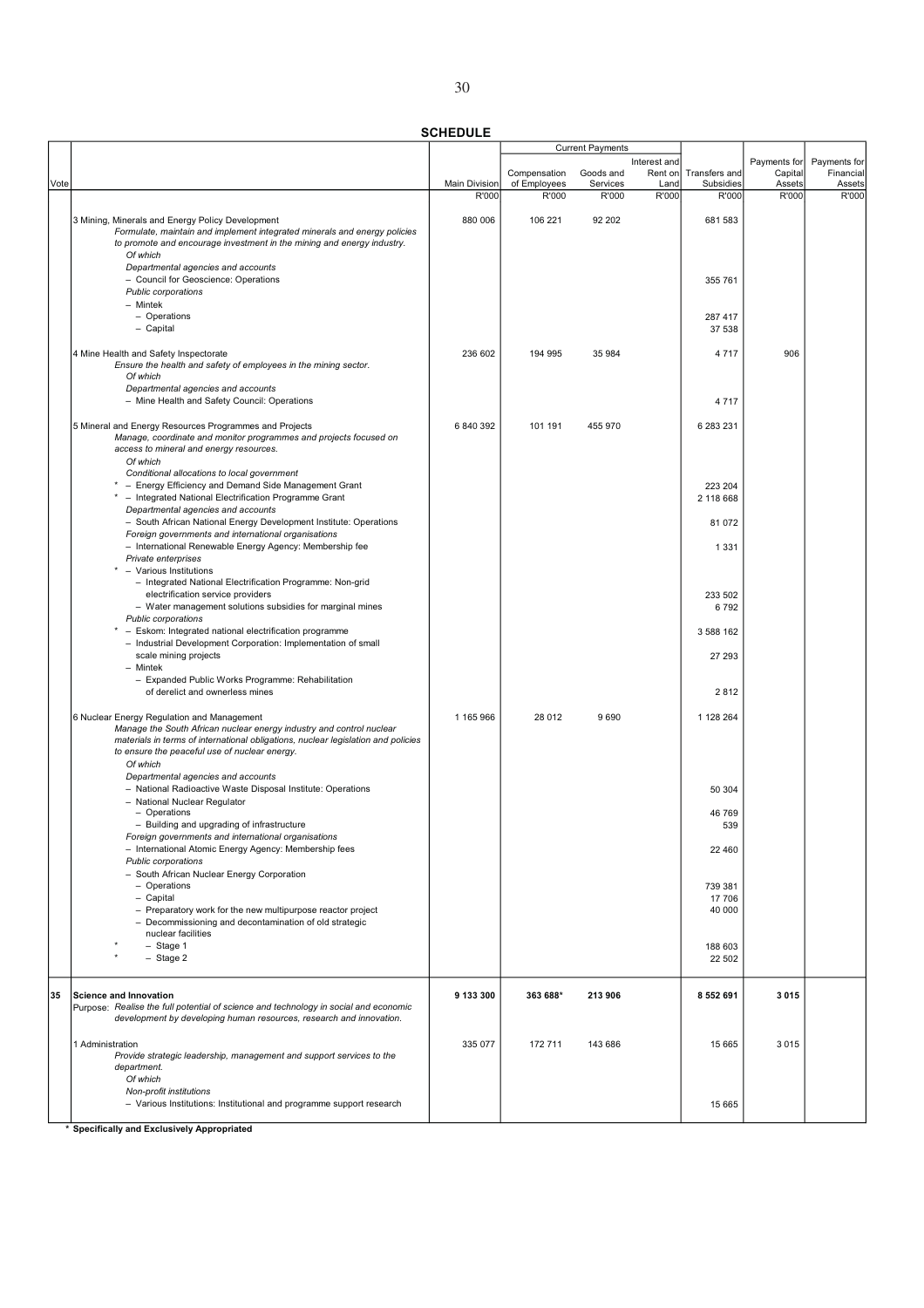**SCHEDULE**

| Vote | | Main Division | Current Payments | | | Transfers and Subsidies | Payments for Capital Assets | Payments for Financial Assets |
|---|---|---|---|---|---|---|---|---|
| | | | Compensation of Employees | Goods and Services | Interest and Rent on Land | | | |
| | | R'000 | R'000 | R'000 | R'000 | R'000 | R'000 | R'000 |
| | 3 Mining, Minerals and Energy Policy Development | 880 006 | 106 221 | 92 202 | | 681 583 | | |
| | *Formulate, maintain and implement integrated minerals and energy policies to promote and encourage investment in the mining and energy industry.* | | | | | | | |
| | *Of which* | | | | | | | |
| | *Departmental agencies and accounts* | | | | | | | |
| | – Council for Geoscience: Operations | | | | | 355 761 | | |
| | *Public corporations* | | | | | | | |
| | – Mintek | | | | | | | |
| | – Operations | | | | | 287 417 | | |
| | – Capital | | | | | 37 538 | | |
| | 4 Mine Health and Safety Inspectorate | 236 602 | 194 995 | 35 984 | | 4 717 | 906 | |
| | *Ensure the health and safety of employees in the mining sector.* | | | | | | | |
| | *Of which* | | | | | | | |
| | *Departmental agencies and accounts* | | | | | | | |
| | – Mine Health and Safety Council: Operations | | | | | 4 717 | | |
| | 5 Mineral and Energy Resources Programmes and Projects | 6 840 392 | 101 191 | 455 970 | | 6 283 231 | | |
| | *Manage, coordinate and monitor programmes and projects focused on access to mineral and energy resources.* | | | | | | | |
| | *Of which* | | | | | | | |
| | *Conditional allocations to local government* | | | | | | | |
| | * – Energy Efficiency and Demand Side Management Grant | | | | | 223 204 | | |
| | * – Integrated National Electrification Programme Grant | | | | | 2 118 668 | | |
| | *Departmental agencies and accounts* | | | | | | | |
| | – South African National Energy Development Institute: Operations | | | | | 81 072 | | |
| | *Foreign governments and international organisations* | | | | | | | |
| | – International Renewable Energy Agency: Membership fee | | | | | 1 331 | | |
| | *Private enterprises* | | | | | | | |
| | * – Various Institutions | | | | | | | |
| | – Integrated National Electrification Programme: Non-grid electrification service providers | | | | | 233 502 | | |
| | – Water management solutions subsidies for marginal mines | | | | | 6 792 | | |
| | *Public corporations* | | | | | | | |
| | * – Eskom: Integrated national electrification programme | | | | | 3 588 162 | | |
| | – Industrial Development Corporation: Implementation of small scale mining projects | | | | | 27 293 | | |
| | – Mintek | | | | | | | |
| | – Expanded Public Works Programme: Rehabilitation of derelict and ownerless mines | | | | | 2 812 | | |
| | 6 Nuclear Energy Regulation and Management | 1 165 966 | 28 012 | 9 690 | | 1 128 264 | | |
| | *Manage the South African nuclear energy industry and control nuclear materials in terms of international obligations, nuclear legislation and policies to ensure the peaceful use of nuclear energy.* | | | | | | | |
| | *Of which* | | | | | | | |
| | *Departmental agencies and accounts* | | | | | | | |
| | – National Radioactive Waste Disposal Institute: Operations | | | | | 50 304 | | |
| | – National Nuclear Regulator | | | | | | | |
| | – Operations | | | | | 46 769 | | |
| | – Building and upgrading of infrastructure | | | | | 539 | | |
| | *Foreign governments and international organisations* | | | | | | | |
| | – International Atomic Energy Agency: Membership fees | | | | | 22 460 | | |
| | *Public corporations* | | | | | | | |
| | – South African Nuclear Energy Corporation | | | | | | | |
| | – Operations | | | | | 739 381 | | |
| | – Capital | | | | | 17 706 | | |
| | – Preparatory work for the new multipurpose reactor project | | | | | 40 000 | | |
| | – Decommissioning and decontamination of old strategic nuclear facilities | | | | | | | |
| | * – Stage 1 | | | | | 188 603 | | |
| | * – Stage 2 | | | | | 22 502 | | |
| **35** | **Science and Innovation** | **9 133 300** | **363 688*** | **213 906** | | **8 552 691** | **3 015** | |
| | Purpose: *Realise the full potential of science and technology in social and economic development by developing human resources, research and innovation.* | | | | | | | |
| | 1 Administration | 335 077 | 172 711 | 143 686 | | 15 665 | 3 015 | |
| | *Provide strategic leadership, management and support services to the department.* | | | | | | | |
| | *Of which* | | | | | | | |
| | *Non-profit institutions* | | | | | | | |
| | – Various Institutions: Institutional and programme support research | | | | | 15 665 | | |

**\* Specifically and Exclusively Appropriated**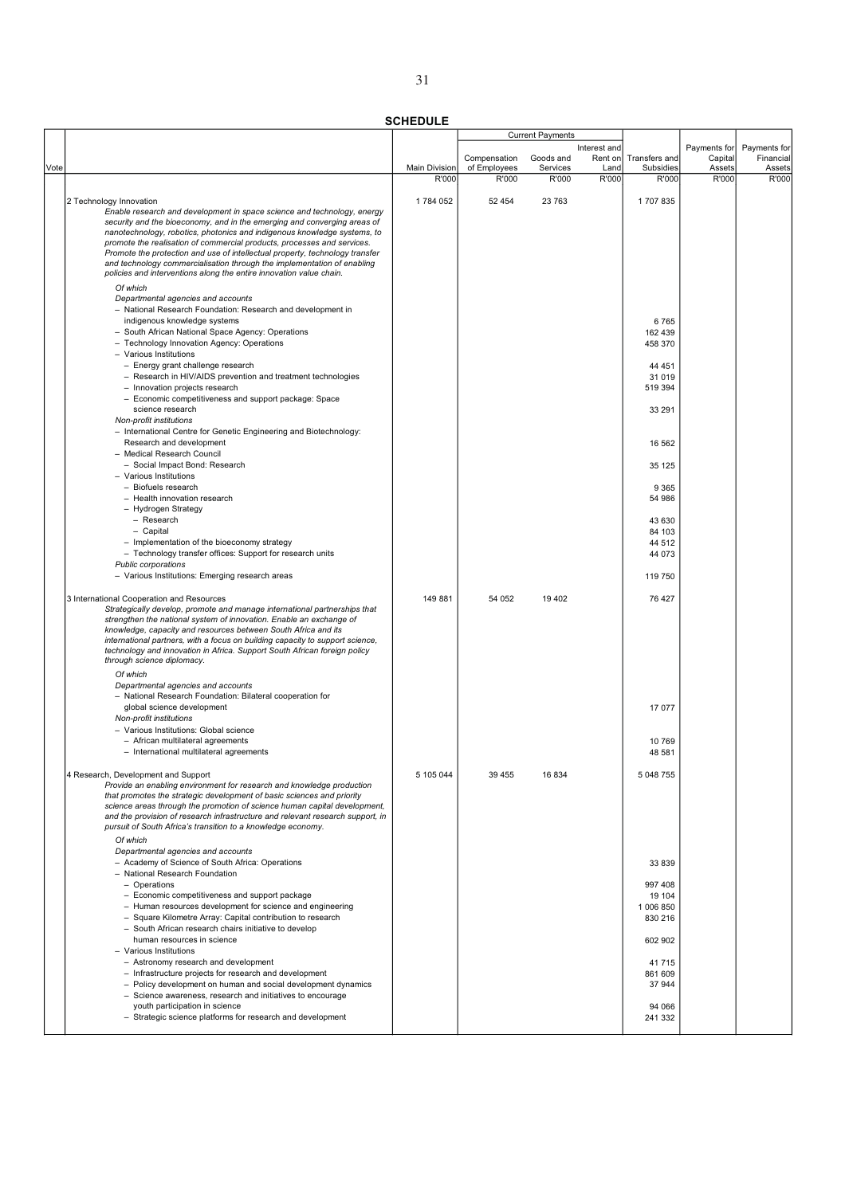**SCHEDULE**

| Vote | | Main Division | Current Payments | | | Transfers and Subsidies | Payments for Capital Assets | Payments for Financial Assets |
|---|---|---|---|---|---|---|---|---|
| | | | Compensation of Employees | Goods and Services | Interest and Rent on Land | | | |
| | | R'000 | R'000 | R'000 | R'000 | R'000 | R'000 | R'000 |
| | 2 Technology Innovation<br>*Enable research and development in space science and technology, energy security and the bioeconomy, and in the emerging and converging areas of nanotechnology, robotics, photonics and indigenous knowledge systems, to promote the realisation of commercial products, processes and services. Promote the protection and use of intellectual property, technology transfer and technology commercialisation through the implementation of enabling policies and interventions along the entire innovation value chain.* | 1 784 052 | 52 454 | 23 763 | | 1 707 835 | | |
| | *Of which* | | | | | | | |
| | *Departmental agencies and accounts* | | | | | | | |
| | – National Research Foundation: Research and development in indigenous knowledge systems | | | | | 6 765 | | |
| | – South African National Space Agency: Operations | | | | | 162 439 | | |
| | – Technology Innovation Agency: Operations | | | | | 458 370 | | |
| | – Various Institutions | | | | | | | |
| | – Energy grant challenge research | | | | | 44 451 | | |
| | – Research in HIV/AIDS prevention and treatment technologies | | | | | 31 019 | | |
| | – Innovation projects research | | | | | 519 394 | | |
| | – Economic competitiveness and support package: Space science research | | | | | 33 291 | | |
| | *Non-profit institutions* | | | | | | | |
| | – International Centre for Genetic Engineering and Biotechnology: Research and development | | | | | 16 562 | | |
| | – Medical Research Council | | | | | | | |
| | – Social Impact Bond: Research | | | | | 35 125 | | |
| | – Various Institutions | | | | | | | |
| | – Biofuels research | | | | | 9 365 | | |
| | – Health innovation research | | | | | 54 986 | | |
| | – Hydrogen Strategy | | | | | | | |
| | – Research | | | | | 43 630 | | |
| | – Capital | | | | | 84 103 | | |
| | – Implementation of the bioeconomy strategy | | | | | 44 512 | | |
| | – Technology transfer offices: Support for research units | | | | | 44 073 | | |
| | *Public corporations* | | | | | | | |
| | – Various Institutions: Emerging research areas | | | | | 119 750 | | |
| | 3 International Cooperation and Resources<br>*Strategically develop, promote and manage international partnerships that strengthen the national system of innovation. Enable an exchange of knowledge, capacity and resources between South Africa and its international partners, with a focus on building capacity to support science, technology and innovation in Africa. Support South African foreign policy through science diplomacy.* | 149 881 | 54 052 | 19 402 | | 76 427 | | |
| | *Of which* | | | | | | | |
| | *Departmental agencies and accounts* | | | | | | | |
| | – National Research Foundation: Bilateral cooperation for global science development | | | | | 17 077 | | |
| | *Non-profit institutions* | | | | | | | |
| | – Various Institutions: Global science | | | | | | | |
| | – African multilateral agreements | | | | | 10 769 | | |
| | – International multilateral agreements | | | | | 48 581 | | |
| | 4 Research, Development and Support<br>*Provide an enabling environment for research and knowledge production that promotes the strategic development of basic sciences and priority science areas through the promotion of science human capital development, and the provision of research infrastructure and relevant research support, in pursuit of South Africa's transition to a knowledge economy.* | 5 105 044 | 39 455 | 16 834 | | 5 048 755 | | |
| | *Of which* | | | | | | | |
| | *Departmental agencies and accounts* | | | | | | | |
| | – Academy of Science of South Africa: Operations | | | | | 33 839 | | |
| | – National Research Foundation | | | | | | | |
| | – Operations | | | | | 997 408 | | |
| | – Economic competitiveness and support package | | | | | 19 104 | | |
| | – Human resources development for science and engineering | | | | | 1 006 850 | | |
| | – Square Kilometre Array: Capital contribution to research | | | | | 830 216 | | |
| | – South African research chairs initiative to develop human resources in science | | | | | 602 902 | | |
| | – Various Institutions | | | | | | | |
| | – Astronomy research and development | | | | | 41 715 | | |
| | – Infrastructure projects for research and development | | | | | 861 609 | | |
| | – Policy development on human and social development dynamics | | | | | 37 944 | | |
| | – Science awareness, research and initiatives to encourage youth participation in science | | | | | 94 066 | | |
| | – Strategic science platforms for research and development | | | | | 241 332 | | |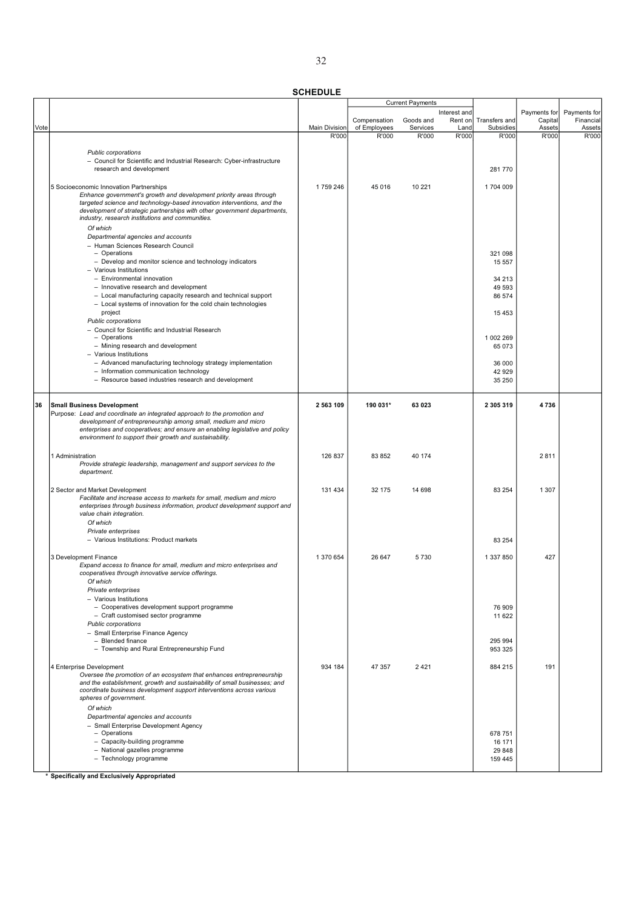**SCHEDULE**

| Vote | | Main Division | Current Payments | | | Transfers and Subsidies | Payments for Capital Assets | Payments for Financial Assets |
|---|---|---|---|---|---|---|---|---|
| | | | Compensation of Employees | Goods and Services | Interest and Rent on Land | | | |
| | | R'000 | R'000 | R'000 | R'000 | R'000 | R'000 | R'000 |
| | *Public corporations* | | | | | | | |
| | – Council for Scientific and Industrial Research: Cyber-infrastructure research and development | | | | | 281 770 | | |
| | 5 Socioeconomic Innovation Partnerships | 1 759 246 | 45 016 | 10 221 | | 1 704 009 | | |
| | *Enhance government's growth and development priority areas through targeted science and technology-based innovation interventions, and the development of strategic partnerships with other government departments, industry, research institutions and communities.* | | | | | | | |
| | *Of which* | | | | | | | |
| | *Departmental agencies and accounts* | | | | | | | |
| | – Human Sciences Research Council | | | | | | | |
| | – Operations | | | | | 321 098 | | |
| | – Develop and monitor science and technology indicators | | | | | 15 557 | | |
| | – Various Institutions | | | | | | | |
| | – Environmental innovation | | | | | 34 213 | | |
| | – Innovative research and development | | | | | 49 593 | | |
| | – Local manufacturing capacity research and technical support | | | | | 86 574 | | |
| | – Local systems of innovation for the cold chain technologies project | | | | | 15 453 | | |
| | *Public corporations* | | | | | | | |
| | – Council for Scientific and Industrial Research | | | | | | | |
| | – Operations | | | | | 1 002 269 | | |
| | – Mining research and development | | | | | 65 073 | | |
| | – Various Institutions | | | | | | | |
| | – Advanced manufacturing technology strategy implementation | | | | | 36 000 | | |
| | – Information communication technology | | | | | 42 929 | | |
| | – Resource based industries research and development | | | | | 35 250 | | |
| **36** | **Small Business Development** | **2 563 109** | **190 031*** | **63 023** | | **2 305 319** | **4 736** | |
| | Purpose: *Lead and coordinate an integrated approach to the promotion and development of entrepreneurship among small, medium and micro enterprises and cooperatives; and ensure an enabling legislative and policy environment to support their growth and sustainability.* | | | | | | | |
| | 1 Administration | 126 837 | 83 852 | 40 174 | | | 2 811 | |
| | *Provide strategic leadership, management and support services to the department.* | | | | | | | |
| | 2 Sector and Market Development | 131 434 | 32 175 | 14 698 | | 83 254 | 1 307 | |
| | *Facilitate and increase access to markets for small, medium and micro enterprises through business information, product development support and value chain integration.* | | | | | | | |
| | *Of which* | | | | | | | |
| | *Private enterprises* | | | | | | | |
| | – Various Institutions: Product markets | | | | | 83 254 | | |
| | 3 Development Finance | 1 370 654 | 26 647 | 5 730 | | 1 337 850 | 427 | |
| | *Expand access to finance for small, medium and micro enterprises and cooperatives through innovative service offerings.* | | | | | | | |
| | *Of which* | | | | | | | |
| | *Private enterprises* | | | | | | | |
| | – Various Institutions | | | | | | | |
| | – Cooperatives development support programme | | | | | 76 909 | | |
| | – Craft customised sector programme | | | | | 11 622 | | |
| | *Public corporations* | | | | | | | |
| | – Small Enterprise Finance Agency | | | | | | | |
| | – Blended finance | | | | | 295 994 | | |
| | – Township and Rural Entrepreneurship Fund | | | | | 953 325 | | |
| | 4 Enterprise Development | 934 184 | 47 357 | 2 421 | | 884 215 | 191 | |
| | *Oversee the promotion of an ecosystem that enhances entrepreneurship and the establishment, growth and sustainability of small businesses; and coordinate business development support interventions across various spheres of government.* | | | | | | | |
| | *Of which* | | | | | | | |
| | *Departmental agencies and accounts* | | | | | | | |
| | – Small Enterprise Development Agency | | | | | | | |
| | – Operations | | | | | 678 751 | | |
| | – Capacity-building programme | | | | | 16 171 | | |
| | – National gazelles programme | | | | | 29 848 | | |
| | – Technology programme | | | | | 159 445 | | |

**\* Specifically and Exclusively Appropriated**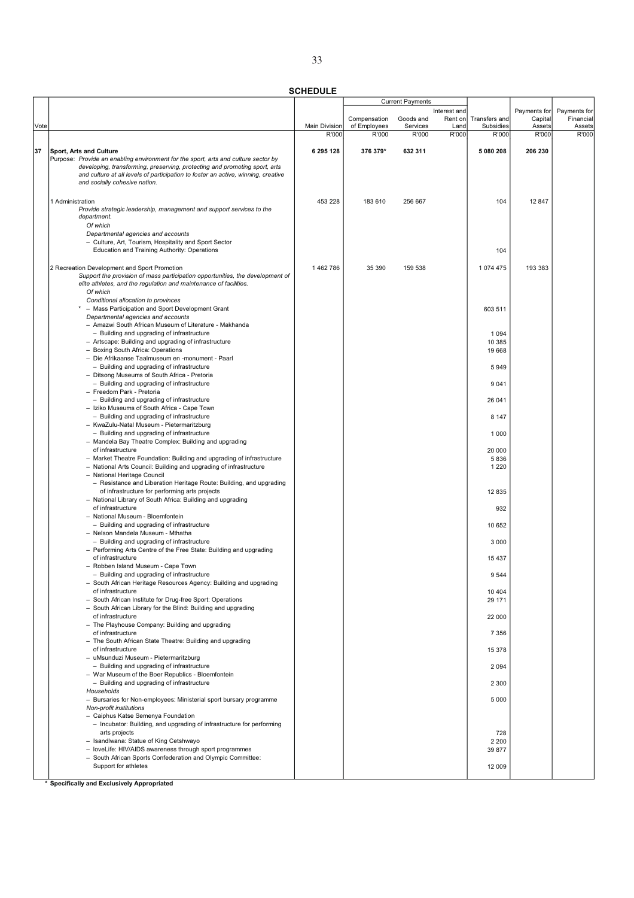**SCHEDULE**

| Vote | | Main Division | Current Payments | | | Transfers and Subsidies | Payments for Capital Assets | Payments for Financial Assets |
|---|---|---|---|---|---|---|---|---|
| | | | Compensation of Employees | Goods and Services | Interest and Rent on Land | | | |
| | | R'000 | R'000 | R'000 | R'000 | R'000 | R'000 | R'000 |
| **37** | **Sport, Arts and Culture** | **6 295 128** | **376 379*** | **632 311** | | **5 080 208** | **206 230** | |
| | Purpose: *Provide an enabling environment for the sport, arts and culture sector by developing, transforming, preserving, protecting and promoting sport, arts and culture at all levels of participation to foster an active, winning, creative and socially cohesive nation.* | | | | | | | |
| | 1 Administration | 453 228 | 183 610 | 256 667 | | 104 | 12 847 | |
| | *Provide strategic leadership, management and support services to the department.* | | | | | | | |
| | *Of which* | | | | | | | |
| | *Departmental agencies and accounts* | | | | | | | |
| | – Culture, Art, Tourism, Hospitality and Sport Sector Education and Training Authority: Operations | | | | | 104 | | |
| | 2 Recreation Development and Sport Promotion | 1 462 786 | 35 390 | 159 538 | | 1 074 475 | 193 383 | |
| | *Support the provision of mass participation opportunities, the development of elite athletes, and the regulation and maintenance of facilities.* | | | | | | | |
| | *Of which* | | | | | | | |
| | *Conditional allocation to provinces* | | | | | | | |
| | * – Mass Participation and Sport Development Grant | | | | | 603 511 | | |
| | *Departmental agencies and accounts* | | | | | | | |
| | – Amazwi South African Museum of Literature - Makhanda | | | | | | | |
| | – Building and upgrading of infrastructure | | | | | 1 094 | | |
| | – Artscape: Building and upgrading of infrastructure | | | | | 10 385 | | |
| | – Boxing South Africa: Operations | | | | | 19 668 | | |
| | – Die Afrikaanse Taalmuseum en -monument - Paarl | | | | | | | |
| | – Building and upgrading of infrastructure | | | | | 5 949 | | |
| | – Ditsong Museums of South Africa - Pretoria | | | | | | | |
| | – Building and upgrading of infrastructure | | | | | 9 041 | | |
| | – Freedom Park - Pretoria | | | | | | | |
| | – Building and upgrading of infrastructure | | | | | 26 041 | | |
| | – Iziko Museums of South Africa - Cape Town | | | | | | | |
| | – Building and upgrading of infrastructure | | | | | 8 147 | | |
| | – KwaZulu-Natal Museum - Pietermaritzburg | | | | | | | |
| | – Building and upgrading of infrastructure | | | | | 1 000 | | |
| | – Mandela Bay Theatre Complex: Building and upgrading of infrastructure | | | | | 20 000 | | |
| | – Market Theatre Foundation: Building and upgrading of infrastructure | | | | | 5 836 | | |
| | – National Arts Council: Building and upgrading of infrastructure | | | | | 1 220 | | |
| | – National Heritage Council | | | | | | | |
| | – Resistance and Liberation Heritage Route: Building, and upgrading of infrastructure for performing arts projects | | | | | 12 835 | | |
| | – National Library of South Africa: Building and upgrading of infrastructure | | | | | 932 | | |
| | – National Museum - Bloemfontein | | | | | | | |
| | – Building and upgrading of infrastructure | | | | | 10 652 | | |
| | – Nelson Mandela Museum - Mthatha | | | | | | | |
| | – Building and upgrading of infrastructure | | | | | 3 000 | | |
| | – Performing Arts Centre of the Free State: Building and upgrading of infrastructure | | | | | 15 437 | | |
| | – Robben Island Museum - Cape Town | | | | | | | |
| | – Building and upgrading of infrastructure | | | | | 9 544 | | |
| | – South African Heritage Resources Agency: Building and upgrading of infrastructure | | | | | 10 404 | | |
| | – South African Institute for Drug-free Sport: Operations | | | | | 29 171 | | |
| | – South African Library for the Blind: Building and upgrading of infrastructure | | | | | 22 000 | | |
| | – The Playhouse Company: Building and upgrading of infrastructure | | | | | 7 356 | | |
| | – The South African State Theatre: Building and upgrading of infrastructure | | | | | 15 378 | | |
| | – uMsunduzi Museum - Pietermaritzburg | | | | | | | |
| | – Building and upgrading of infrastructure | | | | | 2 094 | | |
| | – War Museum of the Boer Republics - Bloemfontein | | | | | | | |
| | – Building and upgrading of infrastructure | | | | | 2 300 | | |
| | *Households* | | | | | | | |
| | – Bursaries for Non-employees: Ministerial sport bursary programme | | | | | 5 000 | | |
| | *Non-profit institutions* | | | | | | | |
| | – Caiphus Katse Semenya Foundation | | | | | | | |
| | – Incubator: Building, and upgrading of infrastructure for performing arts projects | | | | | 728 | | |
| | – Isandlwana: Statue of King Cetshwayo | | | | | 2 200 | | |
| | – loveLife: HIV/AIDS awareness through sport programmes | | | | | 39 877 | | |
| | – South African Sports Confederation and Olympic Committee: Support for athletes | | | | | 12 009 | | |

**\* Specifically and Exclusively Appropriated**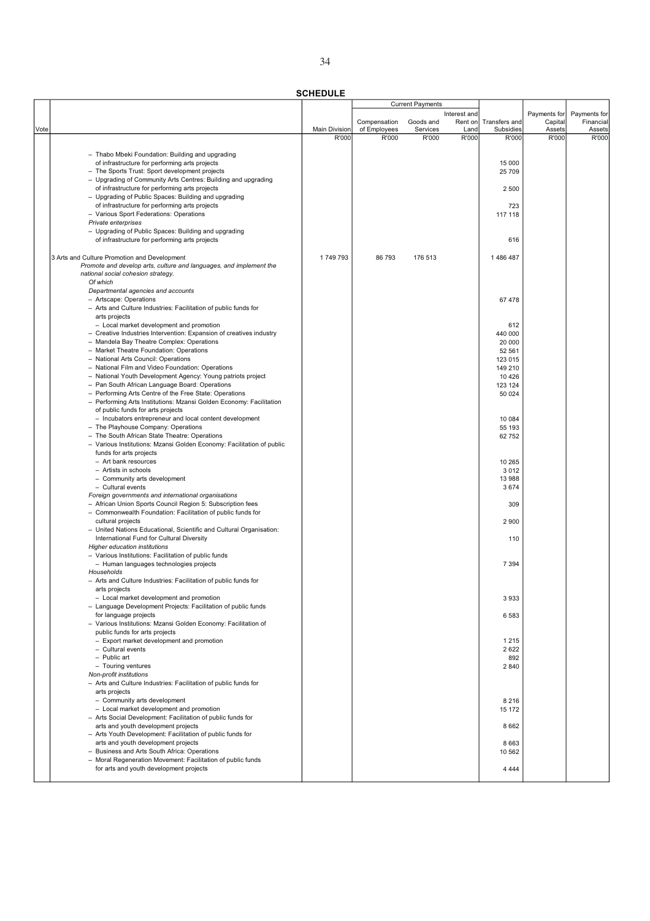**SCHEDULE**

| Vote | | Main Division | Current Payments | | | Transfers and Subsidies | Payments for Capital Assets | Payments for Financial Assets |
|---|---|---|---|---|---|---|---|---|
| | | | Compensation of Employees | Goods and Services | Interest and Rent on Land | | | |
| | | R'000 | R'000 | R'000 | R'000 | R'000 | R'000 | R'000 |
| | – Thabo Mbeki Foundation: Building and upgrading of infrastructure for performing arts projects | | | | | 15 000 | | |
| | – The Sports Trust: Sport development projects | | | | | 25 709 | | |
| | – Upgrading of Community Arts Centres: Building and upgrading of infrastructure for performing arts projects | | | | | 2 500 | | |
| | – Upgrading of Public Spaces: Building and upgrading of infrastructure for performing arts projects | | | | | 723 | | |
| | – Various Sport Federations: Operations | | | | | 117 118 | | |
| | *Private enterprises* | | | | | | | |
| | – Upgrading of Public Spaces: Building and upgrading of infrastructure for performing arts projects | | | | | 616 | | |
| | 3 Arts and Culture Promotion and Development | 1 749 793 | 86 793 | 176 513 | | 1 486 487 | | |
| | *Promote and develop arts, culture and languages, and implement the national social cohesion strategy.* | | | | | | | |
| | *Of which* | | | | | | | |
| | *Departmental agencies and accounts* | | | | | | | |
| | – Artscape: Operations | | | | | 67 478 | | |
| | – Arts and Culture Industries: Facilitation of public funds for arts projects | | | | | | | |
| | – Local market development and promotion | | | | | 612 | | |
| | – Creative Industries Intervention: Expansion of creatives industry | | | | | 440 000 | | |
| | – Mandela Bay Theatre Complex: Operations | | | | | 20 000 | | |
| | – Market Theatre Foundation: Operations | | | | | 52 561 | | |
| | – National Arts Council: Operations | | | | | 123 015 | | |
| | – National Film and Video Foundation: Operations | | | | | 149 210 | | |
| | – National Youth Development Agency: Young patriots project | | | | | 10 426 | | |
| | – Pan South African Language Board: Operations | | | | | 123 124 | | |
| | – Performing Arts Centre of the Free State: Operations | | | | | 50 024 | | |
| | – Performing Arts Institutions: Mzansi Golden Economy: Facilitation of public funds for arts projects | | | | | | | |
| | – Incubators entrepreneur and local content development | | | | | 10 084 | | |
| | – The Playhouse Company: Operations | | | | | 55 193 | | |
| | – The South African State Theatre: Operations | | | | | 62 752 | | |
| | – Various Institutions: Mzansi Golden Economy: Facilitation of public funds for arts projects | | | | | | | |
| | – Art bank resources | | | | | 10 265 | | |
| | – Artists in schools | | | | | 3 012 | | |
| | – Community arts development | | | | | 13 988 | | |
| | – Cultural events | | | | | 3 674 | | |
| | *Foreign governments and international organisations* | | | | | | | |
| | – African Union Sports Council Region 5: Subscription fees | | | | | 309 | | |
| | – Commonwealth Foundation: Facilitation of public funds for cultural projects | | | | | 2 900 | | |
| | – United Nations Educational, Scientific and Cultural Organisation: International Fund for Cultural Diversity | | | | | 110 | | |
| | *Higher education institutions* | | | | | | | |
| | – Various Institutions: Facilitation of public funds | | | | | | | |
| | – Human languages technologies projects | | | | | 7 394 | | |
| | *Households* | | | | | | | |
| | – Arts and Culture Industries: Facilitation of public funds for arts projects | | | | | | | |
| | – Local market development and promotion | | | | | 3 933 | | |
| | – Language Development Projects: Facilitation of public funds for language projects | | | | | 6 583 | | |
| | – Various Institutions: Mzansi Golden Economy: Facilitation of public funds for arts projects | | | | | | | |
| | – Export market development and promotion | | | | | 1 215 | | |
| | – Cultural events | | | | | 2 622 | | |
| | – Public art | | | | | 892 | | |
| | – Touring ventures | | | | | 2 840 | | |
| | *Non-profit institutions* | | | | | | | |
| | – Arts and Culture Industries: Facilitation of public funds for arts projects | | | | | | | |
| | – Community arts development | | | | | 8 216 | | |
| | – Local market development and promotion | | | | | 15 172 | | |
| | – Arts Social Development: Facilitation of public funds for arts and youth development projects | | | | | 8 662 | | |
| | – Arts Youth Development: Facilitation of public funds for arts and youth development projects | | | | | 8 663 | | |
| | – Business and Arts South Africa: Operations | | | | | 10 562 | | |
| | – Moral Regeneration Movement: Facilitation of public funds for arts and youth development projects | | | | | 4 444 | | |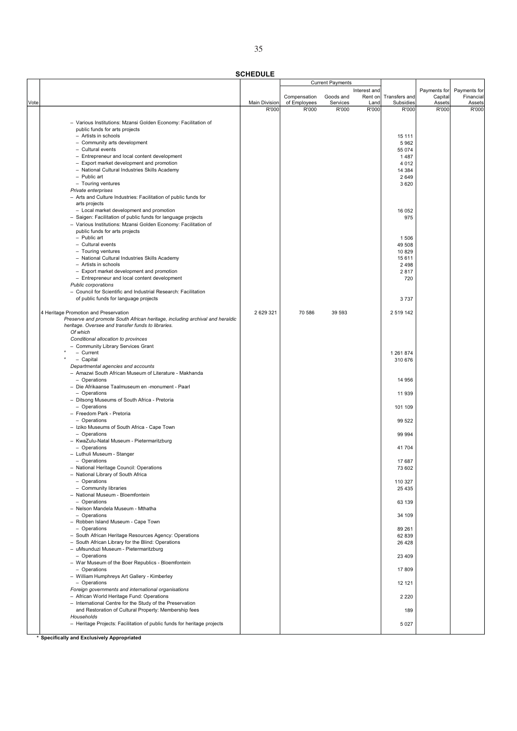**SCHEDULE**

| Vote | | Main Division | Current Payments | | | Transfers and Subsidies | Payments for Capital Assets | Payments for Financial Assets |
|---|---|---|---|---|---|---|---|---|
| | | | Compensation of Employees | Goods and Services | Interest and Rent on Land | | | |
| | | R'000 | R'000 | R'000 | R'000 | R'000 | R'000 | R'000 |
| | – Various Institutions: Mzansi Golden Economy: Facilitation of public funds for arts projects | | | | | | | |
| | – Artists in schools | | | | | 15 111 | | |
| | – Community arts development | | | | | 5 962 | | |
| | – Cultural events | | | | | 55 074 | | |
| | – Entrepreneur and local content development | | | | | 1 487 | | |
| | – Export market development and promotion | | | | | 4 012 | | |
| | – National Cultural Industries Skills Academy | | | | | 14 384 | | |
| | – Public art | | | | | 2 649 | | |
| | – Touring ventures | | | | | 3 620 | | |
| | *Private enterprises* | | | | | | | |
| | – Arts and Culture Industries: Facilitation of public funds for arts projects | | | | | | | |
| | – Local market development and promotion | | | | | 16 052 | | |
| | – Saigen: Facilitation of public funds for language projects | | | | | 975 | | |
| | – Various Institutions: Mzansi Golden Economy: Facilitation of public funds for arts projects | | | | | | | |
| | – Public art | | | | | 1 506 | | |
| | – Cultural events | | | | | 49 508 | | |
| | – Touring ventures | | | | | 10 829 | | |
| | – National Cultural Industries Skills Academy | | | | | 15 611 | | |
| | – Artists in schools | | | | | 2 498 | | |
| | – Export market development and promotion | | | | | 2 817 | | |
| | – Entrepreneur and local content development | | | | | 720 | | |
| | *Public corporations* | | | | | | | |
| | – Council for Scientific and Industrial Research: Facilitation of public funds for language projects | | | | | 3 737 | | |
| | 4 Heritage Promotion and Preservation | 2 629 321 | 70 586 | 39 593 | | 2 519 142 | | |
| | *Preserve and promote South African heritage, including archival and heraldic heritage. Oversee and transfer funds to libraries.* | | | | | | | |
| | *Of which* | | | | | | | |
| | *Conditional allocation to provinces* | | | | | | | |
| | – Community Library Services Grant | | | | | | | |
| | * – Current | | | | | 1 261 874 | | |
| | * – Capital | | | | | 310 676 | | |
| | *Departmental agencies and accounts* | | | | | | | |
| | – Amazwi South African Museum of Literature - Makhanda | | | | | | | |
| | – Operations | | | | | 14 956 | | |
| | – Die Afrikaanse Taalmuseum en -monument - Paarl | | | | | | | |
| | – Operations | | | | | 11 939 | | |
| | – Ditsong Museums of South Africa - Pretoria | | | | | | | |
| | – Operations | | | | | 101 109 | | |
| | – Freedom Park - Pretoria | | | | | | | |
| | – Operations | | | | | 99 522 | | |
| | – Iziko Museums of South Africa - Cape Town | | | | | | | |
| | – Operations | | | | | 99 994 | | |
| | – KwaZulu-Natal Museum - Pietermaritzburg | | | | | | | |
| | – Operations | | | | | 41 704 | | |
| | – Luthuli Museum - Stanger | | | | | | | |
| | – Operations | | | | | 17 687 | | |
| | – National Heritage Council: Operations | | | | | 73 602 | | |
| | – National Library of South Africa | | | | | | | |
| | – Operations | | | | | 110 327 | | |
| | – Community libraries | | | | | 25 435 | | |
| | – National Museum - Bloemfontein | | | | | | | |
| | – Operations | | | | | 63 139 | | |
| | – Nelson Mandela Museum - Mthatha | | | | | | | |
| | – Operations | | | | | 34 109 | | |
| | – Robben Island Museum - Cape Town | | | | | | | |
| | – Operations | | | | | 89 261 | | |
| | – South African Heritage Resources Agency: Operations | | | | | 62 839 | | |
| | – South African Library for the Blind: Operations | | | | | 26 428 | | |
| | – uMsunduzi Museum - Pietermaritzburg | | | | | | | |
| | – Operations | | | | | 23 409 | | |
| | – War Museum of the Boer Republics - Bloemfontein | | | | | | | |
| | – Operations | | | | | 17 809 | | |
| | – William Humphreys Art Gallery - Kimberley | | | | | | | |
| | – Operations | | | | | 12 121 | | |
| | *Foreign governments and international organisations* | | | | | | | |
| | – African World Heritage Fund: Operations | | | | | 2 220 | | |
| | – International Centre for the Study of the Preservation and Restoration of Cultural Property: Membership fees | | | | | 189 | | |
| | *Households* | | | | | | | |
| | – Heritage Projects: Facilitation of public funds for heritage projects | | | | | 5 027 | | |

**\* Specifically and Exclusively Appropriated**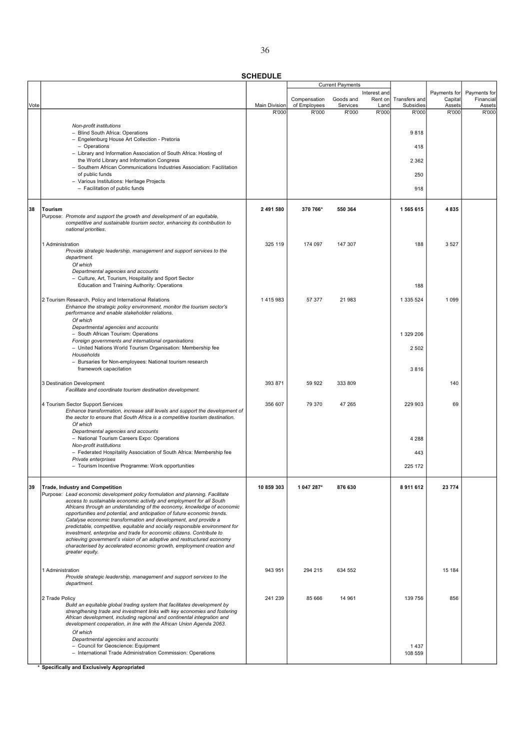**SCHEDULE**

| Vote | | Main Division | Current Payments | | | Transfers and Subsidies | Payments for Capital Assets | Payments for Financial Assets |
|---|---|---|---|---|---|---|---|---|
| | | | Compensation of Employees | Goods and Services | Interest and Rent on Land | | | |
| | | R'000 | R'000 | R'000 | R'000 | R'000 | R'000 | R'000 |
| | *Non-profit institutions* | | | | | | | |
| | – Blind South Africa: Operations | | | | | 9 818 | | |
| | – Engelenburg House Art Collection - Pretoria – Operations | | | | | 418 | | |
| | – Library and Information Association of South Africa: Hosting of the World Library and Information Congress | | | | | 2 362 | | |
| | – Southern African Communications Industries Association: Facilitation of public funds | | | | | 250 | | |
| | – Various Institutions: Heritage Projects – Facilitation of public funds | | | | | 918 | | |
| **38** | **Tourism** | **2 491 580** | **370 766*** | **550 364** | | **1 565 615** | **4 835** | |
| | Purpose: *Promote and support the growth and development of an equitable, competitive and sustainable tourism sector, enhancing its contribution to national priorities.* | | | | | | | |
| | 1 Administration | 325 119 | 174 097 | 147 307 | | 188 | 3 527 | |
| | *Provide strategic leadership, management and support services to the department.* | | | | | | | |
| | *Of which* | | | | | | | |
| | *Departmental agencies and accounts* | | | | | | | |
| | – Culture, Art, Tourism, Hospitality and Sport Sector Education and Training Authority: Operations | | | | | 188 | | |
| | 2 Tourism Research, Policy and International Relations | 1 415 983 | 57 377 | 21 983 | | 1 335 524 | 1 099 | |
| | *Enhance the strategic policy environment, monitor the tourism sector's performance and enable stakeholder relations.* | | | | | | | |
| | *Of which* | | | | | | | |
| | *Departmental agencies and accounts* | | | | | | | |
| | – South African Tourism: Operations | | | | | 1 329 206 | | |
| | *Foreign governments and international organisations* | | | | | | | |
| | – United Nations World Tourism Organisation: Membership fee | | | | | 2 502 | | |
| | *Households* | | | | | | | |
| | – Bursaries for Non-employees: National tourism research framework capacitation | | | | | 3 816 | | |
| | 3 Destination Development | 393 871 | 59 922 | 333 809 | | | 140 | |
| | *Facilitate and coordinate tourism destination development.* | | | | | | | |
| | 4 Tourism Sector Support Services | 356 607 | 79 370 | 47 265 | | 229 903 | 69 | |
| | *Enhance transformation, increase skill levels and support the development of the sector to ensure that South Africa is a competitive tourism destination.* | | | | | | | |
| | *Of which* | | | | | | | |
| | *Departmental agencies and accounts* | | | | | | | |
| | – National Tourism Careers Expo: Operations | | | | | 4 288 | | |
| | *Non-profit institutions* | | | | | | | |
| | – Federated Hospitality Association of South Africa: Membership fee | | | | | 443 | | |
| | *Private enterprises* | | | | | | | |
| | – Tourism Incentive Programme: Work opportunities | | | | | 225 172 | | |
| **39** | **Trade, Industry and Competition** | **10 859 303** | **1 047 287*** | **876 630** | | **8 911 612** | **23 774** | |
| | Purpose: *Lead economic development policy formulation and planning. Facilitate access to sustainable economic activity and employment for all South Africans through an understanding of the economy, knowledge of economic opportunities and potential, and anticipation of future economic trends. Catalyse economic transformation and development, and provide a predictable, competitive, equitable and socially responsible environment for investment, enterprise and trade for economic citizens. Contribute to achieving government's vision of an adaptive and restructured economy characterised by accelerated economic growth, employment creation and greater equity.* | | | | | | | |
| | 1 Administration | 943 951 | 294 215 | 634 552 | | | 15 184 | |
| | *Provide strategic leadership, management and support services to the department.* | | | | | | | |
| | 2 Trade Policy | 241 239 | 85 666 | 14 961 | | 139 756 | 856 | |
| | *Build an equitable global trading system that facilitates development by strengthening trade and investment links with key economies and fostering African development, including regional and continental integration and development cooperation, in line with the African Union Agenda 2063.* | | | | | | | |
| | *Of which* | | | | | | | |
| | *Departmental agencies and accounts* | | | | | | | |
| | – Council for Geoscience: Equipment | | | | | 1 437 | | |
| | – International Trade Administration Commission: Operations | | | | | 108 559 | | |

**\* Specifically and Exclusively Appropriated**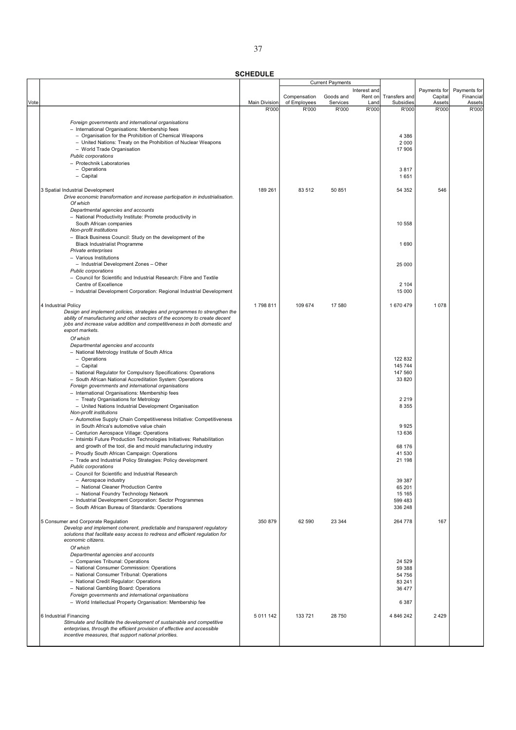**SCHEDULE**

| Vote | | Main Division | Current Payments | | | Transfers and Subsidies | Payments for Capital Assets | Payments for Financial Assets |
|---|---|---|---|---|---|---|---|---|
| | | | Compensation of Employees | Goods and Services | Interest and Rent on Land | | | |
| | | R'000 | R'000 | R'000 | R'000 | R'000 | R'000 | R'000 |
| | *Foreign governments and international organisations* | | | | | | | |
| | – International Organisations: Membership fees | | | | | | | |
| | – Organisation for the Prohibition of Chemical Weapons | | | | | 4 386 | | |
| | – United Nations: Treaty on the Prohibition of Nuclear Weapons | | | | | 2 000 | | |
| | – World Trade Organisation | | | | | 17 906 | | |
| | *Public corporations* | | | | | | | |
| | – Protechnik Laboratories | | | | | | | |
| | – Operations | | | | | 3 817 | | |
| | – Capital | | | | | 1 651 | | |
| | 3 Spatial Industrial Development | 189 261 | 83 512 | 50 851 | | 54 352 | 546 | |
| | *Drive economic transformation and increase participation in industrialisation.* | | | | | | | |
| | *Of which* | | | | | | | |
| | *Departmental agencies and accounts* | | | | | | | |
| | – National Productivity Institute: Promote productivity in South African companies | | | | | 10 558 | | |
| | *Non-profit institutions* | | | | | | | |
| | – Black Business Council: Study on the development of the Black Industrialist Programme | | | | | 1 690 | | |
| | *Private enterprises* | | | | | | | |
| | – Various Institutions | | | | | | | |
| | – Industrial Development Zones – Other | | | | | 25 000 | | |
| | *Public corporations* | | | | | | | |
| | – Council for Scientific and Industrial Research: Fibre and Textile Centre of Excellence | | | | | 2 104 | | |
| | – Industrial Development Corporation: Regional Industrial Development | | | | | 15 000 | | |
| | 4 Industrial Policy | 1 798 811 | 109 674 | 17 580 | | 1 670 479 | 1 078 | |
| | *Design and implement policies, strategies and programmes to strengthen the ability of manufacturing and other sectors of the economy to create decent jobs and increase value addition and competitiveness in both domestic and export markets.* | | | | | | | |
| | *Of which* | | | | | | | |
| | *Departmental agencies and accounts* | | | | | | | |
| | – National Metrology Institute of South Africa | | | | | | | |
| | – Operations | | | | | 122 832 | | |
| | – Capital | | | | | 145 744 | | |
| | – National Regulator for Compulsory Specifications: Operations | | | | | 147 560 | | |
| | – South African National Accreditation System: Operations | | | | | 33 820 | | |
| | *Foreign governments and international organisations* | | | | | | | |
| | – International Organisations: Membership fees | | | | | | | |
| | – Treaty Organisations for Metrology | | | | | 2 219 | | |
| | – United Nations Industrial Development Organisation | | | | | 8 355 | | |
| | *Non-profit institutions* | | | | | | | |
| | – Automotive Supply Chain Competitiveness Initiative: Competitiveness in South Africa's automotive value chain | | | | | 9 925 | | |
| | – Centurion Aerospace Village: Operations | | | | | 13 636 | | |
| | – Intsimbi Future Production Technologies Initiatives: Rehabilitation and growth of the tool, die and mould manufacturing industry | | | | | 68 176 | | |
| | – Proudly South African Campaign: Operations | | | | | 41 530 | | |
| | – Trade and Industrial Policy Strategies: Policy development | | | | | 21 198 | | |
| | *Public corporations* | | | | | | | |
| | – Council for Scientific and Industrial Research | | | | | | | |
| | – Aerospace industry | | | | | 39 387 | | |
| | – National Cleaner Production Centre | | | | | 65 201 | | |
| | – National Foundry Technology Network | | | | | 15 165 | | |
| | – Industrial Development Corporation: Sector Programmes | | | | | 599 483 | | |
| | – South African Bureau of Standards: Operations | | | | | 336 248 | | |
| | 5 Consumer and Corporate Regulation | 350 879 | 62 590 | 23 344 | | 264 778 | 167 | |
| | *Develop and implement coherent, predictable and transparent regulatory solutions that facilitate easy access to redress and efficient regulation for economic citizens.* | | | | | | | |
| | *Of which* | | | | | | | |
| | *Departmental agencies and accounts* | | | | | | | |
| | – Companies Tribunal: Operations | | | | | 24 529 | | |
| | – National Consumer Commission: Operations | | | | | 59 388 | | |
| | – National Consumer Tribunal: Operations | | | | | 54 756 | | |
| | – National Credit Regulator: Operations | | | | | 83 241 | | |
| | – National Gambling Board: Operations | | | | | 36 477 | | |
| | *Foreign governments and international organisations* | | | | | | | |
| | – World Intellectual Property Organisation: Membership fee | | | | | 6 387 | | |
| | 6 Industrial Financing | 5 011 142 | 133 721 | 28 750 | | 4 846 242 | 2 429 | |
| | *Stimulate and facilitate the development of sustainable and competitive enterprises, through the efficient provision of effective and accessible incentive measures, that support national priorities.* | | | | | | | |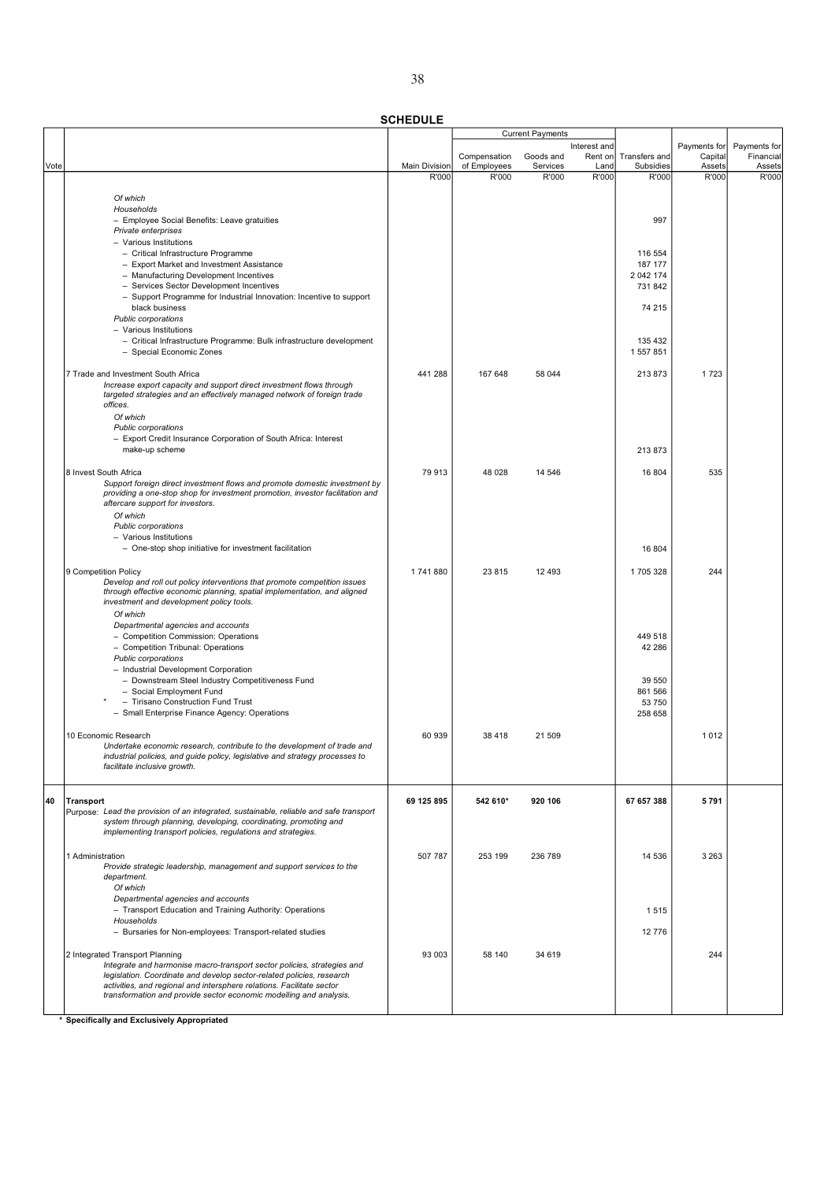**SCHEDULE**

| Vote | | Main Division | Current Payments | | | Transfers and Subsidies | Payments for Capital Assets | Payments for Financial Assets |
|---|---|---|---|---|---|---|---|---|
| | | | Compensation of Employees | Goods and Services | Interest and Rent on Land | | | |
| | | R'000 | R'000 | R'000 | R'000 | R'000 | R'000 | R'000 |
| | *Of which* | | | | | | | |
| | *Households* | | | | | | | |
| | – Employee Social Benefits: Leave gratuities | | | | | 997 | | |
| | *Private enterprises* | | | | | | | |
| | – Various Institutions | | | | | | | |
| | – Critical Infrastructure Programme | | | | | 116 554 | | |
| | – Export Market and Investment Assistance | | | | | 187 177 | | |
| | – Manufacturing Development Incentives | | | | | 2 042 174 | | |
| | – Services Sector Development Incentives | | | | | 731 842 | | |
| | – Support Programme for Industrial Innovation: Incentive to support black business | | | | | 74 215 | | |
| | *Public corporations* | | | | | | | |
| | – Various Institutions | | | | | | | |
| | – Critical Infrastructure Programme: Bulk infrastructure development | | | | | 135 432 | | |
| | – Special Economic Zones | | | | | 1 557 851 | | |
| | 7 Trade and Investment South Africa<br>*Increase export capacity and support direct investment flows through targeted strategies and an effectively managed network of foreign trade offices.* | 441 288 | 167 648 | 58 044 | | 213 873 | 1 723 | |
| | *Of which* | | | | | | | |
| | *Public corporations* | | | | | | | |
| | – Export Credit Insurance Corporation of South Africa: Interest make-up scheme | | | | | 213 873 | | |
| | 8 Invest South Africa<br>*Support foreign direct investment flows and promote domestic investment by providing a one-stop shop for investment promotion, investor facilitation and aftercare support for investors.* | 79 913 | 48 028 | 14 546 | | 16 804 | 535 | |
| | *Of which* | | | | | | | |
| | *Public corporations* | | | | | | | |
| | – Various Institutions | | | | | | | |
| | – One-stop shop initiative for investment facilitation | | | | | 16 804 | | |
| | 9 Competition Policy<br>*Develop and roll out policy interventions that promote competition issues through effective economic planning, spatial implementation, and aligned investment and development policy tools.* | 1 741 880 | 23 815 | 12 493 | | 1 705 328 | 244 | |
| | *Of which* | | | | | | | |
| | *Departmental agencies and accounts* | | | | | | | |
| | – Competition Commission: Operations | | | | | 449 518 | | |
| | – Competition Tribunal: Operations | | | | | 42 286 | | |
| | *Public corporations* | | | | | | | |
| | – Industrial Development Corporation | | | | | | | |
| | – Downstream Steel Industry Competitiveness Fund | | | | | 39 550 | | |
| | – Social Employment Fund | | | | | 861 566 | | |
| | * – Tirisano Construction Fund Trust | | | | | 53 750 | | |
| | – Small Enterprise Finance Agency: Operations | | | | | 258 658 | | |
| | 10 Economic Research<br>*Undertake economic research, contribute to the development of trade and industrial policies, and guide policy, legislative and strategy processes to facilitate inclusive growth.* | 60 939 | 38 418 | 21 509 | | | 1 012 | |
| **40** | **Transport**<br>Purpose: *Lead the provision of an integrated, sustainable, reliable and safe transport system through planning, developing, coordinating, promoting and implementing transport policies, regulations and strategies.* | **69 125 895** | **542 610*** | **920 106** | | **67 657 388** | **5 791** | |
| | 1 Administration<br>*Provide strategic leadership, management and support services to the department.* | 507 787 | 253 199 | 236 789 | | 14 536 | 3 263 | |
| | *Of which* | | | | | | | |
| | *Departmental agencies and accounts* | | | | | | | |
| | – Transport Education and Training Authority: Operations | | | | | 1 515 | | |
| | *Households* | | | | | | | |
| | – Bursaries for Non-employees: Transport-related studies | | | | | 12 776 | | |
| | 2 Integrated Transport Planning<br>*Integrate and harmonise macro-transport sector policies, strategies and legislation. Coordinate and develop sector-related policies, research activities, and regional and intersphere relations. Facilitate sector transformation and provide sector economic modelling and analysis.* | 93 003 | 58 140 | 34 619 | | | 244 | |

\* **Specifically and Exclusively Appropriated**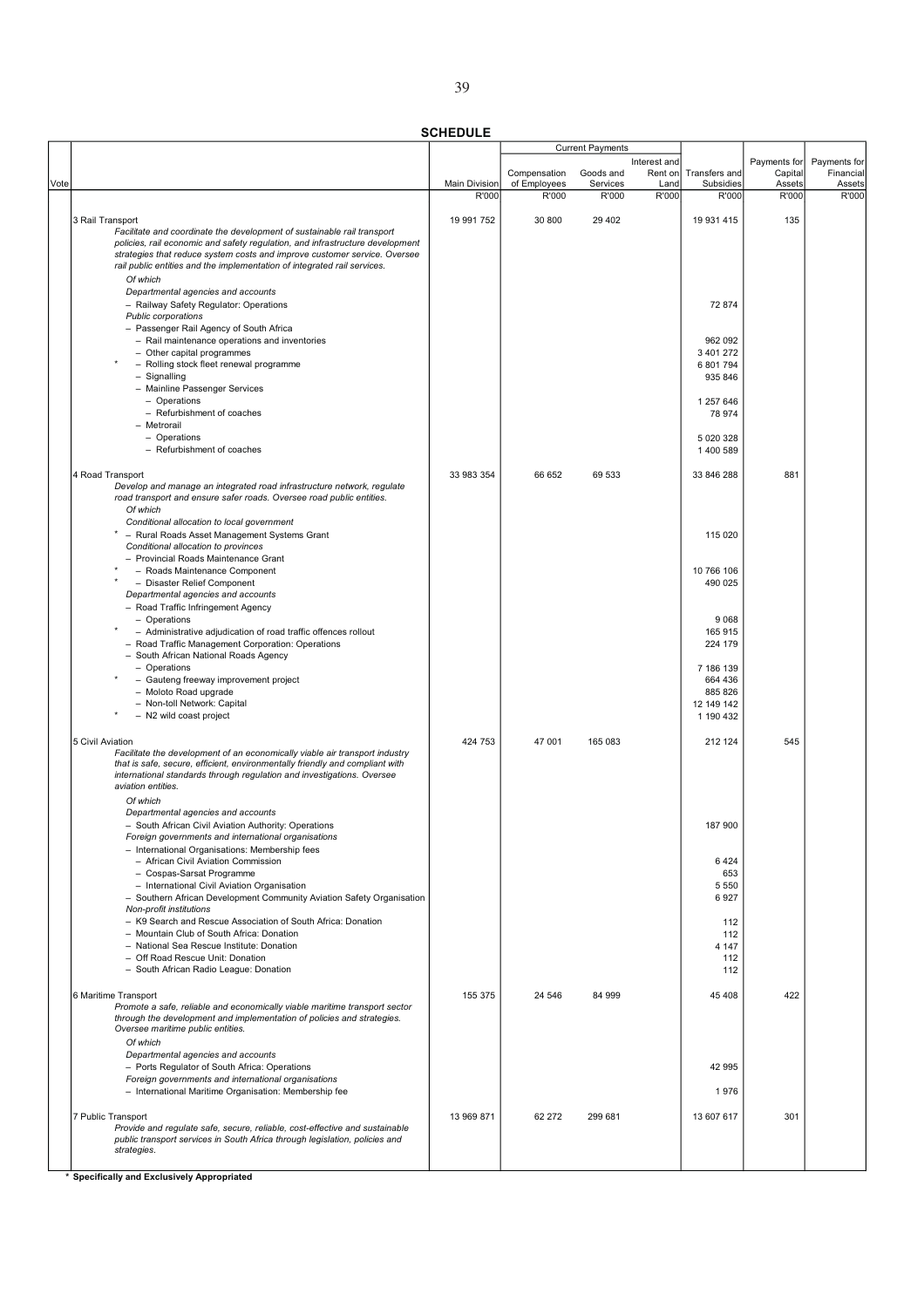**SCHEDULE**

| Vote | | Main Division | Current Payments | | | Transfers and Subsidies | Payments for Capital Assets | Payments for Financial Assets |
|---|---|---|---|---|---|---|---|---|
| | | | Compensation of Employees | Goods and Services | Interest and Rent on Land | | | |
| | | R'000 | R'000 | R'000 | R'000 | R'000 | R'000 | R'000 |
| | 3 Rail Transport | 19 991 752 | 30 800 | 29 402 | | 19 931 415 | 135 | |
| | *Facilitate and coordinate the development of sustainable rail transport policies, rail economic and safety regulation, and infrastructure development strategies that reduce system costs and improve customer service. Oversee rail public entities and the implementation of integrated rail services.* | | | | | | | |
| | *Of which* | | | | | | | |
| | *Departmental agencies and accounts* | | | | | | | |
| | – Railway Safety Regulator: Operations | | | | | 72 874 | | |
| | *Public corporations* | | | | | | | |
| | – Passenger Rail Agency of South Africa | | | | | | | |
| | – Rail maintenance operations and inventories | | | | | 962 092 | | |
| | – Other capital programmes | | | | | 3 401 272 | | |
| | * – Rolling stock fleet renewal programme | | | | | 6 801 794 | | |
| | – Signalling | | | | | 935 846 | | |
| | – Mainline Passenger Services | | | | | | | |
| | – Operations | | | | | 1 257 646 | | |
| | – Refurbishment of coaches | | | | | 78 974 | | |
| | – Metrorail | | | | | | | |
| | – Operations | | | | | 5 020 328 | | |
| | – Refurbishment of coaches | | | | | 1 400 589 | | |
| | 4 Road Transport | 33 983 354 | 66 652 | 69 533 | | 33 846 288 | 881 | |
| | *Develop and manage an integrated road infrastructure network, regulate road transport and ensure safer roads. Oversee road public entities.* | | | | | | | |
| | *Of which* | | | | | | | |
| | *Conditional allocation to local government* | | | | | | | |
| | * – Rural Roads Asset Management Systems Grant | | | | | 115 020 | | |
| | *Conditional allocation to provinces* | | | | | | | |
| | – Provincial Roads Maintenance Grant | | | | | | | |
| | * – Roads Maintenance Component | | | | | 10 766 106 | | |
| | * – Disaster Relief Component | | | | | 490 025 | | |
| | *Departmental agencies and accounts* | | | | | | | |
| | – Road Traffic Infringement Agency | | | | | | | |
| | – Operations | | | | | 9 068 | | |
| | * – Administrative adjudication of road traffic offences rollout | | | | | 165 915 | | |
| | – Road Traffic Management Corporation: Operations | | | | | 224 179 | | |
| | – South African National Roads Agency | | | | | | | |
| | – Operations | | | | | 7 186 139 | | |
| | * – Gauteng freeway improvement project | | | | | 664 436 | | |
| | – Moloto Road upgrade | | | | | 885 826 | | |
| | – Non-toll Network: Capital | | | | | 12 149 142 | | |
| | * – N2 wild coast project | | | | | 1 190 432 | | |
| | 5 Civil Aviation | 424 753 | 47 001 | 165 083 | | 212 124 | 545 | |
| | *Facilitate the development of an economically viable air transport industry that is safe, secure, efficient, environmentally friendly and compliant with international standards through regulation and investigations. Oversee aviation entities.* | | | | | | | |
| | *Of which* | | | | | | | |
| | *Departmental agencies and accounts* | | | | | | | |
| | – South African Civil Aviation Authority: Operations | | | | | 187 900 | | |
| | *Foreign governments and international organisations* | | | | | | | |
| | – International Organisations: Membership fees | | | | | | | |
| | – African Civil Aviation Commission | | | | | 6 424 | | |
| | – Cospas-Sarsat Programme | | | | | 653 | | |
| | – International Civil Aviation Organisation | | | | | 5 550 | | |
| | – Southern African Development Community Aviation Safety Organisation | | | | | 6 927 | | |
| | *Non-profit institutions* | | | | | | | |
| | – K9 Search and Rescue Association of South Africa: Donation | | | | | 112 | | |
| | – Mountain Club of South Africa: Donation | | | | | 112 | | |
| | – National Sea Rescue Institute: Donation | | | | | 4 147 | | |
| | – Off Road Rescue Unit: Donation | | | | | 112 | | |
| | – South African Radio League: Donation | | | | | 112 | | |
| | 6 Maritime Transport | 155 375 | 24 546 | 84 999 | | 45 408 | 422 | |
| | *Promote a safe, reliable and economically viable maritime transport sector through the development and implementation of policies and strategies. Oversee maritime public entities.* | | | | | | | |
| | *Of which* | | | | | | | |
| | *Departmental agencies and accounts* | | | | | | | |
| | – Ports Regulator of South Africa: Operations | | | | | 42 995 | | |
| | *Foreign governments and international organisations* | | | | | | | |
| | – International Maritime Organisation: Membership fee | | | | | 1 976 | | |
| | 7 Public Transport | 13 969 871 | 62 272 | 299 681 | | 13 607 617 | 301 | |
| | *Provide and regulate safe, secure, reliable, cost-effective and sustainable public transport services in South Africa through legislation, policies and strategies.* | | | | | | | |

**\* Specifically and Exclusively Appropriated**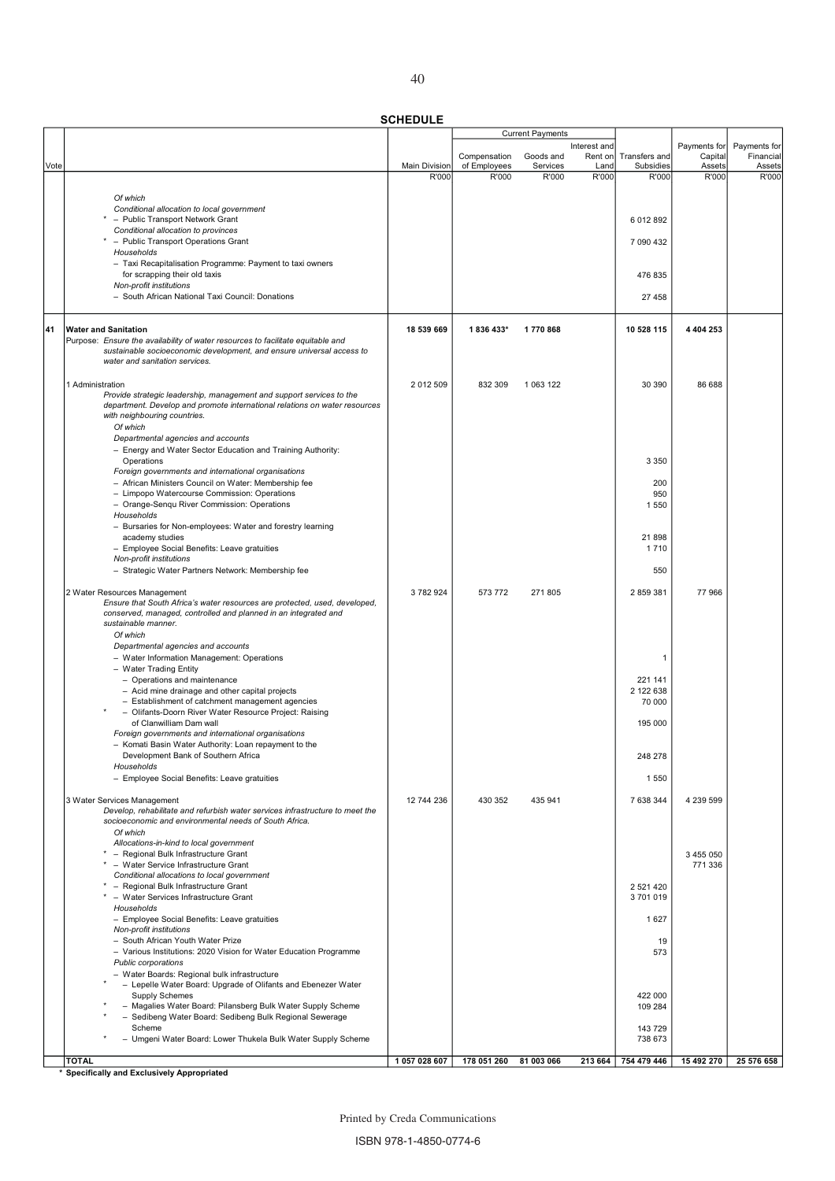**SCHEDULE**

| Vote | | Main Division | Current Payments | | | Transfers and Subsidies | Payments for Capital Assets | Payments for Financial Assets |
|---|---|---|---|---|---|---|---|---|
| | | | Compensation of Employees | Goods and Services | Interest and Rent on Land | | | |
| | | R'000 | R'000 | R'000 | R'000 | R'000 | R'000 | R'000 |
| | *Of which* | | | | | | | |
| | *Conditional allocation to local government* | | | | | | | |
| | * – Public Transport Network Grant | | | | | 6 012 892 | | |
| | *Conditional allocation to provinces* | | | | | | | |
| | * – Public Transport Operations Grant | | | | | 7 090 432 | | |
| | *Households* | | | | | | | |
| | – Taxi Recapitalisation Programme: Payment to taxi owners for scrapping their old taxis | | | | | 476 835 | | |
| | *Non-profit institutions* | | | | | | | |
| | – South African National Taxi Council: Donations | | | | | 27 458 | | |
| **41** | **Water and Sanitation** | **18 539 669** | **1 836 433*** | **1 770 868** | | **10 528 115** | **4 404 253** | |
| | Purpose: *Ensure the availability of water resources to facilitate equitable and sustainable socioeconomic development, and ensure universal access to water and sanitation services.* | | | | | | | |
| | 1 Administration | 2 012 509 | 832 309 | 1 063 122 | | 30 390 | 86 688 | |
| | *Provide strategic leadership, management and support services to the department. Develop and promote international relations on water resources with neighbouring countries.* | | | | | | | |
| | *Of which* | | | | | | | |
| | *Departmental agencies and accounts* | | | | | | | |
| | – Energy and Water Sector Education and Training Authority: Operations | | | | | 3 350 | | |
| | *Foreign governments and international organisations* | | | | | | | |
| | – African Ministers Council on Water: Membership fee | | | | | 200 | | |
| | – Limpopo Watercourse Commission: Operations | | | | | 950 | | |
| | – Orange-Senqu River Commission: Operations | | | | | 1 550 | | |
| | *Households* | | | | | | | |
| | – Bursaries for Non-employees: Water and forestry learning academy studies | | | | | 21 898 | | |
| | – Employee Social Benefits: Leave gratuities | | | | | 1 710 | | |
| | *Non-profit institutions* | | | | | | | |
| | – Strategic Water Partners Network: Membership fee | | | | | 550 | | |
| | 2 Water Resources Management | 3 782 924 | 573 772 | 271 805 | | 2 859 381 | 77 966 | |
| | *Ensure that South Africa's water resources are protected, used, developed, conserved, managed, controlled and planned in an integrated and sustainable manner.* | | | | | | | |
| | *Of which* | | | | | | | |
| | *Departmental agencies and accounts* | | | | | | | |
| | – Water Information Management: Operations | | | | | 1 | | |
| | – Water Trading Entity | | | | | | | |
| | – Operations and maintenance | | | | | 221 141 | | |
| | – Acid mine drainage and other capital projects | | | | | 2 122 638 | | |
| | – Establishment of catchment management agencies | | | | | 70 000 | | |
| | * – Olifants-Doorn River Water Resource Project: Raising of Clanwilliam Dam wall | | | | | 195 000 | | |
| | *Foreign governments and international organisations* | | | | | | | |
| | – Komati Basin Water Authority: Loan repayment to the Development Bank of Southern Africa | | | | | 248 278 | | |
| | *Households* | | | | | | | |
| | – Employee Social Benefits: Leave gratuities | | | | | 1 550 | | |
| | 3 Water Services Management | 12 744 236 | 430 352 | 435 941 | | 7 638 344 | 4 239 599 | |
| | *Develop, rehabilitate and refurbish water services infrastructure to meet the socioeconomic and environmental needs of South Africa.* | | | | | | | |
| | *Of which* | | | | | | | |
| | *Allocations-in-kind to local government* | | | | | | | |
| | * – Regional Bulk Infrastructure Grant | | | | | | 3 455 050 | |
| | * – Water Service Infrastructure Grant | | | | | | 771 336 | |
| | *Conditional allocations to local government* | | | | | | | |
| | * – Regional Bulk Infrastructure Grant | | | | | 2 521 420 | | |
| | * – Water Services Infrastructure Grant | | | | | 3 701 019 | | |
| | *Households* | | | | | | | |
| | – Employee Social Benefits: Leave gratuities | | | | | 1 627 | | |
| | *Non-profit institutions* | | | | | | | |
| | – South African Youth Water Prize | | | | | 19 | | |
| | – Various Institutions: 2020 Vision for Water Education Programme | | | | | 573 | | |
| | *Public corporations* | | | | | | | |
| | – Water Boards: Regional bulk infrastructure | | | | | | | |
| | * – Lepelle Water Board: Upgrade of Olifants and Ebenezer Water Supply Schemes | | | | | 422 000 | | |
| | * – Magalies Water Board: Pilansberg Bulk Water Supply Scheme | | | | | 109 284 | | |
| | * – Sedibeng Water Board: Sedibeng Bulk Regional Sewerage Scheme | | | | | 143 729 | | |
| | * – Umgeni Water Board: Lower Thukela Bulk Water Supply Scheme | | | | | 738 673 | | |
| | **TOTAL** | **1 057 028 607** | **178 051 260** | **81 003 066** | **213 664** | **754 479 446** | **15 492 270** | **25 576 658** |

**\* Specifically and Exclusively Appropriated**

Printed by Creda Communications

ISBN 978-1-4850-0774-6